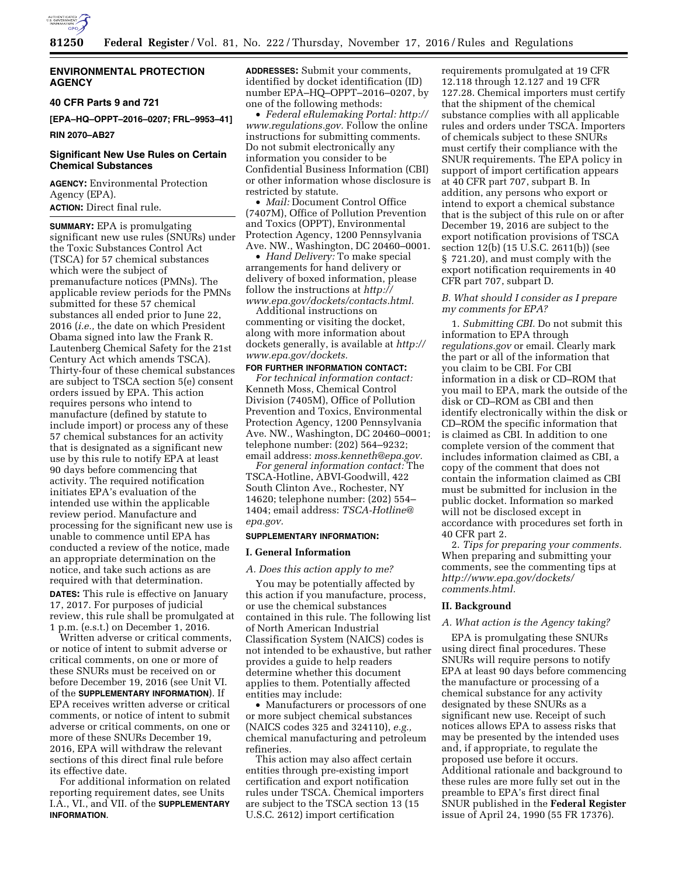## ENVIRONMENTAL PROTECTION AGENCY

### 40 CFR Parts 9 and 721

**[EPA–HQ–OPPT–2016–0207; FRL–9953–41]**

**RIN 2070–AB27**

### Significant New Use Rules on Certain Chemical Substances

**AGENCY:** Environmental Protection Agency (EPA).

**ACTION:** Direct final rule.

**SUMMARY:** EPA is promulgating significant new use rules (SNURs) under the Toxic Substances Control Act (TSCA) for 57 chemical substances which were the subject of premanufacture notices (PMNs). The applicable review periods for the PMNs submitted for these 57 chemical substances all ended prior to June 22, 2016 (*i.e.,* the date on which President Obama signed into law the Frank R. Lautenberg Chemical Safety for the 21st Century Act which amends TSCA). Thirty-four of these chemical substances are subject to TSCA section 5(e) consent orders issued by EPA. This action requires persons who intend to manufacture (defined by statute to include import) or process any of these 57 chemical substances for an activity that is designated as a significant new use by this rule to notify EPA at least 90 days before commencing that activity. The required notification initiates EPA's evaluation of the intended use within the applicable review period. Manufacture and processing for the significant new use is unable to commence until EPA has conducted a review of the notice, made an appropriate determination on the notice, and take such actions as are required with that determination.

**DATES:** This rule is effective on January 17, 2017. For purposes of judicial review, this rule shall be promulgated at 1 p.m. (e.s.t.) on December 1, 2016.

Written adverse or critical comments, or notice of intent to submit adverse or critical comments, on one or more of these SNURs must be received on or before December 19, 2016 (see Unit VI. of the **SUPPLEMENTARY INFORMATION**). If EPA receives written adverse or critical comments, or notice of intent to submit adverse or critical comments, on one or more of these SNURs December 19, 2016, EPA will withdraw the relevant sections of this direct final rule before its effective date.

For additional information on related reporting requirement dates, see Units I.A., VI., and VII. of the **SUPPLEMENTARY INFORMATION**.

**ADDRESSES:** Submit your comments, identified by docket identification (ID) number EPA–HQ–OPPT–2016–0207, by one of the following methods:

- *Federal eRulemaking Portal: http://www.regulations.gov.* Follow the online instructions for submitting comments. Do not submit electronically any information you consider to be Confidential Business Information (CBI) or other information whose disclosure is restricted by statute.
- *Mail:* Document Control Office (7407M), Office of Pollution Prevention and Toxics (OPPT), Environmental Protection Agency, 1200 Pennsylvania Ave. NW., Washington, DC 20460–0001.
- *Hand Delivery:* To make special arrangements for hand delivery or delivery of boxed information, please follow the instructions at *http://www.epa.gov/dockets/contacts.html.*

Additional instructions on commenting or visiting the docket, along with more information about dockets generally, is available at *http://www.epa.gov/dockets.*

**FOR FURTHER INFORMATION CONTACT:**

*For technical information contact:* Kenneth Moss, Chemical Control Division (7405M), Office of Pollution Prevention and Toxics, Environmental Protection Agency, 1200 Pennsylvania Ave. NW., Washington, DC 20460–0001; telephone number: (202) 564–9232; email address: *moss.kenneth@epa.gov.*

*For general information contact:* The TSCA-Hotline, ABVI-Goodwill, 422 South Clinton Ave., Rochester, NY 14620; telephone number: (202) 554–1404; email address: *TSCA-Hotline@epa.gov.*

**SUPPLEMENTARY INFORMATION:**

## I. General Information

### A. Does this action apply to me?

You may be potentially affected by this action if you manufacture, process, or use the chemical substances contained in this rule. The following list of North American Industrial Classification System (NAICS) codes is not intended to be exhaustive, but rather provides a guide to help readers determine whether this document applies to them. Potentially affected entities may include:

- Manufacturers or processors of one or more subject chemical substances (NAICS codes 325 and 324110), *e.g.,* chemical manufacturing and petroleum refineries.

This action may also affect certain entities through pre-existing import certification and export notification rules under TSCA. Chemical importers are subject to the TSCA section 13 (15 U.S.C. 2612) import certification requirements promulgated at 19 CFR 12.118 through 12.127 and 19 CFR 127.28. Chemical importers must certify that the shipment of the chemical substance complies with all applicable rules and orders under TSCA. Importers of chemicals subject to these SNURs must certify their compliance with the SNUR requirements. The EPA policy in support of import certification appears at 40 CFR part 707, subpart B. In addition, any persons who export or intend to export a chemical substance that is the subject of this rule on or after December 19, 2016 are subject to the export notification provisions of TSCA section 12(b) (15 U.S.C. 2611(b)) (see § 721.20), and must comply with the export notification requirements in 40 CFR part 707, subpart D.

### B. What should I consider as I prepare my comments for EPA?

1. *Submitting CBI.* Do not submit this information to EPA through *regulations.gov* or email. Clearly mark the part or all of the information that you claim to be CBI. For CBI information in a disk or CD–ROM that you mail to EPA, mark the outside of the disk or CD–ROM as CBI and then identify electronically within the disk or CD–ROM the specific information that is claimed as CBI. In addition to one complete version of the comment that includes information claimed as CBI, a copy of the comment that does not contain the information claimed as CBI must be submitted for inclusion in the public docket. Information so marked will not be disclosed except in accordance with procedures set forth in 40 CFR part 2.

2. *Tips for preparing your comments.* When preparing and submitting your comments, see the commenting tips at *http://www.epa.gov/dockets/comments.html.*

## II. Background

### A. What action is the Agency taking?

EPA is promulgating these SNURs using direct final procedures. These SNURs will require persons to notify EPA at least 90 days before commencing the manufacture or processing of a chemical substance for any activity designated by these SNURs as a significant new use. Receipt of such notices allows EPA to assess risks that may be presented by the intended uses and, if appropriate, to regulate the proposed use before it occurs. Additional rationale and background to these rules are more fully set out in the preamble to EPA's first direct final SNUR published in the **Federal Register** issue of April 24, 1990 (55 FR 17376).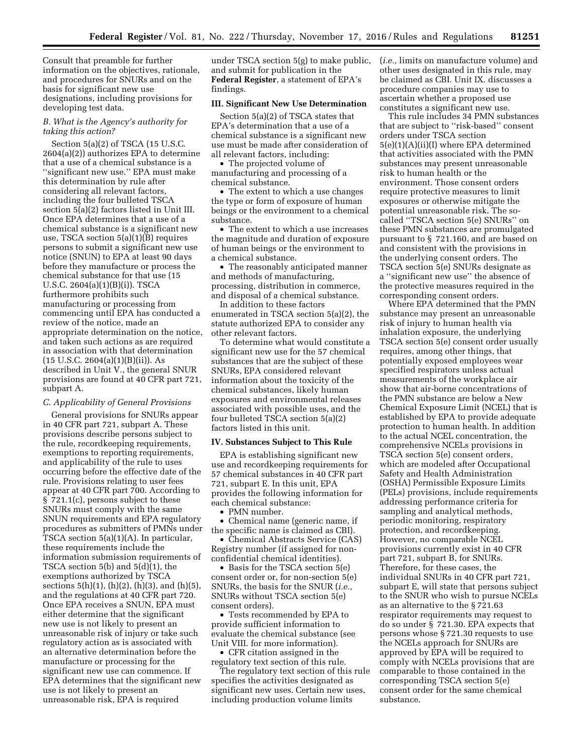Consult that preamble for further information on the objectives, rationale, and procedures for SNURs and on the basis for significant new use designations, including provisions for developing test data.

### *B. What is the Agency's authority for taking this action?*

Section 5(a)(2) of TSCA (15 U.S.C. 2604(a)(2)) authorizes EPA to determine that a use of a chemical substance is a ''significant new use.'' EPA must make this determination by rule after considering all relevant factors, including the four bulleted TSCA section 5(a)(2) factors listed in Unit III. Once EPA determines that a use of a chemical substance is a significant new use, TSCA section 5(a)(1)(B) requires persons to submit a significant new use notice (SNUN) to EPA at least 90 days before they manufacture or process the chemical substance for that use (15 U.S.C. 2604(a)(1)(B)(i)). TSCA furthermore prohibits such manufacturing or processing from commencing until EPA has conducted a review of the notice, made an appropriate determination on the notice, and taken such actions as are required in association with that determination (15 U.S.C. 2604(a)(1)(B)(ii)). As described in Unit V., the general SNUR provisions are found at 40 CFR part 721, subpart A.

### *C. Applicability of General Provisions*

General provisions for SNURs appear in 40 CFR part 721, subpart A. These provisions describe persons subject to the rule, recordkeeping requirements, exemptions to reporting requirements, and applicability of the rule to uses occurring before the effective date of the rule. Provisions relating to user fees appear at 40 CFR part 700. According to § 721.1(c), persons subject to these SNURs must comply with the same SNUN requirements and EPA regulatory procedures as submitters of PMNs under TSCA section 5(a)(1)(A). In particular, these requirements include the information submission requirements of TSCA section 5(b) and 5(d)(1), the exemptions authorized by TSCA sections 5(h)(1), (h)(2), (h)(3), and (h)(5), and the regulations at 40 CFR part 720. Once EPA receives a SNUN, EPA must either determine that the significant new use is not likely to present an unreasonable risk of injury or take such regulatory action as is associated with an alternative determination before the manufacture or processing for the significant new use can commence. If EPA determines that the significant new use is not likely to present an unreasonable risk, EPA is required under TSCA section 5(g) to make public, and submit for publication in the **Federal Register**, a statement of EPA's findings.

## III. Significant New Use Determination

Section 5(a)(2) of TSCA states that EPA's determination that a use of a chemical substance is a significant new use must be made after consideration of all relevant factors, including:

- The projected volume of manufacturing and processing of a chemical substance.
- The extent to which a use changes the type or form of exposure of human beings or the environment to a chemical substance.
- The extent to which a use increases the magnitude and duration of exposure of human beings or the environment to a chemical substance.
- The reasonably anticipated manner and methods of manufacturing, processing, distribution in commerce, and disposal of a chemical substance.

In addition to these factors enumerated in TSCA section 5(a)(2), the statute authorized EPA to consider any other relevant factors.

To determine what would constitute a significant new use for the 57 chemical substances that are the subject of these SNURs, EPA considered relevant information about the toxicity of the chemical substances, likely human exposures and environmental releases associated with possible uses, and the four bulleted TSCA section 5(a)(2) factors listed in this unit.

## IV. Substances Subject to This Rule

EPA is establishing significant new use and recordkeeping requirements for 57 chemical substances in 40 CFR part 721, subpart E. In this unit, EPA provides the following information for each chemical substance:

- PMN number.
- Chemical name (generic name, if the specific name is claimed as CBI).
- Chemical Abstracts Service (CAS) Registry number (if assigned for non-confidential chemical identities).
- Basis for the TSCA section 5(e) consent order or, for non-section 5(e) SNURs, the basis for the SNUR (*i.e.,* SNURs without TSCA section 5(e) consent orders).
- Tests recommended by EPA to provide sufficient information to evaluate the chemical substance (see Unit VIII. for more information).
- CFR citation assigned in the regulatory text section of this rule.

The regulatory text section of this rule specifies the activities designated as significant new uses. Certain new uses, including production volume limits (*i.e.,* limits on manufacture volume) and other uses designated in this rule, may be claimed as CBI. Unit IX. discusses a procedure companies may use to ascertain whether a proposed use constitutes a significant new use.

This rule includes 34 PMN substances that are subject to ''risk-based'' consent orders under TSCA section 5(e)(1)(A)(ii)(I) where EPA determined that activities associated with the PMN substances may present unreasonable risk to human health or the environment. Those consent orders require protective measures to limit exposures or otherwise mitigate the potential unreasonable risk. The so-called ''TSCA section 5(e) SNURs'' on these PMN substances are promulgated pursuant to § 721.160, and are based on and consistent with the provisions in the underlying consent orders. The TSCA section 5(e) SNURs designate as a ''significant new use'' the absence of the protective measures required in the corresponding consent orders.

Where EPA determined that the PMN substance may present an unreasonable risk of injury to human health via inhalation exposure, the underlying TSCA section 5(e) consent order usually requires, among other things, that potentially exposed employees wear specified respirators unless actual measurements of the workplace air show that air-borne concentrations of the PMN substance are below a New Chemical Exposure Limit (NCEL) that is established by EPA to provide adequate protection to human health. In addition to the actual NCEL concentration, the comprehensive NCELs provisions in TSCA section 5(e) consent orders, which are modeled after Occupational Safety and Health Administration (OSHA) Permissible Exposure Limits (PELs) provisions, include requirements addressing performance criteria for sampling and analytical methods, periodic monitoring, respiratory protection, and recordkeeping. However, no comparable NCEL provisions currently exist in 40 CFR part 721, subpart B, for SNURs. Therefore, for these cases, the individual SNURs in 40 CFR part 721, subpart E, will state that persons subject to the SNUR who wish to pursue NCELs as an alternative to the § 721.63 respirator requirements may request to do so under § 721.30. EPA expects that persons whose § 721.30 requests to use the NCELs approach for SNURs are approved by EPA will be required to comply with NCELs provisions that are comparable to those contained in the corresponding TSCA section 5(e) consent order for the same chemical substance.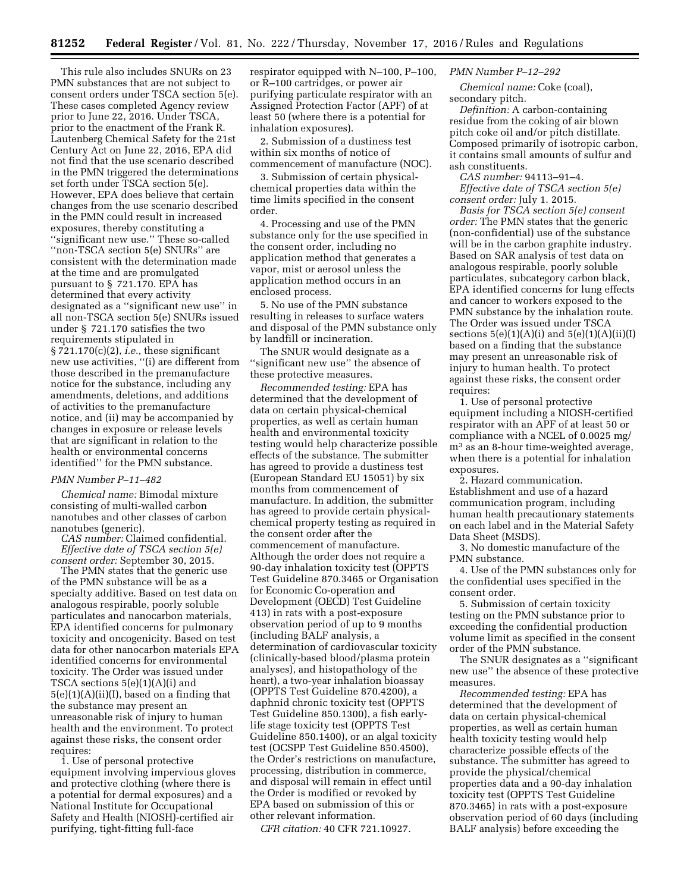This rule also includes SNURs on 23 PMN substances that are not subject to consent orders under TSCA section 5(e). These cases completed Agency review prior to June 22, 2016. Under TSCA, prior to the enactment of the Frank R. Lautenberg Chemical Safety for the 21st Century Act on June 22, 2016, EPA did not find that the use scenario described in the PMN triggered the determinations set forth under TSCA section 5(e). However, EPA does believe that certain changes from the use scenario described in the PMN could result in increased exposures, thereby constituting a ''significant new use.'' These so-called ''non-TSCA section 5(e) SNURs'' are consistent with the determination made at the time and are promulgated pursuant to § 721.170. EPA has determined that every activity designated as a ''significant new use'' in all non-TSCA section 5(e) SNURs issued under § 721.170 satisfies the two requirements stipulated in § 721.170(c)(2), *i.e.,* these significant new use activities, ''(i) are different from those described in the premanufacture notice for the substance, including any amendments, deletions, and additions of activities to the premanufacture notice, and (ii) may be accompanied by changes in exposure or release levels that are significant in relation to the health or environmental concerns identified'' for the PMN substance.

*PMN Number P–11–482*

*Chemical name:* Bimodal mixture consisting of multi-walled carbon nanotubes and other classes of carbon nanotubes (generic).

*CAS number:* Claimed confidential.

*Effective date of TSCA section 5(e) consent order:* September 30, 2015.

The PMN states that the generic use of the PMN substance will be as a specialty additive. Based on test data on analogous respirable, poorly soluble particulates and nanocarbon materials, EPA identified concerns for pulmonary toxicity and oncogenicity. Based on test data for other nanocarbon materials EPA identified concerns for environmental toxicity. The Order was issued under TSCA sections 5(e)(1)(A)(i) and 5(e)(1)(A)(ii)(I), based on a finding that the substance may present an unreasonable risk of injury to human health and the environment. To protect against these risks, the consent order requires:

1. Use of personal protective equipment involving impervious gloves and protective clothing (where there is a potential for dermal exposures) and a National Institute for Occupational Safety and Health (NIOSH)-certified air purifying, tight-fitting full-face respirator equipped with N–100, P–100, or R–100 cartridges, or power air purifying particulate respirator with an Assigned Protection Factor (APF) of at least 50 (where there is a potential for inhalation exposures).

2. Submission of a dustiness test within six months of notice of commencement of manufacture (NOC).

3. Submission of certain physical-chemical properties data within the time limits specified in the consent order.

4. Processing and use of the PMN substance only for the use specified in the consent order, including no application method that generates a vapor, mist or aerosol unless the application method occurs in an enclosed process.

5. No use of the PMN substance resulting in releases to surface waters and disposal of the PMN substance only by landfill or incineration.

The SNUR would designate as a ''significant new use'' the absence of these protective measures.

*Recommended testing:* EPA has determined that the development of data on certain physical-chemical properties, as well as certain human health and environmental toxicity testing would help characterize possible effects of the substance. The submitter has agreed to provide a dustiness test (European Standard EU 15051) by six months from commencement of manufacture. In addition, the submitter has agreed to provide certain physical-chemical property testing as required in the consent order after the commencement of manufacture. Although the order does not require a 90-day inhalation toxicity test (OPPTS Test Guideline 870.3465 or Organisation for Economic Co-operation and Development (OECD) Test Guideline 413) in rats with a post-exposure observation period of up to 9 months (including BALF analysis, a determination of cardiovascular toxicity (clinically-based blood/plasma protein analyses), and histopathology of the heart), a two-year inhalation bioassay (OPPTS Test Guideline 870.4200), a daphnid chronic toxicity test (OPPTS Test Guideline 850.1300), a fish early-life stage toxicity test (OPPTS Test Guideline 850.1400), or an algal toxicity test (OCSPP Test Guideline 850.4500), the Order's restrictions on manufacture, processing, distribution in commerce, and disposal will remain in effect until the Order is modified or revoked by EPA based on submission of this or other relevant information.

*CFR citation:* 40 CFR 721.10927.

*PMN Number P–12–292*

*Chemical name:* Coke (coal), secondary pitch.

*Definition:* A carbon-containing residue from the coking of air blown pitch coke oil and/or pitch distillate. Composed primarily of isotropic carbon, it contains small amounts of sulfur and ash constituents.

*CAS number:* 94113–91–4.

*Effective date of TSCA section 5(e) consent order:* July 1. 2015.

*Basis for TSCA section 5(e) consent order:* The PMN states that the generic (non-confidential) use of the substance will be in the carbon graphite industry. Based on SAR analysis of test data on analogous respirable, poorly soluble particulates, subcategory carbon black, EPA identified concerns for lung effects and cancer to workers exposed to the PMN substance by the inhalation route. The Order was issued under TSCA sections 5(e)(1)(A)(i) and 5(e)(1)(A)(ii)(I) based on a finding that the substance may present an unreasonable risk of injury to human health. To protect against these risks, the consent order requires:

1. Use of personal protective equipment including a NIOSH-certified respirator with an APF of at least 50 or compliance with a NCEL of 0.0025 mg/m$^3$ as an 8-hour time-weighted average, when there is a potential for inhalation exposures.

2. Hazard communication. Establishment and use of a hazard communication program, including human health precautionary statements on each label and in the Material Safety Data Sheet (MSDS).

3. No domestic manufacture of the PMN substance.

4. Use of the PMN substances only for the confidential uses specified in the consent order.

5. Submission of certain toxicity testing on the PMN substance prior to exceeding the confidential production volume limit as specified in the consent order of the PMN substance.

The SNUR designates as a ''significant new use'' the absence of these protective measures.

*Recommended testing:* EPA has determined that the development of data on certain physical-chemical properties, as well as certain human health toxicity testing would help characterize possible effects of the substance. The submitter has agreed to provide the physical/chemical properties data and a 90-day inhalation toxicity test (OPPTS Test Guideline 870.3465) in rats with a post-exposure observation period of 60 days (including BALF analysis) before exceeding the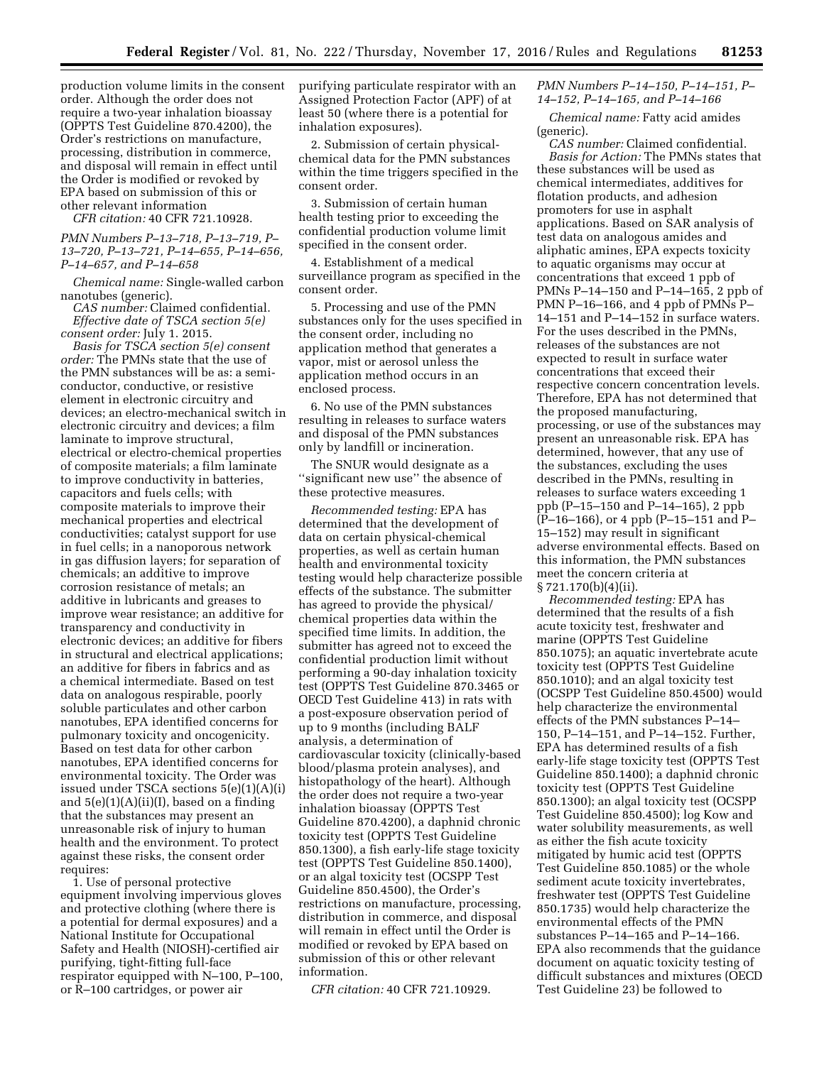production volume limits in the consent order. Although the order does not require a two-year inhalation bioassay (OPPTS Test Guideline 870.4200), the Order's restrictions on manufacture, processing, distribution in commerce, and disposal will remain in effect until the Order is modified or revoked by EPA based on submission of this or other relevant information

*CFR citation:* 40 CFR 721.10928.

*PMN Numbers P–13–718, P–13–719, P–13–720, P–13–721, P–14–655, P–14–656, P–14–657, and P–14–658*

*Chemical name:* Single-walled carbon nanotubes (generic).

*CAS number:* Claimed confidential.

*Effective date of TSCA section 5(e) consent order:* July 1. 2015.

*Basis for TSCA section 5(e) consent order:* The PMNs state that the use of the PMN substances will be as: a semi-conductor, conductive, or resistive element in electronic circuitry and devices; an electro-mechanical switch in electronic circuitry and devices; a film laminate to improve structural, electrical or electro-chemical properties of composite materials; a film laminate to improve conductivity in batteries, capacitors and fuels cells; with composite materials to improve their mechanical properties and electrical conductivities; catalyst support for use in fuel cells; in a nanoporous network in gas diffusion layers; for separation of chemicals; an additive to improve corrosion resistance of metals; an additive in lubricants and greases to improve wear resistance; an additive for transparency and conductivity in electronic devices; an additive for fibers in structural and electrical applications; an additive for fibers in fabrics and as a chemical intermediate. Based on test data on analogous respirable, poorly soluble particulates and other carbon nanotubes, EPA identified concerns for pulmonary toxicity and oncogenicity. Based on test data for other carbon nanotubes, EPA identified concerns for environmental toxicity. The Order was issued under TSCA sections 5(e)(1)(A)(i) and 5(e)(1)(A)(ii)(I), based on a finding that the substances may present an unreasonable risk of injury to human health and the environment. To protect against these risks, the consent order requires:

1. Use of personal protective equipment involving impervious gloves and protective clothing (where there is a potential for dermal exposures) and a National Institute for Occupational Safety and Health (NIOSH)-certified air purifying, tight-fitting full-face respirator equipped with N–100, P–100, or R–100 cartridges, or power air purifying particulate respirator with an Assigned Protection Factor (APF) of at least 50 (where there is a potential for inhalation exposures).

2. Submission of certain physical-chemical data for the PMN substances within the time triggers specified in the consent order.

3. Submission of certain human health testing prior to exceeding the confidential production volume limit specified in the consent order.

4. Establishment of a medical surveillance program as specified in the consent order.

5. Processing and use of the PMN substances only for the uses specified in the consent order, including no application method that generates a vapor, mist or aerosol unless the application method occurs in an enclosed process.

6. No use of the PMN substances resulting in releases to surface waters and disposal of the PMN substances only by landfill or incineration.

The SNUR would designate as a ''significant new use'' the absence of these protective measures.

*Recommended testing:* EPA has determined that the development of data on certain physical-chemical properties, as well as certain human health and environmental toxicity testing would help characterize possible effects of the substance. The submitter has agreed to provide the physical/chemical properties data within the specified time limits. In addition, the submitter has agreed not to exceed the confidential production limit without performing a 90-day inhalation toxicity test (OPPTS Test Guideline 870.3465 or OECD Test Guideline 413) in rats with a post-exposure observation period of up to 9 months (including BALF analysis, a determination of cardiovascular toxicity (clinically-based blood/plasma protein analyses), and histopathology of the heart). Although the order does not require a two-year inhalation bioassay (OPPTS Test Guideline 870.4200), a daphnid chronic toxicity test (OPPTS Test Guideline 850.1300), a fish early-life stage toxicity test (OPPTS Test Guideline 850.1400), or an algal toxicity test (OCSPP Test Guideline 850.4500), the Order's restrictions on manufacture, processing, distribution in commerce, and disposal will remain in effect until the Order is modified or revoked by EPA based on submission of this or other relevant information.

*CFR citation:* 40 CFR 721.10929.

*PMN Numbers P–14–150, P–14–151, P–14–152, P–14–165, and P–14–166*

*Chemical name:* Fatty acid amides (generic).

*CAS number:* Claimed confidential.

*Basis for Action:* The PMNs states that these substances will be used as chemical intermediates, additives for flotation products, and adhesion promoters for use in asphalt applications. Based on SAR analysis of test data on analogous amides and aliphatic amines, EPA expects toxicity to aquatic organisms may occur at concentrations that exceed 1 ppb of PMNs P–14–150 and P–14–165, 2 ppb of PMN P–16–166, and 4 ppb of PMNs P–14–151 and P–14–152 in surface waters. For the uses described in the PMNs, releases of the substances are not expected to result in surface water concentrations that exceed their respective concern concentration levels. Therefore, EPA has not determined that the proposed manufacturing, processing, or use of the substances may present an unreasonable risk. EPA has determined, however, that any use of the substances, excluding the uses described in the PMNs, resulting in releases to surface waters exceeding 1 ppb (P–15–150 and P–14–165), 2 ppb (P–16–166), or 4 ppb (P–15–151 and P–15–152) may result in significant adverse environmental effects. Based on this information, the PMN substances meet the concern criteria at § 721.170(b)(4)(ii).

*Recommended testing:* EPA has determined that the results of a fish acute toxicity test, freshwater and marine (OPPTS Test Guideline 850.1075); an aquatic invertebrate acute toxicity test (OPPTS Test Guideline 850.1010); and an algal toxicity test (OCSPP Test Guideline 850.4500) would help characterize the environmental effects of the PMN substances P–14–150, P–14–151, and P–14–152. Further, EPA has determined results of a fish early-life stage toxicity test (OPPTS Test Guideline 850.1400); a daphnid chronic toxicity test (OPPTS Test Guideline 850.1300); an algal toxicity test (OCSPP Test Guideline 850.4500); log Kow and water solubility measurements, as well as either the fish acute toxicity mitigated by humic acid test (OPPTS Test Guideline 850.1085) or the whole sediment acute toxicity invertebrates, freshwater test (OPPTS Test Guideline 850.1735) would help characterize the environmental effects of the PMN substances P–14–165 and P–14–166. EPA also recommends that the guidance document on aquatic toxicity testing of difficult substances and mixtures (OECD Test Guideline 23) be followed to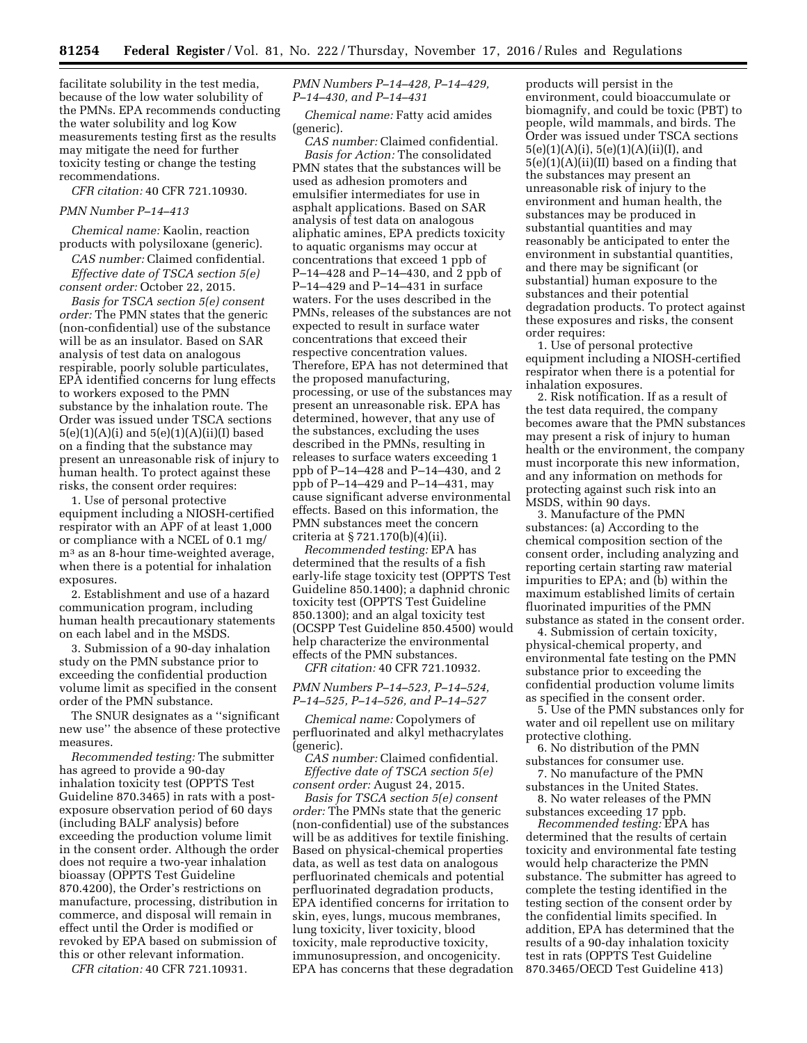facilitate solubility in the test media, because of the low water solubility of the PMNs. EPA recommends conducting the water solubility and log Kow measurements testing first as the results may mitigate the need for further toxicity testing or change the testing recommendations.

*CFR citation:* 40 CFR 721.10930.

*PMN Number P–14–413*

*Chemical name:* Kaolin, reaction products with polysiloxane (generic).

*CAS number:* Claimed confidential.

*Effective date of TSCA section 5(e) consent order:* October 22, 2015.

*Basis for TSCA section 5(e) consent order:* The PMN states that the generic (non-confidential) use of the substance will be as an insulator. Based on SAR analysis of test data on analogous respirable, poorly soluble particulates, EPA identified concerns for lung effects to workers exposed to the PMN substance by the inhalation route. The Order was issued under TSCA sections 5(e)(1)(A)(i) and 5(e)(1)(A)(ii)(I) based on a finding that the substance may present an unreasonable risk of injury to human health. To protect against these risks, the consent order requires:

1. Use of personal protective equipment including a NIOSH-certified respirator with an APF of at least 1,000 or compliance with a NCEL of 0.1 mg/m$^3$ as an 8-hour time-weighted average, when there is a potential for inhalation exposures.

2. Establishment and use of a hazard communication program, including human health precautionary statements on each label and in the MSDS.

3. Submission of a 90-day inhalation study on the PMN substance prior to exceeding the confidential production volume limit as specified in the consent order of the PMN substance.

The SNUR designates as a ''significant new use'' the absence of these protective measures.

*Recommended testing:* The submitter has agreed to provide a 90-day inhalation toxicity test (OPPTS Test Guideline 870.3465) in rats with a post-exposure observation period of 60 days (including BALF analysis) before exceeding the production volume limit in the consent order. Although the order does not require a two-year inhalation bioassay (OPPTS Test Guideline 870.4200), the Order's restrictions on manufacture, processing, distribution in commerce, and disposal will remain in effect until the Order is modified or revoked by EPA based on submission of this or other relevant information.

*CFR citation:* 40 CFR 721.10931.

*PMN Numbers P–14–428, P–14–429, P–14–430, and P–14–431*

*Chemical name:* Fatty acid amides (generic).

*CAS number:* Claimed confidential.

*Basis for Action:* The consolidated PMN states that the substances will be used as adhesion promoters and emulsifier intermediates for use in asphalt applications. Based on SAR analysis of test data on analogous aliphatic amines, EPA predicts toxicity to aquatic organisms may occur at concentrations that exceed 1 ppb of P–14–428 and P–14–430, and 2 ppb of P–14–429 and P–14–431 in surface waters. For the uses described in the PMNs, releases of the substances are not expected to result in surface water concentrations that exceed their respective concentration values. Therefore, EPA has not determined that the proposed manufacturing, processing, or use of the substances may present an unreasonable risk. EPA has determined, however, that any use of the substances, excluding the uses described in the PMNs, resulting in releases to surface waters exceeding 1 ppb of P–14–428 and P–14–430, and 2 ppb of P–14–429 and P–14–431, may cause significant adverse environmental effects. Based on this information, the PMN substances meet the concern criteria at § 721.170(b)(4)(ii).

*Recommended testing:* EPA has determined that the results of a fish early-life stage toxicity test (OPPTS Test Guideline 850.1400); a daphnid chronic toxicity test (OPPTS Test Guideline 850.1300); and an algal toxicity test (OCSPP Test Guideline 850.4500) would help characterize the environmental effects of the PMN substances.

*CFR citation:* 40 CFR 721.10932.

*PMN Numbers P–14–523, P–14–524, P–14–525, P–14–526, and P–14–527*

*Chemical name:* Copolymers of perfluorinated and alkyl methacrylates (generic).

*CAS number:* Claimed confidential.

*Effective date of TSCA section 5(e) consent order:* August 24, 2015.

*Basis for TSCA section 5(e) consent order:* The PMNs state that the generic (non-confidential) use of the substances will be as additives for textile finishing. Based on physical-chemical properties data, as well as test data on analogous perfluorinated chemicals and potential perfluorinated degradation products, EPA identified concerns for irritation to skin, eyes, lungs, mucous membranes, lung toxicity, liver toxicity, blood toxicity, male reproductive toxicity, immunosupression, and oncogenicity. EPA has concerns that these degradation products will persist in the environment, could bioaccumulate or biomagnify, and could be toxic (PBT) to people, wild mammals, and birds. The Order was issued under TSCA sections 5(e)(1)(A)(i), 5(e)(1)(A)(ii)(I), and 5(e)(1)(A)(ii)(II) based on a finding that the substances may present an unreasonable risk of injury to the environment and human health, the substances may be produced in substantial quantities and may reasonably be anticipated to enter the environment in substantial quantities, and there may be significant (or substantial) human exposure to the substances and their potential degradation products. To protect against these exposures and risks, the consent order requires:

1. Use of personal protective equipment including a NIOSH-certified respirator when there is a potential for inhalation exposures.

2. Risk notification. If as a result of the test data required, the company becomes aware that the PMN substances may present a risk of injury to human health or the environment, the company must incorporate this new information, and any information on methods for protecting against such risk into an MSDS, within 90 days.

3. Manufacture of the PMN substances: (a) According to the chemical composition section of the consent order, including analyzing and reporting certain starting raw material impurities to EPA; and (b) within the maximum established limits of certain fluorinated impurities of the PMN substance as stated in the consent order.

4. Submission of certain toxicity, physical-chemical property, and environmental fate testing on the PMN substance prior to exceeding the confidential production volume limits as specified in the consent order.

5. Use of the PMN substances only for water and oil repellent use on military protective clothing.

6. No distribution of the PMN substances for consumer use.

7. No manufacture of the PMN substances in the United States.

8. No water releases of the PMN substances exceeding 17 ppb.

*Recommended testing:* EPA has determined that the results of certain toxicity and environmental fate testing would help characterize the PMN substance. The submitter has agreed to complete the testing identified in the testing section of the consent order by the confidential limits specified. In addition, EPA has determined that the results of a 90-day inhalation toxicity test in rats (OPPTS Test Guideline 870.3465/OECD Test Guideline 413)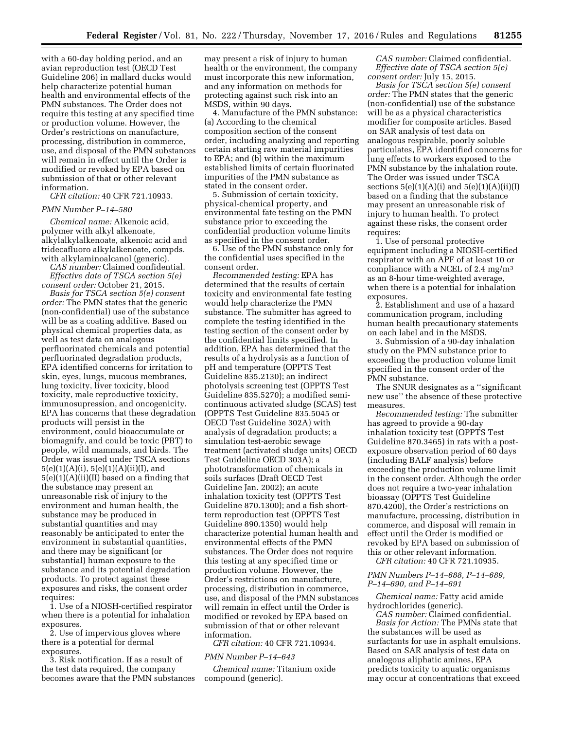with a 60-day holding period, and an avian reproduction test (OECD Test Guideline 206) in mallard ducks would help characterize potential human health and environmental effects of the PMN substances. The Order does not require this testing at any specified time or production volume. However, the Order's restrictions on manufacture, processing, distribution in commerce, use, and disposal of the PMN substances will remain in effect until the Order is modified or revoked by EPA based on submission of that or other relevant information.

*CFR citation:* 40 CFR 721.10933.

*PMN Number P–14–580*

*Chemical name:* Alkenoic acid, polymer with alkyl alkenoate, alkylalkylalkenoate, alkenoic acid and tridecafluoro alkylalkenoate, compds. with alkylaminoalcanol (generic).

*CAS number:* Claimed confidential.

*Effective date of TSCA section 5(e) consent order:* October 21, 2015.

*Basis for TSCA section 5(e) consent order:* The PMN states that the generic (non-confidential) use of the substance will be as a coating additive. Based on physical chemical properties data, as well as test data on analogous perfluorinated chemicals and potential perfluorinated degradation products, EPA identified concerns for irritation to skin, eyes, lungs, mucous membranes, lung toxicity, liver toxicity, blood toxicity, male reproductive toxicity, immunosupression, and oncogenicity. EPA has concerns that these degradation products will persist in the environment, could bioaccumulate or biomagnify, and could be toxic (PBT) to people, wild mammals, and birds. The Order was issued under TSCA sections 5(e)(1)(A)(i), 5(e)(1)(A)(ii)(I), and 5(e)(1)(A)(ii)(II) based on a finding that the substance may present an unreasonable risk of injury to the environment and human health, the substance may be produced in substantial quantities and may reasonably be anticipated to enter the environment in substantial quantities, and there may be significant (or substantial) human exposure to the substance and its potential degradation products. To protect against these exposures and risks, the consent order requires:

1. Use of a NIOSH-certified respirator when there is a potential for inhalation exposures.

2. Use of impervious gloves where there is a potential for dermal exposures.

3. Risk notification. If as a result of the test data required, the company becomes aware that the PMN substances may present a risk of injury to human health or the environment, the company must incorporate this new information, and any information on methods for protecting against such risk into an MSDS, within 90 days.

4. Manufacture of the PMN substance: (a) According to the chemical composition section of the consent order, including analyzing and reporting certain starting raw material impurities to EPA; and (b) within the maximum established limits of certain fluorinated impurities of the PMN substance as stated in the consent order.

5. Submission of certain toxicity, physical-chemical property, and environmental fate testing on the PMN substance prior to exceeding the confidential production volume limits as specified in the consent order.

6. Use of the PMN substance only for the confidential uses specified in the consent order.

*Recommended testing:* EPA has determined that the results of certain toxicity and environmental fate testing would help characterize the PMN substance. The submitter has agreed to complete the testing identified in the testing section of the consent order by the confidential limits specified. In addition, EPA has determined that the results of a hydrolysis as a function of pH and temperature (OPPTS Test Guideline 835.2130); an indirect photolysis screening test (OPPTS Test Guideline 835.5270); a modified semi-continuous activated sludge (SCAS) test (OPPTS Test Guideline 835.5045 or OECD Test Guideline 302A) with analysis of degradation products; a simulation test-aerobic sewage treatment (activated sludge units) OECD Test Guideline OECD 303A); a phototransformation of chemicals in soils surfaces (Draft OECD Test Guideline Jan. 2002); an acute inhalation toxicity test (OPPTS Test Guideline 870.1300); and a fish short-term reproduction test (OPPTS Test Guideline 890.1350) would help characterize potential human health and environmental effects of the PMN substances. The Order does not require this testing at any specified time or production volume. However, the Order's restrictions on manufacture, processing, distribution in commerce, use, and disposal of the PMN substances will remain in effect until the Order is modified or revoked by EPA based on submission of that or other relevant information.

*CFR citation:* 40 CFR 721.10934.

*PMN Number P–14–643*

*Chemical name:* Titanium oxide compound (generic).

*CAS number:* Claimed confidential.

*Effective date of TSCA section 5(e) consent order:* July 15, 2015.

*Basis for TSCA section 5(e) consent order:* The PMN states that the generic (non-confidential) use of the substance will be as a physical characteristics modifier for composite articles. Based on SAR analysis of test data on analogous respirable, poorly soluble particulates, EPA identified concerns for lung effects to workers exposed to the PMN substance by the inhalation route. The Order was issued under TSCA sections 5(e)(1)(A)(i) and 5(e)(1)(A)(ii)(I) based on a finding that the substance may present an unreasonable risk of injury to human health. To protect against these risks, the consent order requires:

1. Use of personal protective equipment including a NIOSH-certified respirator with an APF of at least 10 or compliance with a NCEL of 2.4 mg/m$^3$ as an 8-hour time-weighted average, when there is a potential for inhalation exposures.

2. Establishment and use of a hazard communication program, including human health precautionary statements on each label and in the MSDS.

3. Submission of a 90-day inhalation study on the PMN substance prior to exceeding the production volume limit specified in the consent order of the PMN substance.

The SNUR designates as a "significant new use" the absence of these protective measures.

*Recommended testing:* The submitter has agreed to provide a 90-day inhalation toxicity test (OPPTS Test Guideline 870.3465) in rats with a post-exposure observation period of 60 days (including BALF analysis) before exceeding the production volume limit in the consent order. Although the order does not require a two-year inhalation bioassay (OPPTS Test Guideline 870.4200), the Order's restrictions on manufacture, processing, distribution in commerce, and disposal will remain in effect until the Order is modified or revoked by EPA based on submission of this or other relevant information.

*CFR citation:* 40 CFR 721.10935.

*PMN Numbers P–14–688, P–14–689, P–14–690, and P–14–691*

*Chemical name:* Fatty acid amide hydrochlorides (generic).

*CAS number:* Claimed confidential.

*Basis for Action:* The PMNs state that the substances will be used as surfactants for use in asphalt emulsions. Based on SAR analysis of test data on analogous aliphatic amines, EPA predicts toxicity to aquatic organisms may occur at concentrations that exceed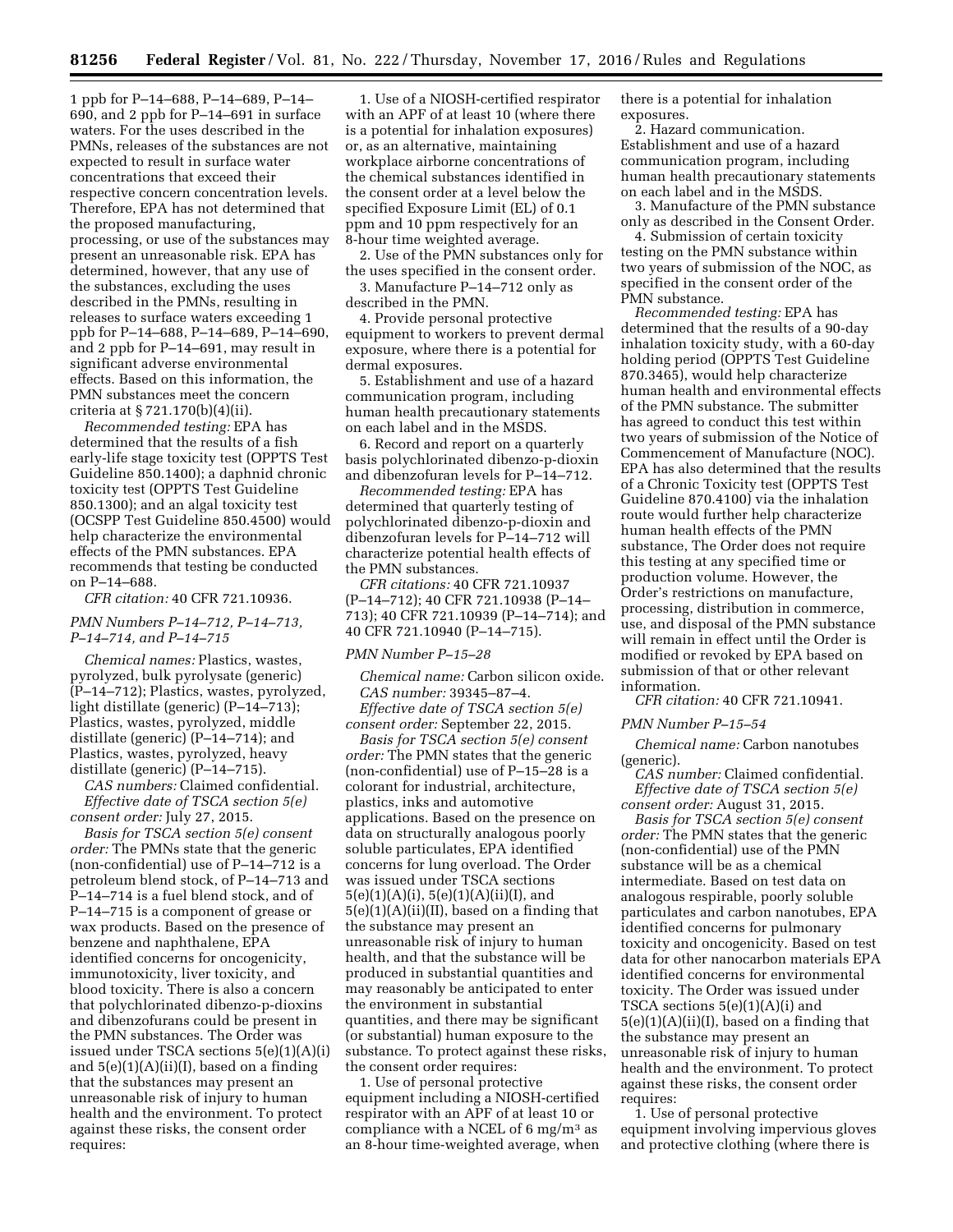1 ppb for P–14–688, P–14–689, P–14–690, and 2 ppb for P–14–691 in surface waters. For the uses described in the PMNs, releases of the substances are not expected to result in surface water concentrations that exceed their respective concern concentration levels. Therefore, EPA has not determined that the proposed manufacturing, processing, or use of the substances may present an unreasonable risk. EPA has determined, however, that any use of the substances, excluding the uses described in the PMNs, resulting in releases to surface waters exceeding 1 ppb for P–14–688, P–14–689, P–14–690, and 2 ppb for P–14–691, may result in significant adverse environmental effects. Based on this information, the PMN substances meet the concern criteria at § 721.170(b)(4)(ii).

*Recommended testing:* EPA has determined that the results of a fish early-life stage toxicity test (OPPTS Test Guideline 850.1400); a daphnid chronic toxicity test (OPPTS Test Guideline 850.1300); and an algal toxicity test (OCSPP Test Guideline 850.4500) would help characterize the environmental effects of the PMN substances. EPA recommends that testing be conducted on P–14–688.

*CFR citation:* 40 CFR 721.10936.

*PMN Numbers P–14–712, P–14–713, P–14–714, and P–14–715*

*Chemical names:* Plastics, wastes, pyrolyzed, bulk pyrolysate (generic) (P–14–712); Plastics, wastes, pyrolyzed, light distillate (generic) (P–14–713); Plastics, wastes, pyrolyzed, middle distillate (generic) (P–14–714); and Plastics, wastes, pyrolyzed, heavy distillate (generic) (P–14–715).

*CAS numbers:* Claimed confidential.

*Effective date of TSCA section 5(e) consent order:* July 27, 2015.

*Basis for TSCA section 5(e) consent order:* The PMNs state that the generic (non-confidential) use of P–14–712 is a petroleum blend stock, of P–14–713 and P–14–714 is a fuel blend stock, and of P–14–715 is a component of grease or wax products. Based on the presence of benzene and naphthalene, EPA identified concerns for oncogenicity, immunotoxicity, liver toxicity, and blood toxicity. There is also a concern that polychlorinated dibenzo-p-dioxins and dibenzofurans could be present in the PMN substances. The Order was issued under TSCA sections 5(e)(1)(A)(i) and 5(e)(1)(A)(ii)(I), based on a finding that the substances may present an unreasonable risk of injury to human health and the environment. To protect against these risks, the consent order requires:

1. Use of a NIOSH-certified respirator with an APF of at least 10 (where there is a potential for inhalation exposures) or, as an alternative, maintaining workplace airborne concentrations of the chemical substances identified in the consent order at a level below the specified Exposure Limit (EL) of 0.1 ppm and 10 ppm respectively for an 8-hour time weighted average.

2. Use of the PMN substances only for the uses specified in the consent order.

3. Manufacture P–14–712 only as described in the PMN.

4. Provide personal protective equipment to workers to prevent dermal exposure, where there is a potential for dermal exposures.

5. Establishment and use of a hazard communication program, including human health precautionary statements on each label and in the MSDS.

6. Record and report on a quarterly basis polychlorinated dibenzo-p-dioxin and dibenzofuran levels for P–14–712.

*Recommended testing:* EPA has determined that quarterly testing of polychlorinated dibenzo-p-dioxin and dibenzofuran levels for P–14–712 will characterize potential health effects of the PMN substances.

*CFR citations:* 40 CFR 721.10937 (P–14–712); 40 CFR 721.10938 (P–14–713); 40 CFR 721.10939 (P–14–714); and 40 CFR 721.10940 (P–14–715).

*PMN Number P–15–28*

*Chemical name:* Carbon silicon oxide.

*CAS number:* 39345–87–4.

*Effective date of TSCA section 5(e) consent order:* September 22, 2015.

*Basis for TSCA section 5(e) consent order:* The PMN states that the generic (non-confidential) use of P–15–28 is a colorant for industrial, architecture, plastics, inks and automotive applications. Based on the presence on structurally analogous poorly soluble particulates, EPA identified concerns for lung overload. The Order was issued under TSCA sections 5(e)(1)(A)(i), 5(e)(1)(A)(ii)(I), and 5(e)(1)(A)(ii)(II), based on a finding that the substance may present an unreasonable risk of injury to human health, and that the substance will be produced in substantial quantities and may reasonably be anticipated to enter the environment in substantial quantities, and there may be significant (or substantial) human exposure to the substance. To protect against these risks, the consent order requires:

1. Use of personal protective equipment including a NIOSH-certified respirator with an APF of at least 10 or compliance with a NCEL of 6 $mg/m^3$ as an 8-hour time-weighted average, when there is a potential for inhalation exposures.

2. Hazard communication. Establishment and use of a hazard communication program, including human health precautionary statements on each label and in the MSDS.

3. Manufacture of the PMN substance only as described in the Consent Order.

4. Submission of certain toxicity testing on the PMN substance within two years of submission of the NOC, as specified in the consent order of the PMN substance.

*Recommended testing:* EPA has determined that the results of a 90-day inhalation toxicity study, with a 60-day holding period (OPPTS Test Guideline 870.3465), would help characterize human health and environmental effects of the PMN substance. The submitter has agreed to conduct this test within two years of submission of the Notice of Commencement of Manufacture (NOC). EPA has also determined that the results of a Chronic Toxicity test (OPPTS Test Guideline 870.4100) via the inhalation route would further help characterize human health effects of the PMN substance, The Order does not require this testing at any specified time or production volume. However, the Order's restrictions on manufacture, processing, distribution in commerce, use, and disposal of the PMN substance will remain in effect until the Order is modified or revoked by EPA based on submission of that or other relevant information.

*CFR citation:* 40 CFR 721.10941.

*PMN Number P–15–54*

*Chemical name:* Carbon nanotubes (generic).

*CAS number:* Claimed confidential.

*Effective date of TSCA section 5(e) consent order:* August 31, 2015.

*Basis for TSCA section 5(e) consent order:* The PMN states that the generic (non-confidential) use of the PMN substance will be as a chemical intermediate. Based on test data on analogous respirable, poorly soluble particulates and carbon nanotubes, EPA identified concerns for pulmonary toxicity and oncogenicity. Based on test data for other nanocarbon materials EPA identified concerns for environmental toxicity. The Order was issued under TSCA sections 5(e)(1)(A)(i) and 5(e)(1)(A)(ii)(I), based on a finding that the substance may present an unreasonable risk of injury to human health and the environment. To protect against these risks, the consent order requires:

1. Use of personal protective equipment involving impervious gloves and protective clothing (where there is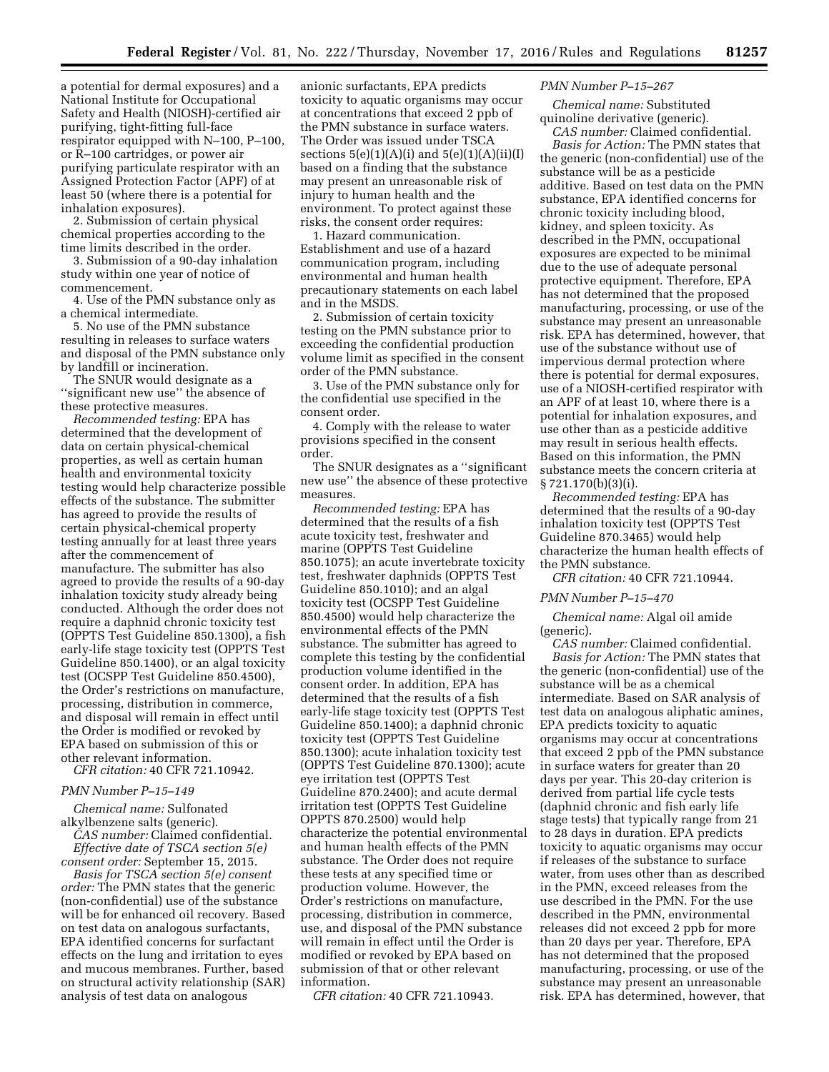a potential for dermal exposures) and a National Institute for Occupational Safety and Health (NIOSH)-certified air purifying, tight-fitting full-face respirator equipped with N–100, P–100, or R–100 cartridges, or power air purifying particulate respirator with an Assigned Protection Factor (APF) of at least 50 (where there is a potential for inhalation exposures).

2. Submission of certain physical chemical properties according to the time limits described in the order.

3. Submission of a 90-day inhalation study within one year of notice of commencement.

4. Use of the PMN substance only as a chemical intermediate.

5. No use of the PMN substance resulting in releases to surface waters and disposal of the PMN substance only by landfill or incineration.

The SNUR would designate as a ''significant new use'' the absence of these protective measures.

*Recommended testing:* EPA has determined that the development of data on certain physical-chemical properties, as well as certain human health and environmental toxicity testing would help characterize possible effects of the substance. The submitter has agreed to provide the results of certain physical-chemical property testing annually for at least three years after the commencement of manufacture. The submitter has also agreed to provide the results of a 90-day inhalation toxicity study already being conducted. Although the order does not require a daphnid chronic toxicity test (OPPTS Test Guideline 850.1300), a fish early-life stage toxicity test (OPPTS Test Guideline 850.1400), or an algal toxicity test (OCSPP Test Guideline 850.4500), the Order's restrictions on manufacture, processing, distribution in commerce, and disposal will remain in effect until the Order is modified or revoked by EPA based on submission of this or other relevant information.

*CFR citation:* 40 CFR 721.10942.

*PMN Number P–15–149*

*Chemical name:* Sulfonated alkylbenzene salts (generic).

*CAS number:* Claimed confidential.

*Effective date of TSCA section 5(e) consent order:* September 15, 2015.

*Basis for TSCA section 5(e) consent order:* The PMN states that the generic (non-confidential) use of the substance will be for enhanced oil recovery. Based on test data on analogous surfactants, EPA identified concerns for surfactant effects on the lung and irritation to eyes and mucous membranes. Further, based on structural activity relationship (SAR) analysis of test data on analogous anionic surfactants, EPA predicts toxicity to aquatic organisms may occur at concentrations that exceed 2 ppb of the PMN substance in surface waters. The Order was issued under TSCA sections 5(e)(1)(A)(i) and 5(e)(1)(A)(ii)(I) based on a finding that the substance may present an unreasonable risk of injury to human health and the environment. To protect against these risks, the consent order requires:

1. Hazard communication. Establishment and use of a hazard communication program, including environmental and human health precautionary statements on each label and in the MSDS.

2. Submission of certain toxicity testing on the PMN substance prior to exceeding the confidential production volume limit as specified in the consent order of the PMN substance.

3. Use of the PMN substance only for the confidential use specified in the consent order.

4. Comply with the release to water provisions specified in the consent order.

The SNUR designates as a ''significant new use'' the absence of these protective measures.

*Recommended testing:* EPA has determined that the results of a fish acute toxicity test, freshwater and marine (OPPTS Test Guideline 850.1075); an acute invertebrate toxicity test, freshwater daphnids (OPPTS Test Guideline 850.1010); and an algal toxicity test (OCSPP Test Guideline 850.4500) would help characterize the environmental effects of the PMN substance. The submitter has agreed to complete this testing by the confidential production volume identified in the consent order. In addition, EPA has determined that the results of a fish early-life stage toxicity test (OPPTS Test Guideline 850.1400); a daphnid chronic toxicity test (OPPTS Test Guideline 850.1300); acute inhalation toxicity test (OPPTS Test Guideline 870.1300); acute eye irritation test (OPPTS Test Guideline 870.2400); and acute dermal irritation test (OPPTS Test Guideline OPPTS 870.2500) would help characterize the potential environmental and human health effects of the PMN substance. The Order does not require these tests at any specified time or production volume. However, the Order's restrictions on manufacture, processing, distribution in commerce, use, and disposal of the PMN substance will remain in effect until the Order is modified or revoked by EPA based on submission of that or other relevant information.

*CFR citation:* 40 CFR 721.10943.

*PMN Number P–15–267*

*Chemical name:* Substituted quinoline derivative (generic).

*CAS number:* Claimed confidential.

*Basis for Action:* The PMN states that the generic (non-confidential) use of the substance will be as a pesticide additive. Based on test data on the PMN substance, EPA identified concerns for chronic toxicity including blood, kidney, and spleen toxicity. As described in the PMN, occupational exposures are expected to be minimal due to the use of adequate personal protective equipment. Therefore, EPA has not determined that the proposed manufacturing, processing, or use of the substance may present an unreasonable risk. EPA has determined, however, that use of the substance without use of impervious dermal protection where there is potential for dermal exposures, use of a NIOSH-certified respirator with an APF of at least 10, where there is a potential for inhalation exposures, and use other than as a pesticide additive may result in serious health effects. Based on this information, the PMN substance meets the concern criteria at § 721.170(b)(3)(i).

*Recommended testing:* EPA has determined that the results of a 90-day inhalation toxicity test (OPPTS Test Guideline 870.3465) would help characterize the human health effects of the PMN substance.

*CFR citation:* 40 CFR 721.10944.

*PMN Number P–15–470*

*Chemical name:* Algal oil amide (generic).

*CAS number:* Claimed confidential.

*Basis for Action:* The PMN states that the generic (non-confidential) use of the substance will be as a chemical intermediate. Based on SAR analysis of test data on analogous aliphatic amines, EPA predicts toxicity to aquatic organisms may occur at concentrations that exceed 2 ppb of the PMN substance in surface waters for greater than 20 days per year. This 20-day criterion is derived from partial life cycle tests (daphnid chronic and fish early life stage tests) that typically range from 21 to 28 days in duration. EPA predicts toxicity to aquatic organisms may occur if releases of the substance to surface water, from uses other than as described in the PMN, exceed releases from the use described in the PMN. For the use described in the PMN, environmental releases did not exceed 2 ppb for more than 20 days per year. Therefore, EPA has not determined that the proposed manufacturing, processing, or use of the substance may present an unreasonable risk. EPA has determined, however, that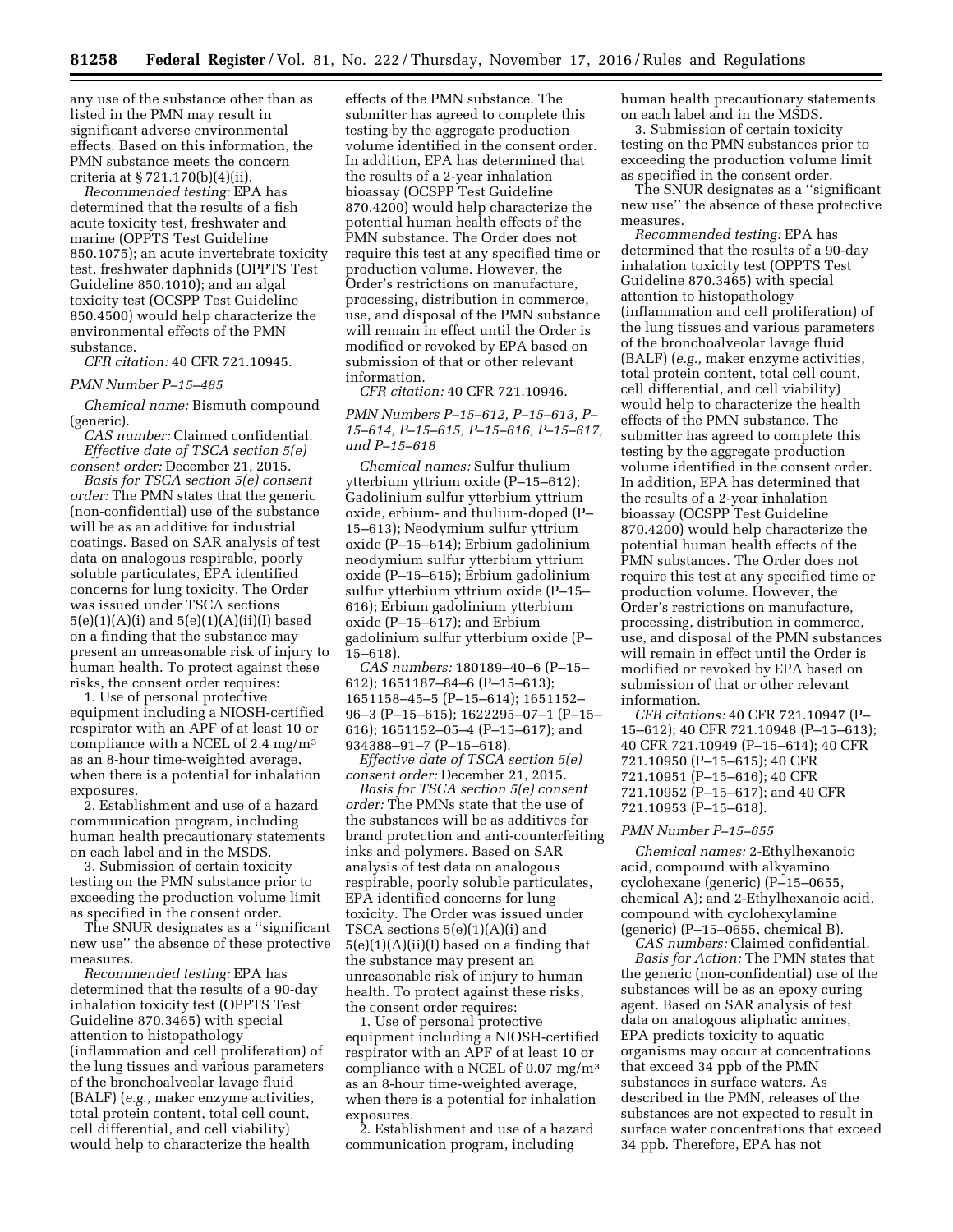any use of the substance other than as listed in the PMN may result in significant adverse environmental effects. Based on this information, the PMN substance meets the concern criteria at § 721.170(b)(4)(ii).

*Recommended testing:* EPA has determined that the results of a fish acute toxicity test, freshwater and marine (OPPTS Test Guideline 850.1075); an acute invertebrate toxicity test, freshwater daphnids (OPPTS Test Guideline 850.1010); and an algal toxicity test (OCSPP Test Guideline 850.4500) would help characterize the environmental effects of the PMN substance.

*CFR citation:* 40 CFR 721.10945.

*PMN Number P–15–485*

*Chemical name:* Bismuth compound (generic).

*CAS number:* Claimed confidential.

*Effective date of TSCA section 5(e) consent order:* December 21, 2015.

*Basis for TSCA section 5(e) consent order:* The PMN states that the generic (non-confidential) use of the substance will be as an additive for industrial coatings. Based on SAR analysis of test data on analogous respirable, poorly soluble particulates, EPA identified concerns for lung toxicity. The Order was issued under TSCA sections 5(e)(1)(A)(i) and 5(e)(1)(A)(ii)(I) based on a finding that the substance may present an unreasonable risk of injury to human health. To protect against these risks, the consent order requires:

1. Use of personal protective equipment including a NIOSH-certified respirator with an APF of at least 10 or compliance with a NCEL of 2.4 $mg/m^3$ as an 8-hour time-weighted average, when there is a potential for inhalation exposures.

2. Establishment and use of a hazard communication program, including human health precautionary statements on each label and in the MSDS.

3. Submission of certain toxicity testing on the PMN substance prior to exceeding the production volume limit as specified in the consent order.

The SNUR designates as a ''significant new use'' the absence of these protective measures.

*Recommended testing:* EPA has determined that the results of a 90-day inhalation toxicity test (OPPTS Test Guideline 870.3465) with special attention to histopathology (inflammation and cell proliferation) of the lung tissues and various parameters of the bronchoalveolar lavage fluid (BALF) (*e.g.,* maker enzyme activities, total protein content, total cell count, cell differential, and cell viability) would help to characterize the health effects of the PMN substance. The submitter has agreed to complete this testing by the aggregate production volume identified in the consent order. In addition, EPA has determined that the results of a 2-year inhalation bioassay (OCSPP Test Guideline 870.4200) would help characterize the potential human health effects of the PMN substance. The Order does not require this test at any specified time or production volume. However, the Order's restrictions on manufacture, processing, distribution in commerce, use, and disposal of the PMN substance will remain in effect until the Order is modified or revoked by EPA based on submission of that or other relevant information.

*CFR citation:* 40 CFR 721.10946.

*PMN Numbers P–15–612, P–15–613, P–15–614, P–15–615, P–15–616, P–15–617, and P–15–618*

*Chemical names:* Sulfur thulium ytterbium yttrium oxide (P–15–612); Gadolinium sulfur ytterbium yttrium oxide, erbium- and thulium-doped (P–15–613); Neodymium sulfur yttrium oxide (P–15–614); Erbium gadolinium neodymium sulfur ytterbium yttrium oxide (P–15–615); Erbium gadolinium sulfur ytterbium yttrium oxide (P–15–616); Erbium gadolinium ytterbium oxide (P–15–617); and Erbium gadolinium sulfur ytterbium oxide (P–15–618).

*CAS numbers:* 180189–40–6 (P–15–612); 1651187–84–6 (P–15–613); 1651158–45–5 (P–15–614); 1651152–96–3 (P–15–615); 1622295–07–1 (P–15–616); 1651152–05–4 (P–15–617); and 934388–91–7 (P–15–618).

*Effective date of TSCA section 5(e) consent order:* December 21, 2015.

*Basis for TSCA section 5(e) consent order:* The PMNs state that the use of the substances will be as additives for brand protection and anti-counterfeiting inks and polymers. Based on SAR analysis of test data on analogous respirable, poorly soluble particulates, EPA identified concerns for lung toxicity. The Order was issued under TSCA sections 5(e)(1)(A)(i) and 5(e)(1)(A)(ii)(I) based on a finding that the substance may present an unreasonable risk of injury to human health. To protect against these risks, the consent order requires:

1. Use of personal protective equipment including a NIOSH-certified respirator with an APF of at least 10 or compliance with a NCEL of 0.07 $mg/m^3$ as an 8-hour time-weighted average, when there is a potential for inhalation exposures.

2. Establishment and use of a hazard communication program, including human health precautionary statements on each label and in the MSDS.

3. Submission of certain toxicity testing on the PMN substances prior to exceeding the production volume limit as specified in the consent order.

The SNUR designates as a ''significant new use'' the absence of these protective measures.

*Recommended testing:* EPA has determined that the results of a 90-day inhalation toxicity test (OPPTS Test Guideline 870.3465) with special attention to histopathology (inflammation and cell proliferation) of the lung tissues and various parameters of the bronchoalveolar lavage fluid (BALF) (*e.g.,* maker enzyme activities, total protein content, total cell count, cell differential, and cell viability) would help to characterize the health effects of the PMN substance. The submitter has agreed to complete this testing by the aggregate production volume identified in the consent order. In addition, EPA has determined that the results of a 2-year inhalation bioassay (OCSPP Test Guideline 870.4200) would help characterize the potential human health effects of the PMN substances. The Order does not require this test at any specified time or production volume. However, the Order's restrictions on manufacture, processing, distribution in commerce, use, and disposal of the PMN substances will remain in effect until the Order is modified or revoked by EPA based on submission of that or other relevant information.

*CFR citations:* 40 CFR 721.10947 (P–15–612); 40 CFR 721.10948 (P–15–613); 40 CFR 721.10949 (P–15–614); 40 CFR 721.10950 (P–15–615); 40 CFR 721.10951 (P–15–616); 40 CFR 721.10952 (P–15–617); and 40 CFR 721.10953 (P–15–618).

*PMN Number P–15–655*

*Chemical names:* 2-Ethylhexanoic acid, compound with alkyamino cyclohexane (generic) (P–15–0655, chemical A); and 2-Ethylhexanoic acid, compound with cyclohexylamine (generic) (P–15–0655, chemical B).

*CAS numbers:* Claimed confidential.

*Basis for Action:* The PMN states that the generic (non-confidential) use of the substances will be as an epoxy curing agent. Based on SAR analysis of test data on analogous aliphatic amines, EPA predicts toxicity to aquatic organisms may occur at concentrations that exceed 34 ppb of the PMN substances in surface waters. As described in the PMN, releases of the substances are not expected to result in surface water concentrations that exceed 34 ppb. Therefore, EPA has not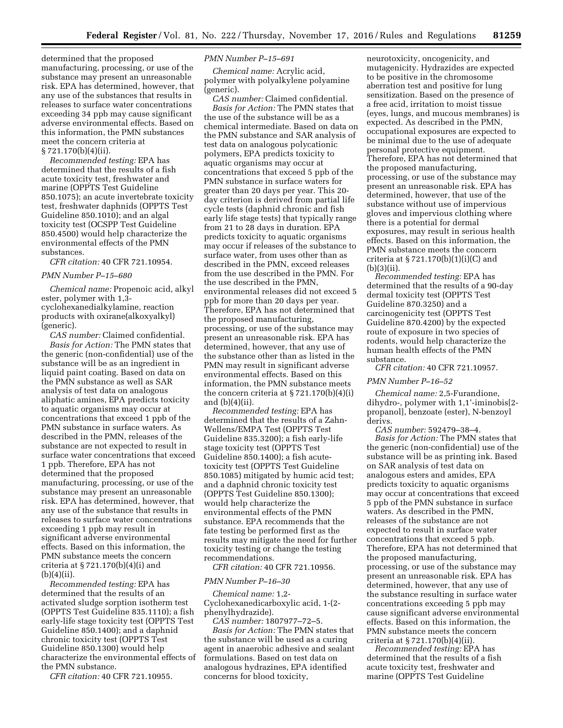determined that the proposed manufacturing, processing, or use of the substance may present an unreasonable risk. EPA has determined, however, that any use of the substances that results in releases to surface water concentrations exceeding 34 ppb may cause significant adverse environmental effects. Based on this information, the PMN substances meet the concern criteria at § 721.170(b)(4)(ii).

*Recommended testing:* EPA has determined that the results of a fish acute toxicity test, freshwater and marine (OPPTS Test Guideline 850.1075); an acute invertebrate toxicity test, freshwater daphnids (OPPTS Test Guideline 850.1010); and an algal toxicity test (OCSPP Test Guideline 850.4500) would help characterize the environmental effects of the PMN substances.

*CFR citation:* 40 CFR 721.10954.

*PMN Number P–15–680*

*Chemical name:* Propenoic acid, alkyl ester, polymer with 1,3-cyclohexanedialkylamine, reaction products with oxirane(alkoxyalkyl) (generic).

*CAS number:* Claimed confidential.

*Basis for Action:* The PMN states that the generic (non-confidential) use of the substance will be as an ingredient in liquid paint coating. Based on data on the PMN substance as well as SAR analysis of test data on analogous aliphatic amines, EPA predicts toxicity to aquatic organisms may occur at concentrations that exceed 1 ppb of the PMN substance in surface waters. As described in the PMN, releases of the substance are not expected to result in surface water concentrations that exceed 1 ppb. Therefore, EPA has not determined that the proposed manufacturing, processing, or use of the substance may present an unreasonable risk. EPA has determined, however, that any use of the substance that results in releases to surface water concentrations exceeding 1 ppb may result in significant adverse environmental effects. Based on this information, the PMN substance meets the concern criteria at § 721.170(b)(4)(i) and (b)(4)(ii).

*Recommended testing:* EPA has determined that the results of an activated sludge sorption isotherm test (OPPTS Test Guideline 835.1110); a fish early-life stage toxicity test (OPPTS Test Guideline 850.1400); and a daphnid chronic toxicity test (OPPTS Test Guideline 850.1300) would help characterize the environmental effects of the PMN substance.

*CFR citation:* 40 CFR 721.10955.

*PMN Number P–15–691*

*Chemical name:* Acrylic acid, polymer with polyalkylene polyamine (generic).

*CAS number:* Claimed confidential.

*Basis for Action:* The PMN states that the use of the substance will be as a chemical intermediate. Based on data on the PMN substance and SAR analysis of test data on analogous polycationic polymers, EPA predicts toxicity to aquatic organisms may occur at concentrations that exceed 5 ppb of the PMN substance in surface waters for greater than 20 days per year. This 20-day criterion is derived from partial life cycle tests (daphnid chronic and fish early life stage tests) that typically range from 21 to 28 days in duration. EPA predicts toxicity to aquatic organisms may occur if releases of the substance to surface water, from uses other than as described in the PMN, exceed releases from the use described in the PMN. For the use described in the PMN, environmental releases did not exceed 5 ppb for more than 20 days per year. Therefore, EPA has not determined that the proposed manufacturing, processing, or use of the substance may present an unreasonable risk. EPA has determined, however, that any use of the substance other than as listed in the PMN may result in significant adverse environmental effects. Based on this information, the PMN substance meets the concern criteria at § 721.170(b)(4)(i) and (b)(4)(ii).

*Recommended testing:* EPA has determined that the results of a Zahn-Wellens/EMPA Test (OPPTS Test Guideline 835.3200); a fish early-life stage toxicity test (OPPTS Test Guideline 850.1400); a fish acute-toxicity test (OPPTS Test Guideline 850.1085) mitigated by humic acid test; and a daphnid chronic toxicity test (OPPTS Test Guideline 850.1300); would help characterize the environmental effects of the PMN substance. EPA recommends that the fate testing be performed first as the results may mitigate the need for further toxicity testing or change the testing recommendations.

*CFR citation:* 40 CFR 721.10956.

*PMN Number P–16–30*

*Chemical name:* 1,2-Cyclohexanedicarboxylic acid, 1-(2-phenylhydrazide).

*CAS number:* 1807977–72–5.

*Basis for Action:* The PMN states that the substance will be used as a curing agent in anaerobic adhesive and sealant formulations. Based on test data on analogous hydrazines, EPA identified concerns for blood toxicity, neurotoxicity, oncogenicity, and mutagenicity. Hydrazides are expected to be positive in the chromosome aberration test and positive for lung sensitization. Based on the presence of a free acid, irritation to moist tissue (eyes, lungs, and mucous membranes) is expected. As described in the PMN, occupational exposures are expected to be minimal due to the use of adequate personal protective equipment. Therefore, EPA has not determined that the proposed manufacturing, processing, or use of the substance may present an unreasonable risk. EPA has determined, however, that use of the substance without use of impervious gloves and impervious clothing where there is a potential for dermal exposures, may result in serious health effects. Based on this information, the PMN substance meets the concern criteria at § 721.170(b)(1)(i)(C) and (b)(3)(ii).

*Recommended testing:* EPA has determined that the results of a 90-day dermal toxicity test (OPPTS Test Guideline 870.3250) and a carcinogenicity test (OPPTS Test Guideline 870.4200) by the expected route of exposure in two species of rodents, would help characterize the human health effects of the PMN substance.

*CFR citation:* 40 CFR 721.10957.

*PMN Number P–16–52*

*Chemical name:* 2,5-Furandione, dihydro-, polymer with 1,1'-iminobis[2-propanol], benzoate (ester), N-benzoyl derivs.

*CAS number:* 592479–38–4.

*Basis for Action:* The PMN states that the generic (non-confidential) use of the substance will be as printing ink. Based on SAR analysis of test data on analogous esters and amides, EPA predicts toxicity to aquatic organisms may occur at concentrations that exceed 5 ppb of the PMN substance in surface waters. As described in the PMN, releases of the substance are not expected to result in surface water concentrations that exceed 5 ppb. Therefore, EPA has not determined that the proposed manufacturing, processing, or use of the substance may present an unreasonable risk. EPA has determined, however, that any use of the substance resulting in surface water concentrations exceeding 5 ppb may cause significant adverse environmental effects. Based on this information, the PMN substance meets the concern criteria at § 721.170(b)(4)(ii).

*Recommended testing:* EPA has determined that the results of a fish acute toxicity test, freshwater and marine (OPPTS Test Guideline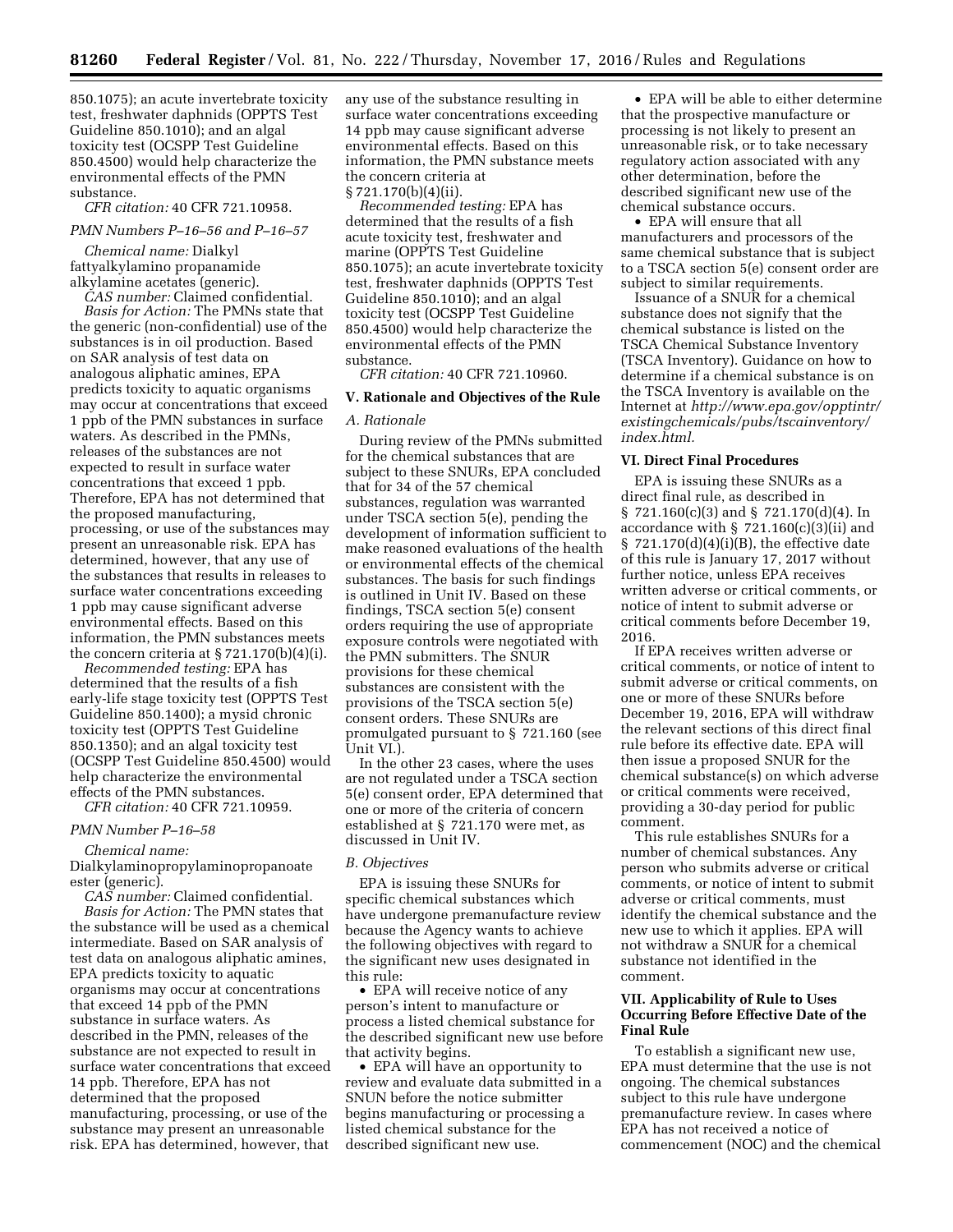850.1075); an acute invertebrate toxicity test, freshwater daphnids (OPPTS Test Guideline 850.1010); and an algal toxicity test (OCSPP Test Guideline 850.4500) would help characterize the environmental effects of the PMN substance.

*CFR citation:* 40 CFR 721.10958.

*PMN Numbers P–16–56 and P–16–57*

*Chemical name:* Dialkyl fattyalkylamino propanamide alkylamine acetates (generic).

*CAS number:* Claimed confidential.

*Basis for Action:* The PMNs state that the generic (non-confidential) use of the substances is in oil production. Based on SAR analysis of test data on analogous aliphatic amines, EPA predicts toxicity to aquatic organisms may occur at concentrations that exceed 1 ppb of the PMN substances in surface waters. As described in the PMNs, releases of the substances are not expected to result in surface water concentrations that exceed 1 ppb. Therefore, EPA has not determined that the proposed manufacturing, processing, or use of the substances may present an unreasonable risk. EPA has determined, however, that any use of the substances that results in releases to surface water concentrations exceeding 1 ppb may cause significant adverse environmental effects. Based on this information, the PMN substances meets the concern criteria at § 721.170(b)(4)(i).

*Recommended testing:* EPA has determined that the results of a fish early-life stage toxicity test (OPPTS Test Guideline 850.1400); a mysid chronic toxicity test (OPPTS Test Guideline 850.1350); and an algal toxicity test (OCSPP Test Guideline 850.4500) would help characterize the environmental effects of the PMN substances.

*CFR citation:* 40 CFR 721.10959.

*PMN Number P–16–58*

*Chemical name:* Dialkylaminopropylaminopropanoate ester (generic).

*CAS number:* Claimed confidential.

*Basis for Action:* The PMN states that the substance will be used as a chemical intermediate. Based on SAR analysis of test data on analogous aliphatic amines, EPA predicts toxicity to aquatic organisms may occur at concentrations that exceed 14 ppb of the PMN substance in surface waters. As described in the PMN, releases of the substance are not expected to result in surface water concentrations that exceed 14 ppb. Therefore, EPA has not determined that the proposed manufacturing, processing, or use of the substance may present an unreasonable risk. EPA has determined, however, that any use of the substance resulting in surface water concentrations exceeding 14 ppb may cause significant adverse environmental effects. Based on this information, the PMN substance meets the concern criteria at § 721.170(b)(4)(ii).

*Recommended testing:* EPA has determined that the results of a fish acute toxicity test, freshwater and marine (OPPTS Test Guideline 850.1075); an acute invertebrate toxicity test, freshwater daphnids (OPPTS Test Guideline 850.1010); and an algal toxicity test (OCSPP Test Guideline 850.4500) would help characterize the environmental effects of the PMN substance.

*CFR citation:* 40 CFR 721.10960.

## V. Rationale and Objectives of the Rule

### A. Rationale

During review of the PMNs submitted for the chemical substances that are subject to these SNURs, EPA concluded that for 34 of the 57 chemical substances, regulation was warranted under TSCA section 5(e), pending the development of information sufficient to make reasoned evaluations of the health or environmental effects of the chemical substances. The basis for such findings is outlined in Unit IV. Based on these findings, TSCA section 5(e) consent orders requiring the use of appropriate exposure controls were negotiated with the PMN submitters. The SNUR provisions for these chemical substances are consistent with the provisions of the TSCA section 5(e) consent orders. These SNURs are promulgated pursuant to § 721.160 (see Unit VI.).

In the other 23 cases, where the uses are not regulated under a TSCA section 5(e) consent order, EPA determined that one or more of the criteria of concern established at § 721.170 were met, as discussed in Unit IV.

### B. Objectives

EPA is issuing these SNURs for specific chemical substances which have undergone premanufacture review because the Agency wants to achieve the following objectives with regard to the significant new uses designated in this rule:

- EPA will receive notice of any person's intent to manufacture or process a listed chemical substance for the described significant new use before that activity begins.
- EPA will have an opportunity to review and evaluate data submitted in a SNUN before the notice submitter begins manufacturing or processing a listed chemical substance for the described significant new use.
- EPA will be able to either determine that the prospective manufacture or processing is not likely to present an unreasonable risk, or to take necessary regulatory action associated with any other determination, before the described significant new use of the chemical substance occurs.
- EPA will ensure that all manufacturers and processors of the same chemical substance that is subject to a TSCA section 5(e) consent order are subject to similar requirements.

Issuance of a SNUR for a chemical substance does not signify that the chemical substance is listed on the TSCA Chemical Substance Inventory (TSCA Inventory). Guidance on how to determine if a chemical substance is on the TSCA Inventory is available on the Internet at *http://www.epa.gov/opptintr/existingchemicals/pubs/tscainventory/index.html.*

## VI. Direct Final Procedures

EPA is issuing these SNURs as a direct final rule, as described in § 721.160(c)(3) and § 721.170(d)(4). In accordance with § 721.160(c)(3)(ii) and § 721.170(d)(4)(i)(B), the effective date of this rule is January 17, 2017 without further notice, unless EPA receives written adverse or critical comments, or notice of intent to submit adverse or critical comments before December 19, 2016.

If EPA receives written adverse or critical comments, or notice of intent to submit adverse or critical comments, on one or more of these SNURs before December 19, 2016, EPA will withdraw the relevant sections of this direct final rule before its effective date. EPA will then issue a proposed SNUR for the chemical substance(s) on which adverse or critical comments were received, providing a 30-day period for public comment.

This rule establishes SNURs for a number of chemical substances. Any person who submits adverse or critical comments, or notice of intent to submit adverse or critical comments, must identify the chemical substance and the new use to which it applies. EPA will not withdraw a SNUR for a chemical substance not identified in the comment.

## VII. Applicability of Rule to Uses Occurring Before Effective Date of the Final Rule

To establish a significant new use, EPA must determine that the use is not ongoing. The chemical substances subject to this rule have undergone premanufacture review. In cases where EPA has not received a notice of commencement (NOC) and the chemical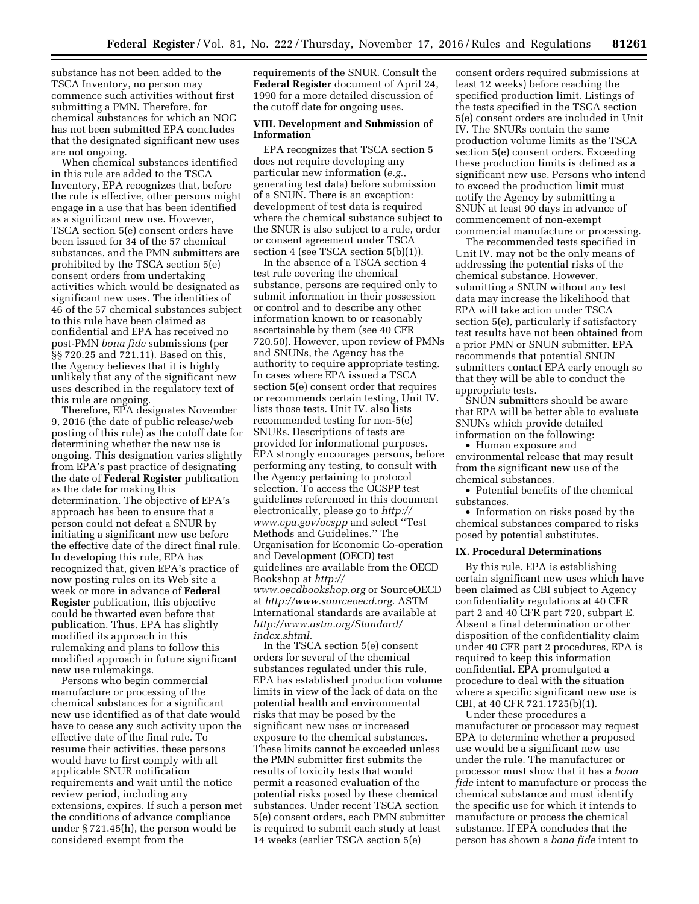substance has not been added to the TSCA Inventory, no person may commence such activities without first submitting a PMN. Therefore, for chemical substances for which an NOC has not been submitted EPA concludes that the designated significant new uses are not ongoing.

When chemical substances identified in this rule are added to the TSCA Inventory, EPA recognizes that, before the rule is effective, other persons might engage in a use that has been identified as a significant new use. However, TSCA section 5(e) consent orders have been issued for 34 of the 57 chemical substances, and the PMN submitters are prohibited by the TSCA section 5(e) consent orders from undertaking activities which would be designated as significant new uses. The identities of 46 of the 57 chemical substances subject to this rule have been claimed as confidential and EPA has received no post-PMN *bona fide* submissions (per §§ 720.25 and 721.11). Based on this, the Agency believes that it is highly unlikely that any of the significant new uses described in the regulatory text of this rule are ongoing.

Therefore, EPA designates November 9, 2016 (the date of public release/web posting of this rule) as the cutoff date for determining whether the new use is ongoing. This designation varies slightly from EPA's past practice of designating the date of **Federal Register** publication as the date for making this determination. The objective of EPA's approach has been to ensure that a person could not defeat a SNUR by initiating a significant new use before the effective date of the direct final rule. In developing this rule, EPA has recognized that, given EPA's practice of now posting rules on its Web site a week or more in advance of **Federal Register** publication, this objective could be thwarted even before that publication. Thus, EPA has slightly modified its approach in this rulemaking and plans to follow this modified approach in future significant new use rulemakings.

Persons who begin commercial manufacture or processing of the chemical substances for a significant new use identified as of that date would have to cease any such activity upon the effective date of the final rule. To resume their activities, these persons would have to first comply with all applicable SNUR notification requirements and wait until the notice review period, including any extensions, expires. If such a person met the conditions of advance compliance under § 721.45(h), the person would be considered exempt from the requirements of the SNUR. Consult the **Federal Register** document of April 24, 1990 for a more detailed discussion of the cutoff date for ongoing uses.

## VIII. Development and Submission of Information

EPA recognizes that TSCA section 5 does not require developing any particular new information (*e.g.,* generating test data) before submission of a SNUN. There is an exception: development of test data is required where the chemical substance subject to the SNUR is also subject to a rule, order or consent agreement under TSCA section 4 (see TSCA section 5(b)(1)).

In the absence of a TSCA section 4 test rule covering the chemical substance, persons are required only to submit information in their possession or control and to describe any other information known to or reasonably ascertainable by them (see 40 CFR 720.50). However, upon review of PMNs and SNUNs, the Agency has the authority to require appropriate testing. In cases where EPA issued a TSCA section 5(e) consent order that requires or recommends certain testing, Unit IV. lists those tests. Unit IV. also lists recommended testing for non-5(e) SNURs. Descriptions of tests are provided for informational purposes. EPA strongly encourages persons, before performing any testing, to consult with the Agency pertaining to protocol selection. To access the OCSPP test guidelines referenced in this document electronically, please go to *http://www.epa.gov/ocspp* and select "Test Methods and Guidelines." The Organisation for Economic Co-operation and Development (OECD) test guidelines are available from the OECD Bookshop at *http://www.oecdbookshop.org* or SourceOECD at *http://www.sourceoecd.org.* ASTM International standards are available at *http://www.astm.org/Standard/index.shtml.*

In the TSCA section 5(e) consent orders for several of the chemical substances regulated under this rule, EPA has established production volume limits in view of the lack of data on the potential health and environmental risks that may be posed by the significant new uses or increased exposure to the chemical substances. These limits cannot be exceeded unless the PMN submitter first submits the results of toxicity tests that would permit a reasoned evaluation of the potential risks posed by these chemical substances. Under recent TSCA section 5(e) consent orders, each PMN submitter is required to submit each study at least 14 weeks (earlier TSCA section 5(e) consent orders required submissions at least 12 weeks) before reaching the specified production limit. Listings of the tests specified in the TSCA section 5(e) consent orders are included in Unit IV. The SNURs contain the same production volume limits as the TSCA section 5(e) consent orders. Exceeding these production limits is defined as a significant new use. Persons who intend to exceed the production limit must notify the Agency by submitting a SNUN at least 90 days in advance of commencement of non-exempt commercial manufacture or processing.

The recommended tests specified in Unit IV. may not be the only means of addressing the potential risks of the chemical substance. However, submitting a SNUN without any test data may increase the likelihood that EPA will take action under TSCA section 5(e), particularly if satisfactory test results have not been obtained from a prior PMN or SNUN submitter. EPA recommends that potential SNUN submitters contact EPA early enough so that they will be able to conduct the appropriate tests.

SNUN submitters should be aware that EPA will be better able to evaluate SNUNs which provide detailed information on the following:

- Human exposure and environmental release that may result from the significant new use of the chemical substances.
- Potential benefits of the chemical substances.
- Information on risks posed by the chemical substances compared to risks posed by potential substitutes.

## IX. Procedural Determinations

By this rule, EPA is establishing certain significant new uses which have been claimed as CBI subject to Agency confidentiality regulations at 40 CFR part 2 and 40 CFR part 720, subpart E. Absent a final determination or other disposition of the confidentiality claim under 40 CFR part 2 procedures, EPA is required to keep this information confidential. EPA promulgated a procedure to deal with the situation where a specific significant new use is CBI, at 40 CFR 721.1725(b)(1).

Under these procedures a manufacturer or processor may request EPA to determine whether a proposed use would be a significant new use under the rule. The manufacturer or processor must show that it has a *bona fide* intent to manufacture or process the chemical substance and must identify the specific use for which it intends to manufacture or process the chemical substance. If EPA concludes that the person has shown a *bona fide* intent to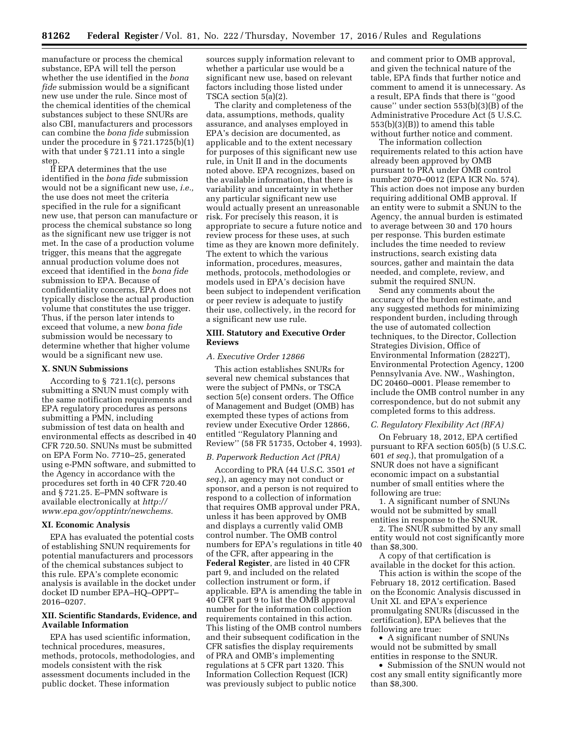manufacture or process the chemical substance, EPA will tell the person whether the use identified in the *bona fide* submission would be a significant new use under the rule. Since most of the chemical identities of the chemical substances subject to these SNURs are also CBI, manufacturers and processors can combine the *bona fide* submission under the procedure in § 721.1725(b)(1) with that under § 721.11 into a single step.

If EPA determines that the use identified in the *bona fide* submission would not be a significant new use, *i.e.,* the use does not meet the criteria specified in the rule for a significant new use, that person can manufacture or process the chemical substance so long as the significant new use trigger is not met. In the case of a production volume trigger, this means that the aggregate annual production volume does not exceed that identified in the *bona fide* submission to EPA. Because of confidentiality concerns, EPA does not typically disclose the actual production volume that constitutes the use trigger. Thus, if the person later intends to exceed that volume, a new *bona fide* submission would be necessary to determine whether that higher volume would be a significant new use.

## X. SNUN Submissions

According to § 721.1(c), persons submitting a SNUN must comply with the same notification requirements and EPA regulatory procedures as persons submitting a PMN, including submission of test data on health and environmental effects as described in 40 CFR 720.50. SNUNs must be submitted on EPA Form No. 7710–25, generated using e-PMN software, and submitted to the Agency in accordance with the procedures set forth in 40 CFR 720.40 and § 721.25. E–PMN software is available electronically at *http://www.epa.gov/opptintr/newchems.*

## XI. Economic Analysis

EPA has evaluated the potential costs of establishing SNUN requirements for potential manufacturers and processors of the chemical substances subject to this rule. EPA's complete economic analysis is available in the docket under docket ID number EPA–HQ–OPPT–2016–0207.

## XII. Scientific Standards, Evidence, and Available Information

EPA has used scientific information, technical procedures, measures, methods, protocols, methodologies, and models consistent with the risk assessment documents included in the public docket. These information sources supply information relevant to whether a particular use would be a significant new use, based on relevant factors including those listed under TSCA section 5(a)(2).

The clarity and completeness of the data, assumptions, methods, quality assurance, and analyses employed in EPA's decision are documented, as applicable and to the extent necessary for purposes of this significant new use rule, in Unit II and in the documents noted above. EPA recognizes, based on the available information, that there is variability and uncertainty in whether any particular significant new use would actually present an unreasonable risk. For precisely this reason, it is appropriate to secure a future notice and review process for these uses, at such time as they are known more definitely. The extent to which the various information, procedures, measures, methods, protocols, methodologies or models used in EPA's decision have been subject to independent verification or peer review is adequate to justify their use, collectively, in the record for a significant new use rule.

## XIII. Statutory and Executive Order Reviews

### A. Executive Order 12866

This action establishes SNURs for several new chemical substances that were the subject of PMNs, or TSCA section 5(e) consent orders. The Office of Management and Budget (OMB) has exempted these types of actions from review under Executive Order 12866, entitled "Regulatory Planning and Review" (58 FR 51735, October 4, 1993).

### B. Paperwork Reduction Act (PRA)

According to PRA (44 U.S.C. 3501 *et seq.*), an agency may not conduct or sponsor, and a person is not required to respond to a collection of information that requires OMB approval under PRA, unless it has been approved by OMB and displays a currently valid OMB control number. The OMB control numbers for EPA's regulations in title 40 of the CFR, after appearing in the **Federal Register**, are listed in 40 CFR part 9, and included on the related collection instrument or form, if applicable. EPA is amending the table in 40 CFR part 9 to list the OMB approval number for the information collection requirements contained in this action. This listing of the OMB control numbers and their subsequent codification in the CFR satisfies the display requirements of PRA and OMB's implementing regulations at 5 CFR part 1320. This Information Collection Request (ICR) was previously subject to public notice and comment prior to OMB approval, and given the technical nature of the table, EPA finds that further notice and comment to amend it is unnecessary. As a result, EPA finds that there is "good cause" under section 553(b)(3)(B) of the Administrative Procedure Act (5 U.S.C. 553(b)(3)(B)) to amend this table without further notice and comment.

The information collection requirements related to this action have already been approved by OMB pursuant to PRA under OMB control number 2070–0012 (EPA ICR No. 574). This action does not impose any burden requiring additional OMB approval. If an entity were to submit a SNUN to the Agency, the annual burden is estimated to average between 30 and 170 hours per response. This burden estimate includes the time needed to review instructions, search existing data sources, gather and maintain the data needed, and complete, review, and submit the required SNUN.

Send any comments about the accuracy of the burden estimate, and any suggested methods for minimizing respondent burden, including through the use of automated collection techniques, to the Director, Collection Strategies Division, Office of Environmental Information (2822T), Environmental Protection Agency, 1200 Pennsylvania Ave. NW., Washington, DC 20460–0001. Please remember to include the OMB control number in any correspondence, but do not submit any completed forms to this address.

### C. Regulatory Flexibility Act (RFA)

On February 18, 2012, EPA certified pursuant to RFA section 605(b) (5 U.S.C. 601 *et seq.*), that promulgation of a SNUR does not have a significant economic impact on a substantial number of small entities where the following are true:

1. A significant number of SNUNs would not be submitted by small entities in response to the SNUR.

2. The SNUR submitted by any small entity would not cost significantly more than $8,300.

A copy of that certification is available in the docket for this action.

This action is within the scope of the February 18, 2012 certification. Based on the Economic Analysis discussed in Unit XI. and EPA's experience promulgating SNURs (discussed in the certification), EPA believes that the following are true:

- A significant number of SNUNs would not be submitted by small entities in response to the SNUR.
- Submission of the SNUN would not cost any small entity significantly more than $8,300.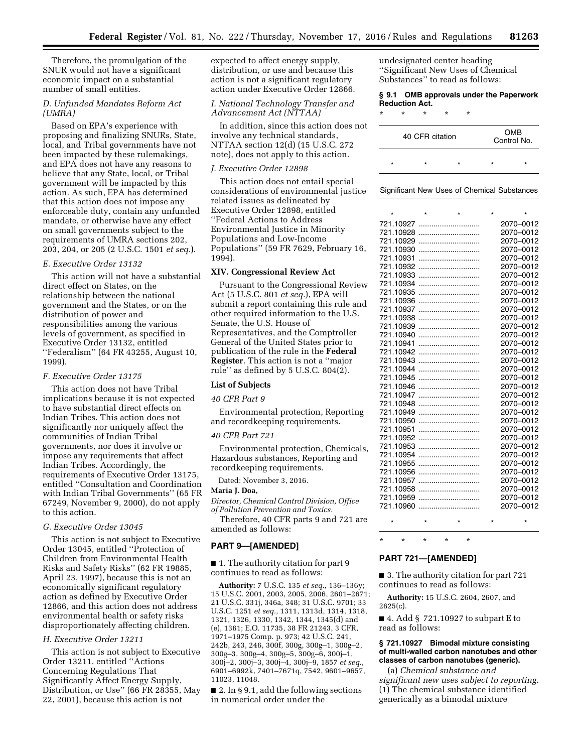Therefore, the promulgation of the SNUR would not have a significant economic impact on a substantial number of small entities.

*D. Unfunded Mandates Reform Act (UMRA)*

Based on EPA's experience with proposing and finalizing SNURs, State, local, and Tribal governments have not been impacted by these rulemakings, and EPA does not have any reasons to believe that any State, local, or Tribal government will be impacted by this action. As such, EPA has determined that this action does not impose any enforceable duty, contain any unfunded mandate, or otherwise have any effect on small governments subject to the requirements of UMRA sections 202, 203, 204, or 205 (2 U.S.C. 1501 *et seq.*).

*E. Executive Order 13132*

This action will not have a substantial direct effect on States, on the relationship between the national government and the States, or on the distribution of power and responsibilities among the various levels of government, as specified in Executive Order 13132, entitled ''Federalism'' (64 FR 43255, August 10, 1999).

*F. Executive Order 13175*

This action does not have Tribal implications because it is not expected to have substantial direct effects on Indian Tribes. This action does not significantly nor uniquely affect the communities of Indian Tribal governments, nor does it involve or impose any requirements that affect Indian Tribes. Accordingly, the requirements of Executive Order 13175, entitled ''Consultation and Coordination with Indian Tribal Governments'' (65 FR 67249, November 9, 2000), do not apply to this action.

*G. Executive Order 13045*

This action is not subject to Executive Order 13045, entitled ''Protection of Children from Environmental Health Risks and Safety Risks'' (62 FR 19885, April 23, 1997), because this is not an economically significant regulatory action as defined by Executive Order 12866, and this action does not address environmental health or safety risks disproportionately affecting children.

*H. Executive Order 13211*

This action is not subject to Executive Order 13211, entitled ''Actions Concerning Regulations That Significantly Affect Energy Supply, Distribution, or Use'' (66 FR 28355, May 22, 2001), because this action is not expected to affect energy supply, distribution, or use and because this action is not a significant regulatory action under Executive Order 12866.

*I. National Technology Transfer and Advancement Act (NTTAA)*

In addition, since this action does not involve any technical standards, NTTAA section 12(d) (15 U.S.C. 272 note), does not apply to this action.

*J. Executive Order 12898*

This action does not entail special considerations of environmental justice related issues as delineated by Executive Order 12898, entitled ''Federal Actions to Address Environmental Justice in Minority Populations and Low-Income Populations'' (59 FR 7629, February 16, 1994).

## XIV. Congressional Review Act

Pursuant to the Congressional Review Act (5 U.S.C. 801 *et seq.*), EPA will submit a report containing this rule and other required information to the U.S. Senate, the U.S. House of Representatives, and the Comptroller General of the United States prior to publication of the rule in the **Federal Register**. This action is not a ''major rule'' as defined by 5 U.S.C. 804(2).

### List of Subjects

*40 CFR Part 9*

Environmental protection, Reporting and recordkeeping requirements.

*40 CFR Part 721*

Environmental protection, Chemicals, Hazardous substances, Reporting and recordkeeping requirements.

Dated: November 3, 2016.

**Maria J. Doa,**

*Director, Chemical Control Division, Office of Pollution Prevention and Toxics.*

Therefore, 40 CFR parts 9 and 721 are amended as follows:

## PART 9—[AMENDED]

■ 1. The authority citation for part 9 continues to read as follows:

**Authority:** 7 U.S.C. 135 *et seq.,* 136–136y; 15 U.S.C. 2001, 2003, 2005, 2006, 2601–2671; 21 U.S.C. 331j, 346a, 348; 31 U.S.C. 9701; 33 U.S.C. 1251 *et seq.,* 1311, 1313d, 1314, 1318, 1321, 1326, 1330, 1342, 1344, 1345(d) and (e), 1361; E.O. 11735, 38 FR 21243, 3 CFR, 1971–1975 Comp. p. 973; 42 U.S.C. 241, 242b, 243, 246, 300f, 300g, 300g–1, 300g–2, 300g–3, 300g–4, 300g–5, 300g–6, 300j–1, 300j–2, 300j–3, 300j–4, 300j–9, 1857 *et seq.,* 6901–6992k, 7401–7671q, 7542, 9601–9657, 11023, 11048.

■ 2. In § 9.1, add the following sections in numerical order under the undesignated center heading ''Significant New Uses of Chemical Substances'' to read as follows:

**§ 9.1 OMB approvals under the Paperwork Reduction Act.**

\* \* \* \* \*

| 40 CFR citation | OMB Control No. |
|---|---|
| \* \* \* \* \* | |
| Significant New Uses of Chemical Substances | |
| \* \* \* \* \* | |
| 721.10927 | 2070–0012 |
| 721.10928 | 2070–0012 |
| 721.10929 | 2070–0012 |
| 721.10930 | 2070–0012 |
| 721.10931 | 2070–0012 |
| 721.10932 | 2070–0012 |
| 721.10933 | 2070–0012 |
| 721.10934 | 2070–0012 |
| 721.10935 | 2070–0012 |
| 721.10936 | 2070–0012 |
| 721.10937 | 2070–0012 |
| 721.10938 | 2070–0012 |
| 721.10939 | 2070–0012 |
| 721.10940 | 2070–0012 |
| 721.10941 | 2070–0012 |
| 721.10942 | 2070–0012 |
| 721.10943 | 2070–0012 |
| 721.10944 | 2070–0012 |
| 721.10945 | 2070–0012 |
| 721.10946 | 2070–0012 |
| 721.10947 | 2070–0012 |
| 721.10948 | 2070–0012 |
| 721.10949 | 2070–0012 |
| 721.10950 | 2070–0012 |
| 721.10951 | 2070–0012 |
| 721.10952 | 2070–0012 |
| 721.10953 | 2070–0012 |
| 721.10954 | 2070–0012 |
| 721.10955 | 2070–0012 |
| 721.10956 | 2070–0012 |
| 721.10957 | 2070–0012 |
| 721.10958 | 2070–0012 |
| 721.10959 | 2070–0012 |
| 721.10960 | 2070–0012 |
| \* \* \* \* \* | |

\* \* \* \* \*

## PART 721—[AMENDED]

■ 3. The authority citation for part 721 continues to read as follows:

**Authority:** 15 U.S.C. 2604, 2607, and 2625(c).

■ 4. Add § 721.10927 to subpart E to read as follows:

**§ 721.10927 Bimodal mixture consisting of multi-walled carbon nanotubes and other classes of carbon nanotubes (generic).**

(a) *Chemical substance and significant new uses subject to reporting.* (1) The chemical substance identified generically as a bimodal mixture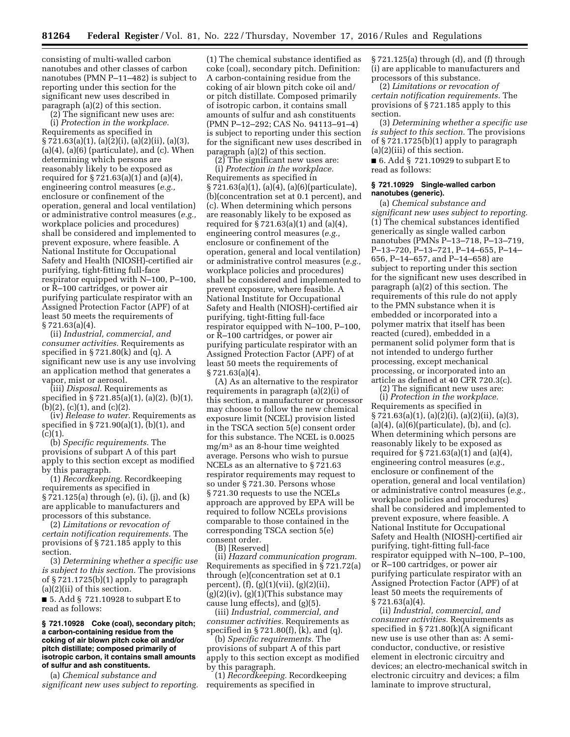consisting of multi-walled carbon nanotubes and other classes of carbon nanotubes (PMN P–11–482) is subject to reporting under this section for the significant new uses described in paragraph (a)(2) of this section.

(2) The significant new uses are:

(i) *Protection in the workplace.* Requirements as specified in § 721.63(a)(1), (a)(2)(i), (a)(2)(ii), (a)(3), (a)(4), (a)(6) (particulate), and (c). When determining which persons are reasonably likely to be exposed as required for § 721.63(a)(1) and (a)(4), engineering control measures (*e.g.,* enclosure or confinement of the operation, general and local ventilation) or administrative control measures (*e.g.,* workplace policies and procedures) shall be considered and implemented to prevent exposure, where feasible. A National Institute for Occupational Safety and Health (NIOSH)-certified air purifying, tight-fitting full-face respirator equipped with N–100, P–100, or R–100 cartridges, or power air purifying particulate respirator with an Assigned Protection Factor (APF) of at least 50 meets the requirements of § 721.63(a)(4).

(ii) *Industrial, commercial, and consumer activities.* Requirements as specified in § 721.80(k) and (q). A significant new use is any use involving an application method that generates a vapor, mist or aerosol.

(iii) *Disposal.* Requirements as specified in § 721.85(a)(1), (a)(2), (b)(1), (b)(2), (c)(1), and (c)(2).

(iv) *Release to water.* Requirements as specified in § 721.90(a)(1), (b)(1), and (c)(1).

(b) *Specific requirements.* The provisions of subpart A of this part apply to this section except as modified by this paragraph.

(1) *Recordkeeping.* Recordkeeping requirements as specified in § 721.125(a) through (e), (i), (j), and (k) are applicable to manufacturers and processors of this substance.

(2) *Limitations or revocation of certain notification requirements.* The provisions of § 721.185 apply to this section.

(3) *Determining whether a specific use is subject to this section.* The provisions of § 721.1725(b)(1) apply to paragraph (a)(2)(ii) of this section.

■ 5. Add § 721.10928 to subpart E to read as follows:

**§ 721.10928 Coke (coal), secondary pitch; a carbon-containing residue from the coking of air blown pitch coke oil and/or pitch distillate; composed primarily of isotropic carbon, it contains small amounts of sulfur and ash constituents.**

(a) *Chemical substance and significant new uses subject to reporting.* (1) The chemical substance identified as coke (coal), secondary pitch. Definition: A carbon-containing residue from the coking of air blown pitch coke oil and/or pitch distillate. Composed primarily of isotropic carbon, it contains small amounts of sulfur and ash constituents (PMN P–12–292; CAS No. 94113–91–4) is subject to reporting under this section for the significant new uses described in paragraph (a)(2) of this section.

(2) The significant new uses are:

(i) *Protection in the workplace.* Requirements as specified in § 721.63(a)(1), (a)(4), (a)(6)(particulate), (b)(concentration set at 0.1 percent), and (c). When determining which persons are reasonably likely to be exposed as required for § 721.63(a)(1) and (a)(4), engineering control measures (*e.g.,* enclosure or confinement of the operation, general and local ventilation) or administrative control measures (*e.g.,* workplace policies and procedures) shall be considered and implemented to prevent exposure, where feasible. A National Institute for Occupational Safety and Health (NIOSH)-certified air purifying, tight-fitting full-face respirator equipped with N–100, P–100, or R–100 cartridges, or power air purifying particulate respirator with an Assigned Protection Factor (APF) of at least 50 meets the requirements of § 721.63(a)(4).

(A) As an alternative to the respirator requirements in paragraph (a)(2)(i) of this section, a manufacturer or processor may choose to follow the new chemical exposure limit (NCEL) provision listed in the TSCA section 5(e) consent order for this substance. The NCEL is 0.0025 $mg/m^3$ as an 8-hour time weighted average. Persons who wish to pursue NCELs as an alternative to § 721.63 respirator requirements may request to so under § 721.30. Persons whose § 721.30 requests to use the NCELs approach are approved by EPA will be required to follow NCELs provisions comparable to those contained in the corresponding TSCA section 5(e) consent order.

(B) [Reserved]

(ii) *Hazard communication program.* Requirements as specified in § 721.72(a) through (e)(concentration set at 0.1 percent), (f), (g)(1)(vii), (g)(2)(ii), (g)(2)(iv), (g)(1)(This substance may cause lung effects), and (g)(5).

(iii) *Industrial, commercial, and consumer activities.* Requirements as specified in § 721.80(f), (k), and (q).

(b) *Specific requirements.* The provisions of subpart A of this part apply to this section except as modified by this paragraph.

(1) *Recordkeeping.* Recordkeeping requirements as specified in § 721.125(a) through (d), and (f) through (i) are applicable to manufacturers and processors of this substance.

(2) *Limitations or revocation of certain notification requirements.* The provisions of § 721.185 apply to this section.

(3) *Determining whether a specific use is subject to this section.* The provisions of § 721.1725(b)(1) apply to paragraph (a)(2)(iii) of this section.

■ 6. Add § 721.10929 to subpart E to read as follows:

**§ 721.10929 Single-walled carbon nanotubes (generic).**

(a) *Chemical substance and significant new uses subject to reporting.* (1) The chemical substances identified generically as single walled carbon nanotubes (PMNs P–13–718, P–13–719, P–13–720, P–13–721, P–14–655, P–14–656, P–14–657, and P–14–658) are subject to reporting under this section for the significant new uses described in paragraph (a)(2) of this section. The requirements of this rule do not apply to the PMN substance when it is embedded or incorporated into a polymer matrix that itself has been reacted (cured), embedded in a permanent solid polymer form that is not intended to undergo further processing, except mechanical processing, or incorporated into an article as defined at 40 CFR 720.3(c).

(2) The significant new uses are:

(i) *Protection in the workplace.* Requirements as specified in § 721.63(a)(1), (a)(2)(i), (a)(2)(ii), (a)(3), (a)(4), (a)(6)(particulate), (b), and (c). When determining which persons are reasonably likely to be exposed as required for § 721.63(a)(1) and (a)(4), engineering control measures (*e.g.,* enclosure or confinement of the operation, general and local ventilation) or administrative control measures (*e.g.,* workplace policies and procedures) shall be considered and implemented to prevent exposure, where feasible. A National Institute for Occupational Safety and Health (NIOSH)-certified air purifying, tight-fitting full-face respirator equipped with N–100, P–100, or R–100 cartridges, or power air purifying particulate respirator with an Assigned Protection Factor (APF) of at least 50 meets the requirements of § 721.63(a)(4).

(ii) *Industrial, commercial, and consumer activities.* Requirements as specified in § 721.80(k)(A significant new use is use other than as: A semi-conductor, conductive, or resistive element in electronic circuitry and devices; an electro-mechanical switch in electronic circuitry and devices; a film laminate to improve structural,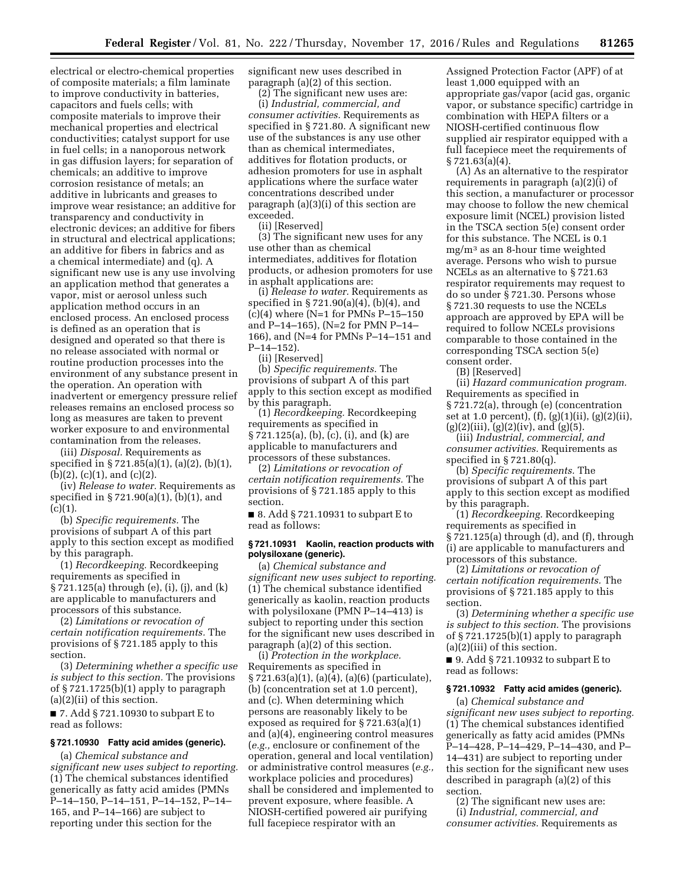electrical or electro-chemical properties of composite materials; a film laminate to improve conductivity in batteries, capacitors and fuels cells; with composite materials to improve their mechanical properties and electrical conductivities; catalyst support for use in fuel cells; in a nanoporous network in gas diffusion layers; for separation of chemicals; an additive to improve corrosion resistance of metals; an additive in lubricants and greases to improve wear resistance; an additive for transparency and conductivity in electronic devices; an additive for fibers in structural and electrical applications; an additive for fibers in fabrics and as a chemical intermediate) and (q). A significant new use is any use involving an application method that generates a vapor, mist or aerosol unless such application method occurs in an enclosed process. An enclosed process is defined as an operation that is designed and operated so that there is no release associated with normal or routine production processes into the environment of any substance present in the operation. An operation with inadvertent or emergency pressure relief releases remains an enclosed process so long as measures are taken to prevent worker exposure to and environmental contamination from the releases.

(iii) *Disposal.* Requirements as specified in § 721.85(a)(1), (a)(2), (b)(1), (b)(2), (c)(1), and (c)(2).

(iv) *Release to water.* Requirements as specified in § 721.90(a)(1), (b)(1), and (c)(1).

(b) *Specific requirements.* The provisions of subpart A of this part apply to this section except as modified by this paragraph.

(1) *Recordkeeping.* Recordkeeping requirements as specified in § 721.125(a) through (e), (i), (j), and (k) are applicable to manufacturers and processors of this substance.

(2) *Limitations or revocation of certain notification requirements.* The provisions of § 721.185 apply to this section.

(3) *Determining whether a specific use is subject to this section.* The provisions of § 721.1725(b)(1) apply to paragraph (a)(2)(ii) of this section.

■ 7. Add § 721.10930 to subpart E to read as follows:

### § 721.10930 Fatty acid amides (generic).

(a) *Chemical substance and significant new uses subject to reporting.* (1) The chemical substances identified generically as fatty acid amides (PMNs P–14–150, P–14–151, P–14–152, P–14–165, and P–14–166) are subject to reporting under this section for the significant new uses described in paragraph (a)(2) of this section.

(2) The significant new uses are:

(i) *Industrial, commercial, and consumer activities.* Requirements as specified in § 721.80. A significant new use of the substances is any use other than as chemical intermediates, additives for flotation products, or adhesion promoters for use in asphalt applications where the surface water concentrations described under paragraph (a)(3)(i) of this section are exceeded.

(ii) [Reserved]

(3) The significant new uses for any use other than as chemical intermediates, additives for flotation products, or adhesion promoters for use in asphalt applications are:

(i) *Release to water.* Requirements as specified in § 721.90(a)(4), (b)(4), and (c)(4) where (N=1 for PMNs P–15–150 and P–14–165), (N=2 for PMN P–14–166), and (N=4 for PMNs P–14–151 and P–14–152).

(ii) [Reserved]

(b) *Specific requirements.* The provisions of subpart A of this part apply to this section except as modified by this paragraph.

(1) *Recordkeeping.* Recordkeeping requirements as specified in § 721.125(a), (b), (c), (i), and (k) are applicable to manufacturers and processors of these substances.

(2) *Limitations or revocation of certain notification requirements.* The provisions of § 721.185 apply to this section.

■ 8. Add § 721.10931 to subpart E to read as follows:

### § 721.10931 Kaolin, reaction products with polysiloxane (generic).

(a) *Chemical substance and significant new uses subject to reporting.* (1) The chemical substance identified generically as kaolin, reaction products with polysiloxane (PMN P–14–413) is subject to reporting under this section for the significant new uses described in paragraph (a)(2) of this section.

(i) *Protection in the workplace.* Requirements as specified in § 721.63(a)(1), (a)(4), (a)(6) (particulate), (b) (concentration set at 1.0 percent), and (c). When determining which persons are reasonably likely to be exposed as required for § 721.63(a)(1) and (a)(4), engineering control measures (*e.g.,* enclosure or confinement of the operation, general and local ventilation) or administrative control measures (*e.g.,* workplace policies and procedures) shall be considered and implemented to prevent exposure, where feasible. A NIOSH-certified powered air purifying full facepiece respirator with an Assigned Protection Factor (APF) of at least 1,000 equipped with an appropriate gas/vapor (acid gas, organic vapor, or substance specific) cartridge in combination with HEPA filters or a NIOSH-certified continuous flow supplied air respirator equipped with a full facepiece meet the requirements of § 721.63(a)(4).

(A) As an alternative to the respirator requirements in paragraph (a)(2)(i) of this section, a manufacturer or processor may choose to follow the new chemical exposure limit (NCEL) provision listed in the TSCA section 5(e) consent order for this substance. The NCEL is 0.1 mg/m³ as an 8-hour time weighted average. Persons who wish to pursue NCELs as an alternative to § 721.63 respirator requirements may request to do so under § 721.30. Persons whose § 721.30 requests to use the NCELs approach are approved by EPA will be required to follow NCELs provisions comparable to those contained in the corresponding TSCA section 5(e) consent order.

(B) [Reserved]

(ii) *Hazard communication program.* Requirements as specified in § 721.72(a), through (e) (concentration set at 1.0 percent), (f), (g)(1)(ii), (g)(2)(ii), (g)(2)(iii), (g)(2)(iv), and (g)(5).

(iii) *Industrial, commercial, and consumer activities.* Requirements as specified in § 721.80(q).

(b) *Specific requirements.* The provisions of subpart A of this part apply to this section except as modified by this paragraph.

(1) *Recordkeeping.* Recordkeeping requirements as specified in § 721.125(a) through (d), and (f), through (i) are applicable to manufacturers and processors of this substance.

(2) *Limitations or revocation of certain notification requirements.* The provisions of § 721.185 apply to this section.

(3) *Determining whether a specific use is subject to this section.* The provisions of § 721.1725(b)(1) apply to paragraph (a)(2)(iii) of this section.

■ 9. Add § 721.10932 to subpart E to read as follows:

### § 721.10932 Fatty acid amides (generic).

(a) *Chemical substance and significant new uses subject to reporting.* (1) The chemical substances identified generically as fatty acid amides (PMNs P–14–428, P–14–429, P–14–430, and P–14–431) are subject to reporting under this section for the significant new uses described in paragraph (a)(2) of this section.

(2) The significant new uses are:

(i) *Industrial, commercial, and consumer activities.* Requirements as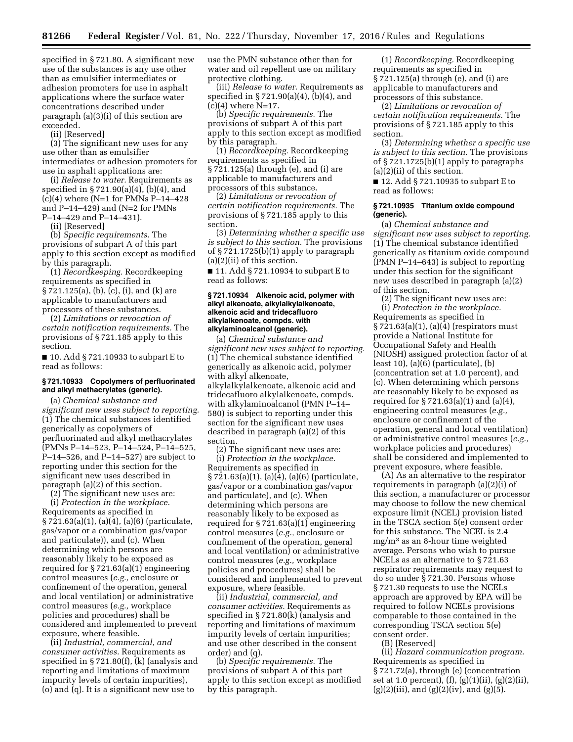specified in § 721.80. A significant new use of the substances is any use other than as emulsifier intermediates or adhesion promoters for use in asphalt applications where the surface water concentrations described under paragraph (a)(3)(i) of this section are exceeded.

(ii) [Reserved]

(3) The significant new uses for any use other than as emulsifier intermediates or adhesion promoters for use in asphalt applications are:

(i) *Release to water.* Requirements as specified in § 721.90(a)(4), (b)(4), and (c)(4) where (N=1 for PMNs P–14–428 and P–14–429) and (N=2 for PMNs P–14–429 and P–14–431).

(ii) [Reserved]

(b) *Specific requirements.* The provisions of subpart A of this part apply to this section except as modified by this paragraph.

(1) *Recordkeeping.* Recordkeeping requirements as specified in § 721.125(a), (b), (c), (i), and (k) are applicable to manufacturers and processors of these substances.

(2) *Limitations or revocation of certain notification requirements.* The provisions of § 721.185 apply to this section.

■ 10. Add § 721.10933 to subpart E to read as follows:

#### § 721.10933 Copolymers of perfluorinated and alkyl methacrylates (generic).

(a) *Chemical substance and significant new uses subject to reporting.* (1) The chemical substances identified generically as copolymers of perfluorinated and alkyl methacrylates (PMNs P–14–523, P–14–524, P–14–525, P–14–526, and P–14–527) are subject to reporting under this section for the significant new uses described in paragraph (a)(2) of this section.

(2) The significant new uses are:

(i) *Protection in the workplace.* Requirements as specified in § 721.63(a)(1), (a)(4), (a)(6) (particulate, gas/vapor or a combination gas/vapor and particulate)), and (c). When determining which persons are reasonably likely to be exposed as required for § 721.63(a)(1) engineering control measures (*e.g.,* enclosure or confinement of the operation, general and local ventilation) or administrative control measures (*e.g.,* workplace policies and procedures) shall be considered and implemented to prevent exposure, where feasible.

(ii) *Industrial, commercial, and consumer activities.* Requirements as specified in § 721.80(f), (k) (analysis and reporting and limitations of maximum impurity levels of certain impurities), (o) and (q). It is a significant new use to use the PMN substance other than for water and oil repellent use on military protective clothing.

(iii) *Release to water.* Requirements as specified in § 721.90(a)(4), (b)(4), and (c)(4) where N=17.

(b) *Specific requirements.* The provisions of subpart A of this part apply to this section except as modified by this paragraph.

(1) *Recordkeeping.* Recordkeeping requirements as specified in § 721.125(a) through (e), and (i) are applicable to manufacturers and processors of this substance.

(2) *Limitations or revocation of certain notification requirements.* The provisions of § 721.185 apply to this section.

(3) *Determining whether a specific use is subject to this section.* The provisions of § 721.1725(b)(1) apply to paragraph (a)(2)(ii) of this section.

■ 11. Add § 721.10934 to subpart E to read as follows:

#### § 721.10934 Alkenoic acid, polymer with alkyl alkenoate, alkylalkylalkenoate, alkenoic acid and tridecafluoro alkylalkenoate, compds. with alkylaminoalcanol (generic).

(a) *Chemical substance and significant new uses subject to reporting.* (1) The chemical substance identified generically as alkenoic acid, polymer with alkyl alkenoate, alkylalkylalkenoate, alkenoic acid and tridecafluoro alkylalkenoate, compds. with alkylaminoalcanol (PMN P–14–580) is subject to reporting under this section for the significant new uses described in paragraph (a)(2) of this section.

(2) The significant new uses are:

(i) *Protection in the workplace.* Requirements as specified in § 721.63(a)(1), (a)(4), (a)(6) (particulate, gas/vapor or a combination gas/vapor and particulate), and (c). When determining which persons are reasonably likely to be exposed as required for § 721.63(a)(1) engineering control measures (*e.g.,* enclosure or confinement of the operation, general and local ventilation) or administrative control measures (*e.g.,* workplace policies and procedures) shall be considered and implemented to prevent exposure, where feasible.

(ii) *Industrial, commercial, and consumer activities.* Requirements as specified in § 721.80(k) (analysis and reporting and limitations of maximum impurity levels of certain impurities; and use other described in the consent order) and (q).

(b) *Specific requirements.* The provisions of subpart A of this part apply to this section except as modified by this paragraph.

(1) *Recordkeeping.* Recordkeeping requirements as specified in § 721.125(a) through (e), and (i) are applicable to manufacturers and processors of this substance.

(2) *Limitations or revocation of certain notification requirements.* The provisions of § 721.185 apply to this section.

(3) *Determining whether a specific use is subject to this section.* The provisions of § 721.1725(b)(1) apply to paragraphs (a)(2)(ii) of this section.

■ 12. Add § 721.10935 to subpart E to read as follows:

#### § 721.10935 Titanium oxide compound (generic).

(a) *Chemical substance and significant new uses subject to reporting.* (1) The chemical substance identified generically as titanium oxide compound (PMN P–14–643) is subject to reporting under this section for the significant new uses described in paragraph (a)(2) of this section.

(2) The significant new uses are:

(i) *Protection in the workplace.* Requirements as specified in § 721.63(a)(1), (a)(4) (respirators must provide a National Institute for Occupational Safety and Health (NIOSH) assigned protection factor of at least 10), (a)(6) (particulate), (b) (concentration set at 1.0 percent), and (c). When determining which persons are reasonably likely to be exposed as required for § 721.63(a)(1) and (a)(4), engineering control measures (*e.g.,* enclosure or confinement of the operation, general and local ventilation) or administrative control measures (*e.g.,* workplace policies and procedures) shall be considered and implemented to prevent exposure, where feasible.

(A) As an alternative to the respirator requirements in paragraph (a)(2)(i) of this section, a manufacturer or processor may choose to follow the new chemical exposure limit (NCEL) provision listed in the TSCA section 5(e) consent order for this substance. The NCEL is 2.4 $mg/m^3$ as an 8-hour time weighted average. Persons who wish to pursue NCELs as an alternative to § 721.63 respirator requirements may request to do so under § 721.30. Persons whose § 721.30 requests to use the NCELs approach are approved by EPA will be required to follow NCELs provisions comparable to those contained in the corresponding TSCA section 5(e) consent order.

(B) [Reserved]

(ii) *Hazard communication program.* Requirements as specified in § 721.72(a), through (e) (concentration set at 1.0 percent), (f), (g)(1)(ii), (g)(2)(ii), (g)(2)(iii), and (g)(2)(iv), and (g)(5).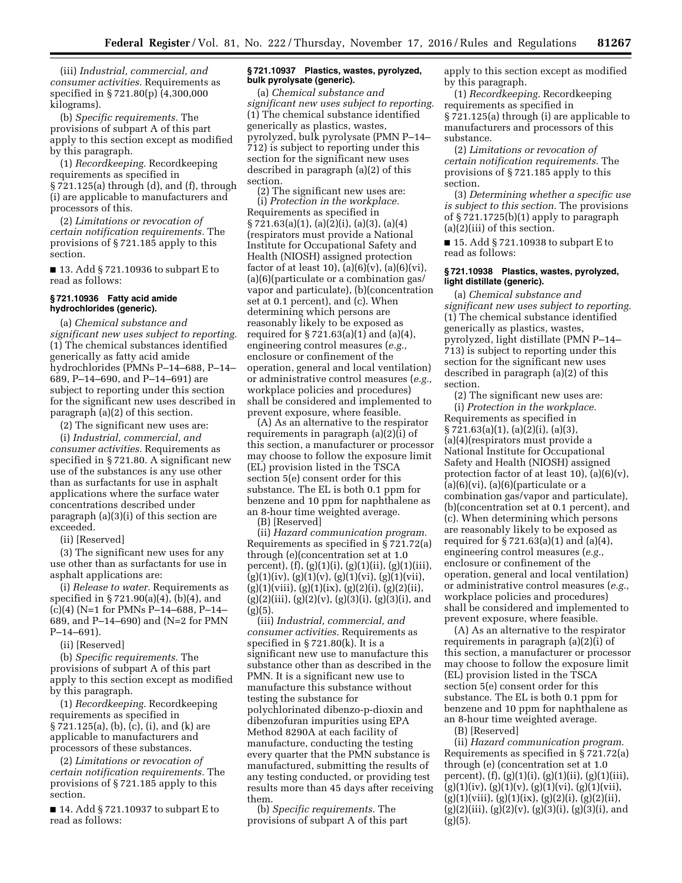(iii) *Industrial, commercial, and consumer activities.* Requirements as specified in § 721.80(p) (4,300,000 kilograms).

(b) *Specific requirements.* The provisions of subpart A of this part apply to this section except as modified by this paragraph.

(1) *Recordkeeping.* Recordkeeping requirements as specified in § 721.125(a) through (d), and (f), through (i) are applicable to manufacturers and processors of this.

(2) *Limitations or revocation of certain notification requirements.* The provisions of § 721.185 apply to this section.

■ 13. Add § 721.10936 to subpart E to read as follows:

### § 721.10936 Fatty acid amide hydrochlorides (generic).

(a) *Chemical substance and significant new uses subject to reporting.* (1) The chemical substances identified generically as fatty acid amide hydrochlorides (PMNs P–14–688, P–14–689, P–14–690, and P–14–691) are subject to reporting under this section for the significant new uses described in paragraph (a)(2) of this section.

(2) The significant new uses are:

(i) *Industrial, commercial, and consumer activities.* Requirements as specified in § 721.80. A significant new use of the substances is any use other than as surfactants for use in asphalt applications where the surface water concentrations described under paragraph (a)(3)(i) of this section are exceeded.

(ii) [Reserved]

(3) The significant new uses for any use other than as surfactants for use in asphalt applications are:

(i) *Release to water.* Requirements as specified in § 721.90(a)(4), (b)(4), and (c)(4) (N=1 for PMNs P–14–688, P–14–689, and P–14–690) and (N=2 for PMN P–14–691).

(ii) [Reserved]

(b) *Specific requirements.* The provisions of subpart A of this part apply to this section except as modified by this paragraph.

(1) *Recordkeeping.* Recordkeeping requirements as specified in § 721.125(a), (b), (c), (i), and (k) are applicable to manufacturers and processors of these substances.

(2) *Limitations or revocation of certain notification requirements.* The provisions of § 721.185 apply to this section.

■ 14. Add § 721.10937 to subpart E to read as follows:

### § 721.10937 Plastics, wastes, pyrolyzed, bulk pyrolysate (generic).

(a) *Chemical substance and significant new uses subject to reporting.* (1) The chemical substance identified generically as plastics, wastes, pyrolyzed, bulk pyrolysate (PMN P–14–712) is subject to reporting under this section for the significant new uses described in paragraph (a)(2) of this section.

(2) The significant new uses are:

(i) *Protection in the workplace.* Requirements as specified in § 721.63(a)(1), (a)(2)(i), (a)(3), (a)(4) (respirators must provide a National Institute for Occupational Safety and Health (NIOSH) assigned protection factor of at least 10), (a)(6)(v), (a)(6)(vi), (a)(6)(particulate or a combination gas/vapor and particulate), (b)(concentration set at 0.1 percent), and (c). When determining which persons are reasonably likely to be exposed as required for § 721.63(a)(1) and (a)(4), engineering control measures (*e.g.,* enclosure or confinement of the operation, general and local ventilation) or administrative control measures (*e.g.,* workplace policies and procedures) shall be considered and implemented to prevent exposure, where feasible.

(A) As an alternative to the respirator requirements in paragraph (a)(2)(i) of this section, a manufacturer or processor may choose to follow the exposure limit (EL) provision listed in the TSCA section 5(e) consent order for this substance. The EL is both 0.1 ppm for benzene and 10 ppm for naphthalene as an 8-hour time weighted average.

(B) [Reserved]

(ii) *Hazard communication program.* Requirements as specified in § 721.72(a) through (e)(concentration set at 1.0 percent), (f), (g)(1)(i), (g)(1)(ii), (g)(1)(iii), (g)(1)(iv), (g)(1)(v), (g)(1)(vi), (g)(1)(vii), (g)(1)(viii), (g)(1)(ix), (g)(2)(i), (g)(2)(ii), (g)(2)(iii), (g)(2)(v), (g)(3)(i), (g)(3)(i), and (g)(5).

(iii) *Industrial, commercial, and consumer activities.* Requirements as specified in § 721.80(k). It is a significant new use to manufacture this substance other than as described in the PMN. It is a significant new use to manufacture this substance without testing the substance for polychlorinated dibenzo-p-dioxin and dibenzofuran impurities using EPA Method 8290A at each facility of manufacture, conducting the testing every quarter that the PMN substance is manufactured, submitting the results of any testing conducted, or providing test results more than 45 days after receiving them.

(b) *Specific requirements.* The provisions of subpart A of this part apply to this section except as modified by this paragraph.

(1) *Recordkeeping.* Recordkeeping requirements as specified in § 721.125(a) through (i) are applicable to manufacturers and processors of this substance.

(2) *Limitations or revocation of certain notification requirements.* The provisions of § 721.185 apply to this section.

(3) *Determining whether a specific use is subject to this section.* The provisions of § 721.1725(b)(1) apply to paragraph (a)(2)(iii) of this section.

■ 15. Add § 721.10938 to subpart E to read as follows:

### § 721.10938 Plastics, wastes, pyrolyzed, light distillate (generic).

(a) *Chemical substance and significant new uses subject to reporting.* (1) The chemical substance identified generically as plastics, wastes, pyrolyzed, light distillate (PMN P–14–713) is subject to reporting under this section for the significant new uses described in paragraph (a)(2) of this section.

(2) The significant new uses are:

(i) *Protection in the workplace.* Requirements as specified in § 721.63(a)(1), (a)(2)(i), (a)(3), (a)(4)(respirators must provide a National Institute for Occupational Safety and Health (NIOSH) assigned protection factor of at least 10), (a)(6)(v), (a)(6)(vi), (a)(6)(particulate or a combination gas/vapor and particulate), (b)(concentration set at 0.1 percent), and (c). When determining which persons are reasonably likely to be exposed as required for § 721.63(a)(1) and (a)(4), engineering control measures (*e.g.,* enclosure or confinement of the operation, general and local ventilation) or administrative control measures (*e.g.,* workplace policies and procedures) shall be considered and implemented to prevent exposure, where feasible.

(A) As an alternative to the respirator requirements in paragraph (a)(2)(i) of this section, a manufacturer or processor may choose to follow the exposure limit (EL) provision listed in the TSCA section 5(e) consent order for this substance. The EL is both 0.1 ppm for benzene and 10 ppm for naphthalene as an 8-hour time weighted average.

(B) [Reserved]

(ii) *Hazard communication program.* Requirements as specified in § 721.72(a) through (e) (concentration set at 1.0 percent), (f), (g)(1)(i), (g)(1)(ii), (g)(1)(iii), (g)(1)(iv), (g)(1)(v), (g)(1)(vi), (g)(1)(vii), (g)(1)(viii), (g)(1)(ix), (g)(2)(i), (g)(2)(ii), (g)(2)(iii), (g)(2)(v), (g)(3)(i), (g)(3)(i), and (g)(5).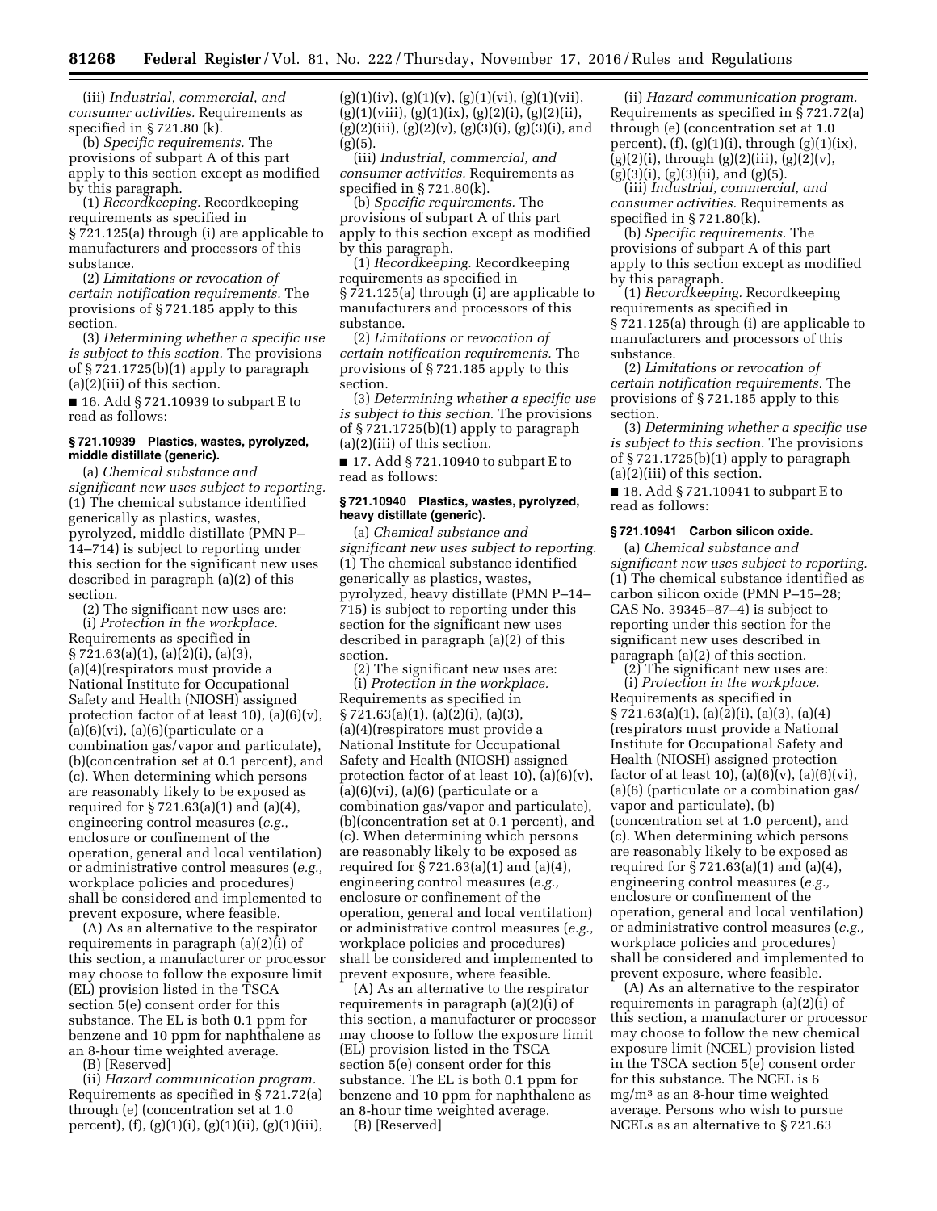(iii) *Industrial, commercial, and consumer activities.* Requirements as specified in § 721.80 (k).

(b) *Specific requirements.* The provisions of subpart A of this part apply to this section except as modified by this paragraph.

(1) *Recordkeeping.* Recordkeeping requirements as specified in § 721.125(a) through (i) are applicable to manufacturers and processors of this substance.

(2) *Limitations or revocation of certain notification requirements.* The provisions of § 721.185 apply to this section.

(3) *Determining whether a specific use is subject to this section.* The provisions of § 721.1725(b)(1) apply to paragraph (a)(2)(iii) of this section.

■ 16. Add § 721.10939 to subpart E to read as follows:

#### § 721.10939 Plastics, wastes, pyrolyzed, middle distillate (generic).

(a) *Chemical substance and significant new uses subject to reporting.* (1) The chemical substance identified generically as plastics, wastes, pyrolyzed, middle distillate (PMN P–14–714) is subject to reporting under this section for the significant new uses described in paragraph (a)(2) of this section.

(2) The significant new uses are:

(i) *Protection in the workplace.* Requirements as specified in § 721.63(a)(1), (a)(2)(i), (a)(3), (a)(4)(respirators must provide a National Institute for Occupational Safety and Health (NIOSH) assigned protection factor of at least 10), (a)(6)(v), (a)(6)(vi), (a)(6)(particulate or a combination gas/vapor and particulate), (b)(concentration set at 0.1 percent), and (c). When determining which persons are reasonably likely to be exposed as required for § 721.63(a)(1) and (a)(4), engineering control measures (*e.g.,* enclosure or confinement of the operation, general and local ventilation) or administrative control measures (*e.g.,* workplace policies and procedures) shall be considered and implemented to prevent exposure, where feasible.

(A) As an alternative to the respirator requirements in paragraph (a)(2)(i) of this section, a manufacturer or processor may choose to follow the exposure limit (EL) provision listed in the TSCA section 5(e) consent order for this substance. The EL is both 0.1 ppm for benzene and 10 ppm for naphthalene as an 8-hour time weighted average.

(B) [Reserved]

(ii) *Hazard communication program.* Requirements as specified in § 721.72(a) through (e) (concentration set at 1.0 percent), (f), (g)(1)(i), (g)(1)(ii), (g)(1)(iii), (g)(1)(iv), (g)(1)(v), (g)(1)(vi), (g)(1)(vii), (g)(1)(viii), (g)(1)(ix), (g)(2)(i), (g)(2)(ii), (g)(2)(iii), (g)(2)(v), (g)(3)(i), (g)(3)(i), and (g)(5).

(iii) *Industrial, commercial, and consumer activities.* Requirements as specified in § 721.80(k).

(b) *Specific requirements.* The provisions of subpart A of this part apply to this section except as modified by this paragraph.

(1) *Recordkeeping.* Recordkeeping requirements as specified in § 721.125(a) through (i) are applicable to manufacturers and processors of this substance.

(2) *Limitations or revocation of certain notification requirements.* The provisions of § 721.185 apply to this section.

(3) *Determining whether a specific use is subject to this section.* The provisions of § 721.1725(b)(1) apply to paragraph (a)(2)(iii) of this section.

■ 17. Add § 721.10940 to subpart E to read as follows:

#### § 721.10940 Plastics, wastes, pyrolyzed, heavy distillate (generic).

(a) *Chemical substance and significant new uses subject to reporting.* (1) The chemical substance identified generically as plastics, wastes, pyrolyzed, heavy distillate (PMN P–14–715) is subject to reporting under this section for the significant new uses described in paragraph (a)(2) of this section.

(2) The significant new uses are:

(i) *Protection in the workplace.* Requirements as specified in § 721.63(a)(1), (a)(2)(i), (a)(3), (a)(4)(respirators must provide a National Institute for Occupational Safety and Health (NIOSH) assigned protection factor of at least 10), (a)(6)(v), (a)(6)(vi), (a)(6) (particulate or a combination gas/vapor and particulate), (b)(concentration set at 0.1 percent), and (c). When determining which persons are reasonably likely to be exposed as required for § 721.63(a)(1) and (a)(4), engineering control measures (*e.g.,* enclosure or confinement of the operation, general and local ventilation) or administrative control measures (*e.g.,* workplace policies and procedures) shall be considered and implemented to prevent exposure, where feasible.

(A) As an alternative to the respirator requirements in paragraph (a)(2)(i) of this section, a manufacturer or processor may choose to follow the exposure limit (EL) provision listed in the TSCA section 5(e) consent order for this substance. The EL is both 0.1 ppm for benzene and 10 ppm for naphthalene as an 8-hour time weighted average.

(B) [Reserved]

(ii) *Hazard communication program.* Requirements as specified in § 721.72(a) through (e) (concentration set at 1.0 percent), (f), (g)(1)(i), through (g)(1)(ix), (g)(2)(i), through (g)(2)(iii), (g)(2)(v), (g)(3)(i), (g)(3)(ii), and (g)(5).

(iii) *Industrial, commercial, and consumer activities.* Requirements as specified in § 721.80(k).

(b) *Specific requirements.* The provisions of subpart A of this part apply to this section except as modified by this paragraph.

(1) *Recordkeeping.* Recordkeeping requirements as specified in § 721.125(a) through (i) are applicable to manufacturers and processors of this substance.

(2) *Limitations or revocation of certain notification requirements.* The provisions of § 721.185 apply to this section.

(3) *Determining whether a specific use is subject to this section.* The provisions of § 721.1725(b)(1) apply to paragraph (a)(2)(iii) of this section.

■ 18. Add § 721.10941 to subpart E to read as follows:

#### § 721.10941 Carbon silicon oxide.

(a) *Chemical substance and significant new uses subject to reporting.* (1) The chemical substance identified as carbon silicon oxide (PMN P–15–28; CAS No. 39345–87–4) is subject to reporting under this section for the significant new uses described in paragraph (a)(2) of this section.

(2) The significant new uses are:

(i) *Protection in the workplace.* Requirements as specified in § 721.63(a)(1), (a)(2)(i), (a)(3), (a)(4) (respirators must provide a National Institute for Occupational Safety and Health (NIOSH) assigned protection factor of at least 10), (a)(6)(v), (a)(6)(vi), (a)(6) (particulate or a combination gas/vapor and particulate), (b) (concentration set at 1.0 percent), and (c). When determining which persons are reasonably likely to be exposed as required for § 721.63(a)(1) and (a)(4), engineering control measures (*e.g.,* enclosure or confinement of the operation, general and local ventilation) or administrative control measures (*e.g.,* workplace policies and procedures) shall be considered and implemented to prevent exposure, where feasible.

(A) As an alternative to the respirator requirements in paragraph (a)(2)(i) of this section, a manufacturer or processor may choose to follow the new chemical exposure limit (NCEL) provision listed in the TSCA section 5(e) consent order for this substance. The NCEL is 6 $mg/m^3$ as an 8-hour time weighted average. Persons who wish to pursue NCELs as an alternative to § 721.63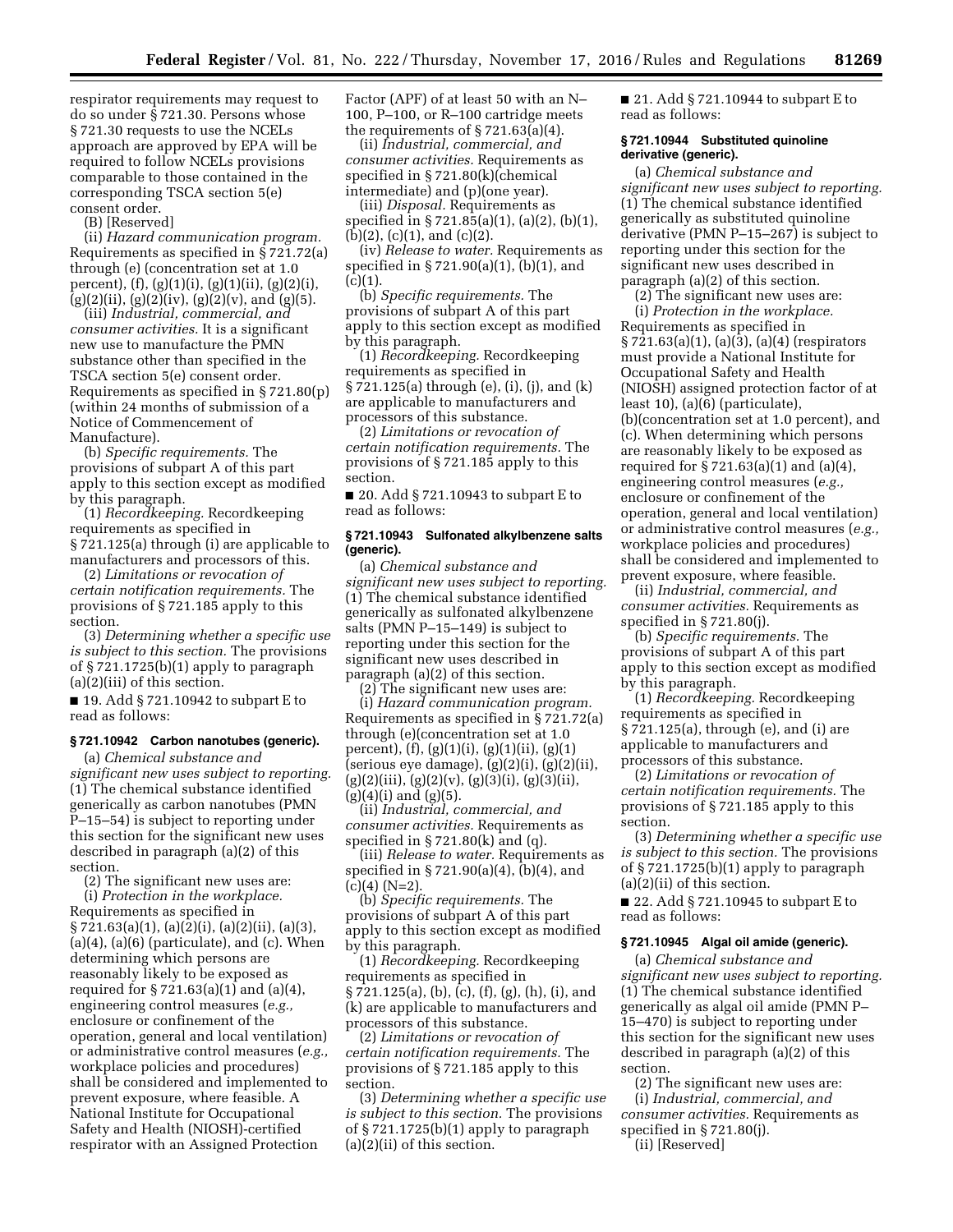respirator requirements may request to do so under § 721.30. Persons whose § 721.30 requests to use the NCELs approach are approved by EPA will be required to follow NCELs provisions comparable to those contained in the corresponding TSCA section 5(e) consent order.

(B) [Reserved]

(ii) *Hazard communication program.* Requirements as specified in § 721.72(a) through (e) (concentration set at 1.0 percent), (f), (g)(1)(i), (g)(1)(ii), (g)(2)(i), (g)(2)(ii), (g)(2)(iv), (g)(2)(v), and (g)(5).

(iii) *Industrial, commercial, and consumer activities.* It is a significant new use to manufacture the PMN substance other than specified in the TSCA section 5(e) consent order. Requirements as specified in § 721.80(p) (within 24 months of submission of a Notice of Commencement of Manufacture).

(b) *Specific requirements.* The provisions of subpart A of this part apply to this section except as modified by this paragraph.

(1) *Recordkeeping.* Recordkeeping requirements as specified in § 721.125(a) through (i) are applicable to manufacturers and processors of this.

(2) *Limitations or revocation of certain notification requirements.* The provisions of § 721.185 apply to this section.

(3) *Determining whether a specific use is subject to this section.* The provisions of § 721.1725(b)(1) apply to paragraph (a)(2)(iii) of this section.

■ 19. Add § 721.10942 to subpart E to read as follows:

### § 721.10942 Carbon nanotubes (generic).

(a) *Chemical substance and significant new uses subject to reporting.* (1) The chemical substance identified generically as carbon nanotubes (PMN P–15–54) is subject to reporting under this section for the significant new uses described in paragraph (a)(2) of this section.

(2) The significant new uses are:

(i) *Protection in the workplace.* Requirements as specified in § 721.63(a)(1), (a)(2)(i), (a)(2)(ii), (a)(3), (a)(4), (a)(6) (particulate), and (c). When determining which persons are reasonably likely to be exposed as required for § 721.63(a)(1) and (a)(4), engineering control measures (*e.g.,* enclosure or confinement of the operation, general and local ventilation) or administrative control measures (*e.g.,* workplace policies and procedures) shall be considered and implemented to prevent exposure, where feasible. A National Institute for Occupational Safety and Health (NIOSH)-certified respirator with an Assigned Protection Factor (APF) of at least 50 with an N–100, P–100, or R–100 cartridge meets the requirements of § 721.63(a)(4).

(ii) *Industrial, commercial, and consumer activities.* Requirements as specified in § 721.80(k)(chemical intermediate) and (p)(one year).

(iii) *Disposal.* Requirements as specified in § 721.85(a)(1), (a)(2), (b)(1), (b)(2), (c)(1), and (c)(2).

(iv) *Release to water.* Requirements as specified in § 721.90(a)(1), (b)(1), and (c)(1).

(b) *Specific requirements.* The provisions of subpart A of this part apply to this section except as modified by this paragraph.

(1) *Recordkeeping.* Recordkeeping requirements as specified in § 721.125(a) through (e), (i), (j), and (k) are applicable to manufacturers and processors of this substance.

(2) *Limitations or revocation of certain notification requirements.* The provisions of § 721.185 apply to this section.

■ 20. Add § 721.10943 to subpart E to read as follows:

### § 721.10943 Sulfonated alkylbenzene salts (generic).

(a) *Chemical substance and significant new uses subject to reporting.* (1) The chemical substance identified generically as sulfonated alkylbenzene salts (PMN P–15–149) is subject to reporting under this section for the significant new uses described in paragraph (a)(2) of this section.

(2) The significant new uses are:

(i) *Hazard communication program.* Requirements as specified in § 721.72(a) through (e)(concentration set at 1.0 percent), (f), (g)(1)(i), (g)(1)(ii), (g)(1) (serious eye damage), (g)(2)(i), (g)(2)(ii), (g)(2)(iii), (g)(2)(v), (g)(3)(i), (g)(3)(ii), (g)(4)(i) and (g)(5).

(ii) *Industrial, commercial, and consumer activities.* Requirements as specified in § 721.80(k) and (q).

(iii) *Release to water.* Requirements as specified in § 721.90(a)(4), (b)(4), and (c)(4) (N=2).

(b) *Specific requirements.* The provisions of subpart A of this part apply to this section except as modified by this paragraph.

(1) *Recordkeeping.* Recordkeeping requirements as specified in § 721.125(a), (b), (c), (f), (g), (h), (i), and (k) are applicable to manufacturers and processors of this substance.

(2) *Limitations or revocation of certain notification requirements.* The provisions of § 721.185 apply to this section.

(3) *Determining whether a specific use is subject to this section.* The provisions of § 721.1725(b)(1) apply to paragraph (a)(2)(ii) of this section.

■ 21. Add § 721.10944 to subpart E to read as follows:

### § 721.10944 Substituted quinoline derivative (generic).

(a) *Chemical substance and significant new uses subject to reporting.* (1) The chemical substance identified generically as substituted quinoline derivative (PMN P–15–267) is subject to reporting under this section for the significant new uses described in paragraph (a)(2) of this section.

(2) The significant new uses are:

(i) *Protection in the workplace.* Requirements as specified in § 721.63(a)(1), (a)(3), (a)(4) (respirators must provide a National Institute for Occupational Safety and Health (NIOSH) assigned protection factor of at least 10), (a)(6) (particulate), (b)(concentration set at 1.0 percent), and (c). When determining which persons are reasonably likely to be exposed as required for § 721.63(a)(1) and (a)(4), engineering control measures (*e.g.,* enclosure or confinement of the operation, general and local ventilation) or administrative control measures (*e.g.,* workplace policies and procedures) shall be considered and implemented to prevent exposure, where feasible.

(ii) *Industrial, commercial, and consumer activities.* Requirements as specified in § 721.80(j).

(b) *Specific requirements.* The provisions of subpart A of this part apply to this section except as modified by this paragraph.

(1) *Recordkeeping.* Recordkeeping requirements as specified in § 721.125(a), through (e), and (i) are applicable to manufacturers and processors of this substance.

(2) *Limitations or revocation of certain notification requirements.* The provisions of § 721.185 apply to this section.

(3) *Determining whether a specific use is subject to this section.* The provisions of § 721.1725(b)(1) apply to paragraph (a)(2)(ii) of this section.

■ 22. Add § 721.10945 to subpart E to read as follows:

### § 721.10945 Algal oil amide (generic).

(a) *Chemical substance and significant new uses subject to reporting.* (1) The chemical substance identified generically as algal oil amide (PMN P–15–470) is subject to reporting under this section for the significant new uses described in paragraph (a)(2) of this section.

(2) The significant new uses are:

(i) *Industrial, commercial, and consumer activities.* Requirements as specified in § 721.80(j).

(ii) [Reserved]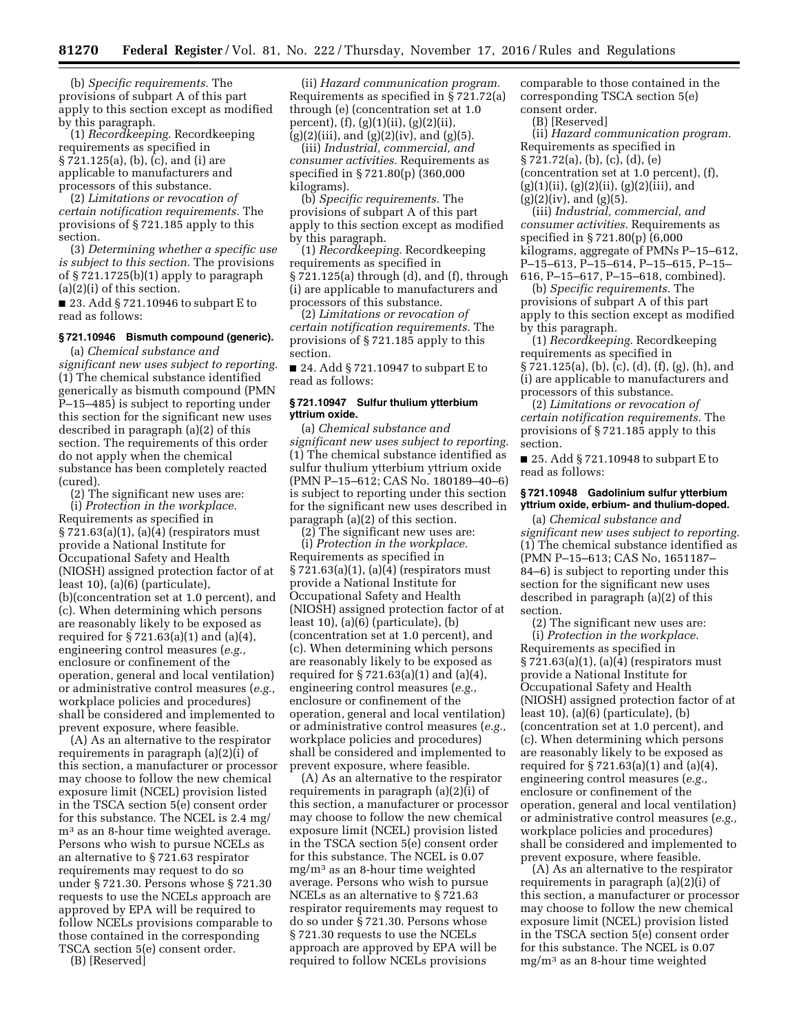(b) *Specific requirements.* The provisions of subpart A of this part apply to this section except as modified by this paragraph.

(1) *Recordkeeping.* Recordkeeping requirements as specified in § 721.125(a), (b), (c), and (i) are applicable to manufacturers and processors of this substance.

(2) *Limitations or revocation of certain notification requirements.* The provisions of § 721.185 apply to this section.

(3) *Determining whether a specific use is subject to this section.* The provisions of § 721.1725(b)(1) apply to paragraph (a)(2)(i) of this section.

■ 23. Add § 721.10946 to subpart E to read as follows:

### § 721.10946 Bismuth compound (generic).

(a) *Chemical substance and significant new uses subject to reporting.* (1) The chemical substance identified generically as bismuth compound (PMN P–15–485) is subject to reporting under this section for the significant new uses described in paragraph (a)(2) of this section. The requirements of this order do not apply when the chemical substance has been completely reacted (cured).

(2) The significant new uses are:

(i) *Protection in the workplace.* Requirements as specified in § 721.63(a)(1), (a)(4) (respirators must provide a National Institute for Occupational Safety and Health (NIOSH) assigned protection factor of at least 10), (a)(6) (particulate), (b)(concentration set at 1.0 percent), and (c). When determining which persons are reasonably likely to be exposed as required for § 721.63(a)(1) and (a)(4), engineering control measures (*e.g.,* enclosure or confinement of the operation, general and local ventilation) or administrative control measures (*e.g.,* workplace policies and procedures) shall be considered and implemented to prevent exposure, where feasible.

(A) As an alternative to the respirator requirements in paragraph (a)(2)(i) of this section, a manufacturer or processor may choose to follow the new chemical exposure limit (NCEL) provision listed in the TSCA section 5(e) consent order for this substance. The NCEL is 2.4 mg/m$^3$ as an 8-hour time weighted average. Persons who wish to pursue NCELs as an alternative to § 721.63 respirator requirements may request to do so under § 721.30. Persons whose § 721.30 requests to use the NCELs approach are approved by EPA will be required to follow NCELs provisions comparable to those contained in the corresponding TSCA section 5(e) consent order.

(B) [Reserved]

(ii) *Hazard communication program.* Requirements as specified in § 721.72(a) through (e) (concentration set at 1.0 percent), (f), (g)(1)(ii), (g)(2)(ii), (g)(2)(iii), and (g)(2)(iv), and (g)(5).

(iii) *Industrial, commercial, and consumer activities.* Requirements as specified in § 721.80(p) (360,000 kilograms).

(b) *Specific requirements.* The provisions of subpart A of this part apply to this section except as modified by this paragraph.

(1) *Recordkeeping.* Recordkeeping requirements as specified in § 721.125(a) through (d), and (f), through (i) are applicable to manufacturers and processors of this substance.

(2) *Limitations or revocation of certain notification requirements.* The provisions of § 721.185 apply to this section.

■ 24. Add § 721.10947 to subpart E to read as follows:

### § 721.10947 Sulfur thulium ytterbium yttrium oxide.

(a) *Chemical substance and significant new uses subject to reporting.* (1) The chemical substance identified as sulfur thulium ytterbium yttrium oxide (PMN P–15–612; CAS No. 180189–40–6) is subject to reporting under this section for the significant new uses described in paragraph (a)(2) of this section.

(2) The significant new uses are:

(i) *Protection in the workplace.* Requirements as specified in § 721.63(a)(1), (a)(4) (respirators must provide a National Institute for Occupational Safety and Health (NIOSH) assigned protection factor of at least 10), (a)(6) (particulate), (b) (concentration set at 1.0 percent), and (c). When determining which persons are reasonably likely to be exposed as required for § 721.63(a)(1) and (a)(4), engineering control measures (*e.g.,* enclosure or confinement of the operation, general and local ventilation) or administrative control measures (*e.g.,* workplace policies and procedures) shall be considered and implemented to prevent exposure, where feasible.

(A) As an alternative to the respirator requirements in paragraph (a)(2)(i) of this section, a manufacturer or processor may choose to follow the new chemical exposure limit (NCEL) provision listed in the TSCA section 5(e) consent order for this substance. The NCEL is 0.07 mg/m$^3$ as an 8-hour time weighted average. Persons who wish to pursue NCELs as an alternative to § 721.63 respirator requirements may request to do so under § 721.30. Persons whose § 721.30 requests to use the NCELs approach are approved by EPA will be required to follow NCELs provisions comparable to those contained in the corresponding TSCA section 5(e) consent order.

(B) [Reserved]

(ii) *Hazard communication program.* Requirements as specified in § 721.72(a), (b), (c), (d), (e) (concentration set at 1.0 percent), (f), (g)(1)(ii), (g)(2)(ii), (g)(2)(iii), and (g)(2)(iv), and (g)(5).

(iii) *Industrial, commercial, and consumer activities.* Requirements as specified in § 721.80(p) (6,000 kilograms, aggregate of PMNs P–15–612, P–15–613, P–15–614, P–15–615, P–15–616, P–15–617, P–15–618, combined).

(b) *Specific requirements.* The provisions of subpart A of this part apply to this section except as modified by this paragraph.

(1) *Recordkeeping.* Recordkeeping requirements as specified in § 721.125(a), (b), (c), (d), (f), (g), (h), and (i) are applicable to manufacturers and processors of this substance.

(2) *Limitations or revocation of certain notification requirements.* The provisions of § 721.185 apply to this section.

■ 25. Add § 721.10948 to subpart E to read as follows:

### § 721.10948 Gadolinium sulfur ytterbium yttrium oxide, erbium- and thulium-doped.

(a) *Chemical substance and significant new uses subject to reporting.* (1) The chemical substance identified as (PMN P–15–613; CAS No, 1651187–84–6) is subject to reporting under this section for the significant new uses described in paragraph (a)(2) of this section.

(2) The significant new uses are:

(i) *Protection in the workplace.* Requirements as specified in § 721.63(a)(1), (a)(4) (respirators must provide a National Institute for Occupational Safety and Health (NIOSH) assigned protection factor of at least 10), (a)(6) (particulate), (b) (concentration set at 1.0 percent), and (c). When determining which persons are reasonably likely to be exposed as required for § 721.63(a)(1) and (a)(4), engineering control measures (*e.g.,* enclosure or confinement of the operation, general and local ventilation) or administrative control measures (*e.g.,* workplace policies and procedures) shall be considered and implemented to prevent exposure, where feasible.

(A) As an alternative to the respirator requirements in paragraph (a)(2)(i) of this section, a manufacturer or processor may choose to follow the new chemical exposure limit (NCEL) provision listed in the TSCA section 5(e) consent order for this substance. The NCEL is 0.07 mg/m$^3$ as an 8-hour time weighted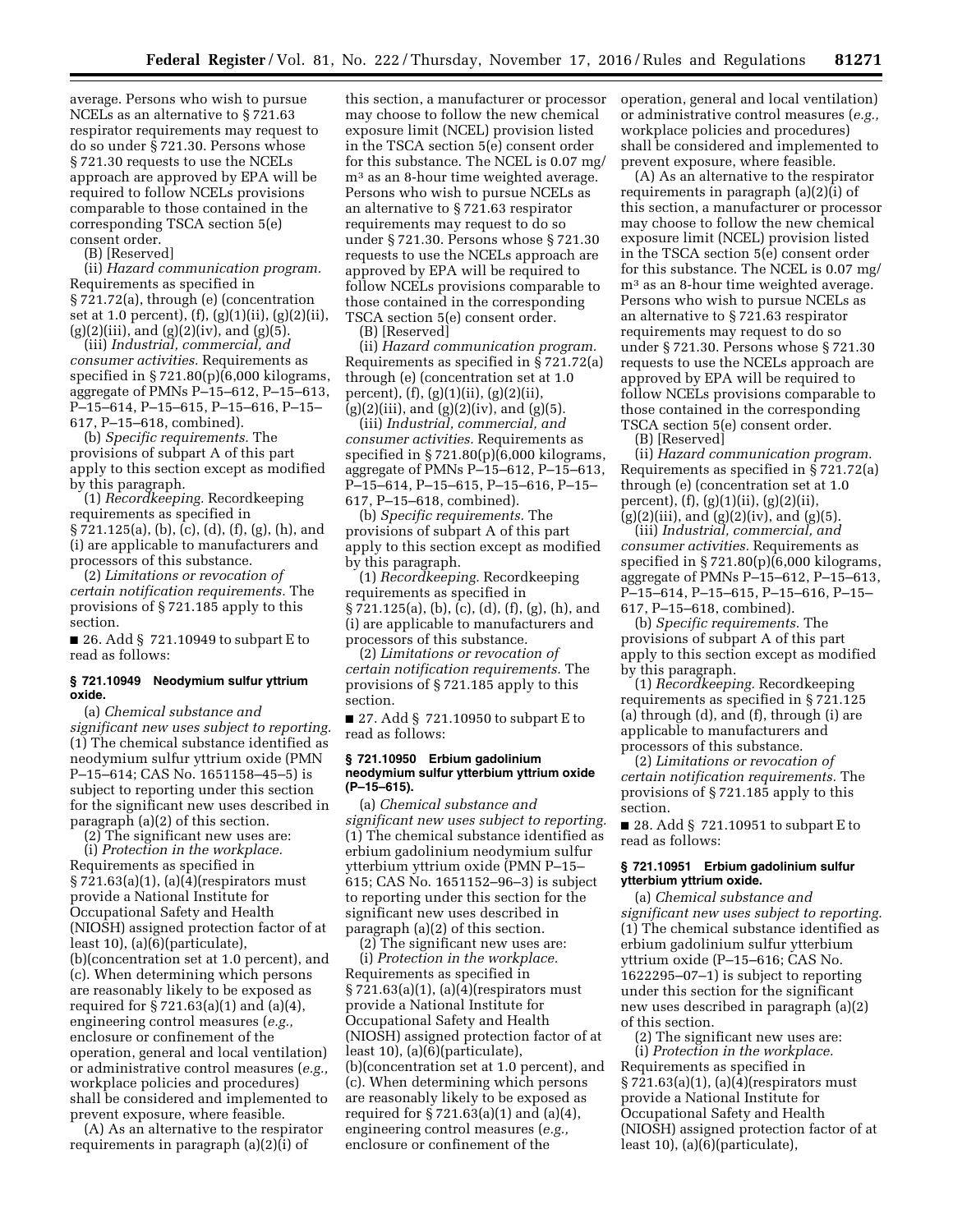average. Persons who wish to pursue NCELs as an alternative to § 721.63 respirator requirements may request to do so under § 721.30. Persons whose § 721.30 requests to use the NCELs approach are approved by EPA will be required to follow NCELs provisions comparable to those contained in the corresponding TSCA section 5(e) consent order.

(B) [Reserved]

(ii) *Hazard communication program.* Requirements as specified in § 721.72(a), through (e) (concentration set at 1.0 percent), (f), (g)(1)(ii), (g)(2)(ii), (g)(2)(iii), and (g)(2)(iv), and (g)(5).

(iii) *Industrial, commercial, and consumer activities.* Requirements as specified in § 721.80(p)(6,000 kilograms, aggregate of PMNs P–15–612, P–15–613, P–15–614, P–15–615, P–15–616, P–15–617, P–15–618, combined).

(b) *Specific requirements.* The provisions of subpart A of this part apply to this section except as modified by this paragraph.

(1) *Recordkeeping.* Recordkeeping requirements as specified in § 721.125(a), (b), (c), (d), (f), (g), (h), and (i) are applicable to manufacturers and processors of this substance.

(2) *Limitations or revocation of certain notification requirements.* The provisions of § 721.185 apply to this section.

■ 26. Add § 721.10949 to subpart E to read as follows:

**§ 721.10949 Neodymium sulfur yttrium oxide.**

(a) *Chemical substance and significant new uses subject to reporting.* (1) The chemical substance identified as neodymium sulfur yttrium oxide (PMN P–15–614; CAS No. 1651158–45–5) is subject to reporting under this section for the significant new uses described in paragraph (a)(2) of this section.

(2) The significant new uses are:

(i) *Protection in the workplace.* Requirements as specified in § 721.63(a)(1), (a)(4)(respirators must provide a National Institute for Occupational Safety and Health (NIOSH) assigned protection factor of at least 10), (a)(6)(particulate), (b)(concentration set at 1.0 percent), and (c). When determining which persons are reasonably likely to be exposed as required for § 721.63(a)(1) and (a)(4), engineering control measures (*e.g.,* enclosure or confinement of the operation, general and local ventilation) or administrative control measures (*e.g.,* workplace policies and procedures) shall be considered and implemented to prevent exposure, where feasible.

(A) As an alternative to the respirator requirements in paragraph (a)(2)(i) of this section, a manufacturer or processor may choose to follow the new chemical exposure limit (NCEL) provision listed in the TSCA section 5(e) consent order for this substance. The NCEL is 0.07 mg/m³ as an 8-hour time weighted average. Persons who wish to pursue NCELs as an alternative to § 721.63 respirator requirements may request to do so under § 721.30. Persons whose § 721.30 requests to use the NCELs approach are approved by EPA will be required to follow NCELs provisions comparable to those contained in the corresponding TSCA section 5(e) consent order.

(B) [Reserved]

(ii) *Hazard communication program.* Requirements as specified in § 721.72(a) through (e) (concentration set at 1.0 percent), (f), (g)(1)(ii), (g)(2)(ii), (g)(2)(iii), and (g)(2)(iv), and (g)(5).

(iii) *Industrial, commercial, and consumer activities.* Requirements as specified in § 721.80(p)(6,000 kilograms, aggregate of PMNs P–15–612, P–15–613, P–15–614, P–15–615, P–15–616, P–15–617, P–15–618, combined).

(b) *Specific requirements.* The provisions of subpart A of this part apply to this section except as modified by this paragraph.

(1) *Recordkeeping.* Recordkeeping requirements as specified in § 721.125(a), (b), (c), (d), (f), (g), (h), and (i) are applicable to manufacturers and processors of this substance.

(2) *Limitations or revocation of certain notification requirements.* The provisions of § 721.185 apply to this section.

■ 27. Add § 721.10950 to subpart E to read as follows:

**§ 721.10950 Erbium gadolinium neodymium sulfur ytterbium yttrium oxide (P–15–615).**

(a) *Chemical substance and significant new uses subject to reporting.* (1) The chemical substance identified as erbium gadolinium neodymium sulfur ytterbium yttrium oxide (PMN P–15–615; CAS No. 1651152–96–3) is subject to reporting under this section for the significant new uses described in paragraph (a)(2) of this section.

(2) The significant new uses are:

(i) *Protection in the workplace.* Requirements as specified in § 721.63(a)(1), (a)(4)(respirators must provide a National Institute for Occupational Safety and Health (NIOSH) assigned protection factor of at least 10), (a)(6)(particulate), (b)(concentration set at 1.0 percent), and (c). When determining which persons are reasonably likely to be exposed as required for § 721.63(a)(1) and (a)(4), engineering control measures (*e.g.,* enclosure or confinement of the operation, general and local ventilation) or administrative control measures (*e.g.,* workplace policies and procedures) shall be considered and implemented to prevent exposure, where feasible.

(A) As an alternative to the respirator requirements in paragraph (a)(2)(i) of this section, a manufacturer or processor may choose to follow the new chemical exposure limit (NCEL) provision listed in the TSCA section 5(e) consent order for this substance. The NCEL is 0.07 mg/m³ as an 8-hour time weighted average. Persons who wish to pursue NCELs as an alternative to § 721.63 respirator requirements may request to do so under § 721.30. Persons whose § 721.30 requests to use the NCELs approach are approved by EPA will be required to follow NCELs provisions comparable to those contained in the corresponding TSCA section 5(e) consent order.

(B) [Reserved]

(ii) *Hazard communication program.* Requirements as specified in § 721.72(a) through (e) (concentration set at 1.0 percent), (f), (g)(1)(ii), (g)(2)(ii), (g)(2)(iii), and (g)(2)(iv), and (g)(5).

(iii) *Industrial, commercial, and consumer activities.* Requirements as specified in § 721.80(p)(6,000 kilograms, aggregate of PMNs P–15–612, P–15–613, P–15–614, P–15–615, P–15–616, P–15–617, P–15–618, combined).

(b) *Specific requirements.* The provisions of subpart A of this part apply to this section except as modified by this paragraph.

(1) *Recordkeeping.* Recordkeeping requirements as specified in § 721.125 (a) through (d), and (f), through (i) are applicable to manufacturers and processors of this substance.

(2) *Limitations or revocation of certain notification requirements.* The provisions of § 721.185 apply to this section.

■ 28. Add § 721.10951 to subpart E to read as follows:

**§ 721.10951 Erbium gadolinium sulfur ytterbium yttrium oxide.**

(a) *Chemical substance and significant new uses subject to reporting.* (1) The chemical substance identified as erbium gadolinium sulfur ytterbium yttrium oxide (P–15–616; CAS No. 1622295–07–1) is subject to reporting under this section for the significant new uses described in paragraph (a)(2) of this section.

(2) The significant new uses are:

(i) *Protection in the workplace.* Requirements as specified in § 721.63(a)(1), (a)(4)(respirators must provide a National Institute for Occupational Safety and Health (NIOSH) assigned protection factor of at least 10), (a)(6)(particulate),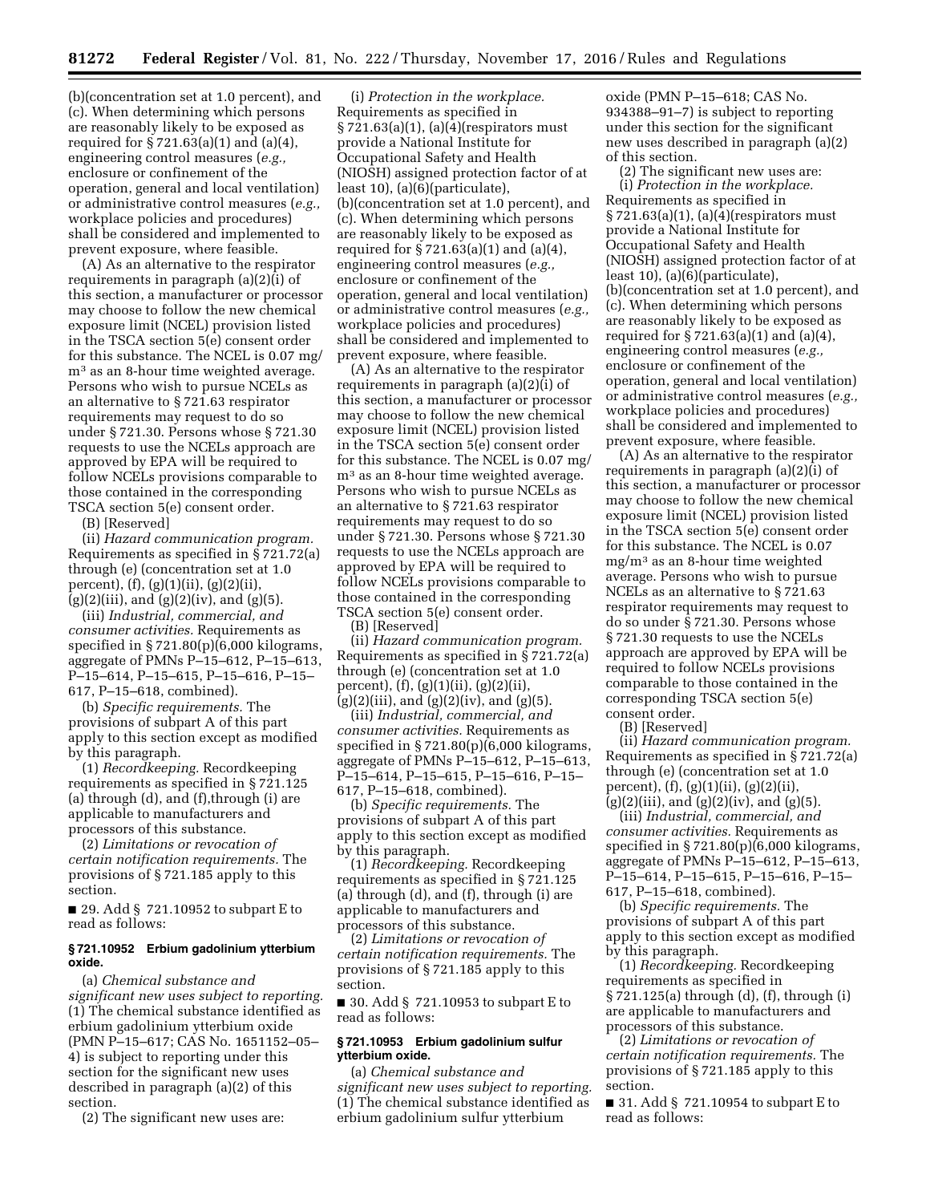(b)(concentration set at 1.0 percent), and (c). When determining which persons are reasonably likely to be exposed as required for § 721.63(a)(1) and (a)(4), engineering control measures (*e.g.,* enclosure or confinement of the operation, general and local ventilation) or administrative control measures (*e.g.,* workplace policies and procedures) shall be considered and implemented to prevent exposure, where feasible.

(A) As an alternative to the respirator requirements in paragraph (a)(2)(i) of this section, a manufacturer or processor may choose to follow the new chemical exposure limit (NCEL) provision listed in the TSCA section 5(e) consent order for this substance. The NCEL is 0.07 mg/$m^3$ as an 8-hour time weighted average. Persons who wish to pursue NCELs as an alternative to § 721.63 respirator requirements may request to do so under § 721.30. Persons whose § 721.30 requests to use the NCELs approach are approved by EPA will be required to follow NCELs provisions comparable to those contained in the corresponding TSCA section 5(e) consent order.

(B) [Reserved]

(ii) *Hazard communication program.* Requirements as specified in § 721.72(a) through (e) (concentration set at 1.0 percent), (f), (g)(1)(ii), (g)(2)(ii), (g)(2)(iii), and (g)(2)(iv), and (g)(5).

(iii) *Industrial, commercial, and consumer activities.* Requirements as specified in § 721.80(p)(6,000 kilograms, aggregate of PMNs P–15–612, P–15–613, P–15–614, P–15–615, P–15–616, P–15–617, P–15–618, combined).

(b) *Specific requirements.* The provisions of subpart A of this part apply to this section except as modified by this paragraph.

(1) *Recordkeeping.* Recordkeeping requirements as specified in § 721.125 (a) through (d), and (f),through (i) are applicable to manufacturers and processors of this substance.

(2) *Limitations or revocation of certain notification requirements.* The provisions of § 721.185 apply to this section.

■ 29. Add § 721.10952 to subpart E to read as follows:

#### § 721.10952 Erbium gadolinium ytterbium oxide.

(a) *Chemical substance and significant new uses subject to reporting.* (1) The chemical substance identified as erbium gadolinium ytterbium oxide (PMN P–15–617; CAS No. 1651152–05–4) is subject to reporting under this section for the significant new uses described in paragraph (a)(2) of this section.

(2) The significant new uses are:

(i) *Protection in the workplace.* Requirements as specified in § 721.63(a)(1), (a)(4)(respirators must provide a National Institute for Occupational Safety and Health (NIOSH) assigned protection factor of at least 10), (a)(6)(particulate), (b)(concentration set at 1.0 percent), and (c). When determining which persons are reasonably likely to be exposed as required for § 721.63(a)(1) and (a)(4), engineering control measures (*e.g.,* enclosure or confinement of the operation, general and local ventilation) or administrative control measures (*e.g.,* workplace policies and procedures) shall be considered and implemented to prevent exposure, where feasible.

(A) As an alternative to the respirator requirements in paragraph (a)(2)(i) of this section, a manufacturer or processor may choose to follow the new chemical exposure limit (NCEL) provision listed in the TSCA section 5(e) consent order for this substance. The NCEL is 0.07 mg/$m^3$ as an 8-hour time weighted average. Persons who wish to pursue NCELs as an alternative to § 721.63 respirator requirements may request to do so under § 721.30. Persons whose § 721.30 requests to use the NCELs approach are approved by EPA will be required to follow NCELs provisions comparable to those contained in the corresponding TSCA section 5(e) consent order.

(B) [Reserved]

(ii) *Hazard communication program.* Requirements as specified in § 721.72(a) through (e) (concentration set at 1.0 percent), (f), (g)(1)(ii), (g)(2)(ii), (g)(2)(iii), and (g)(2)(iv), and (g)(5).

(iii) *Industrial, commercial, and consumer activities.* Requirements as specified in § 721.80(p)(6,000 kilograms, aggregate of PMNs P–15–612, P–15–613, P–15–614, P–15–615, P–15–616, P–15–617, P–15–618, combined).

(b) *Specific requirements.* The provisions of subpart A of this part apply to this section except as modified by this paragraph.

(1) *Recordkeeping.* Recordkeeping requirements as specified in § 721.125 (a) through (d), and (f), through (i) are applicable to manufacturers and processors of this substance.

(2) *Limitations or revocation of certain notification requirements.* The provisions of § 721.185 apply to this section.

■ 30. Add § 721.10953 to subpart E to read as follows:

#### § 721.10953 Erbium gadolinium sulfur ytterbium oxide.

(a) *Chemical substance and significant new uses subject to reporting.* (1) The chemical substance identified as erbium gadolinium sulfur ytterbium oxide (PMN P–15–618; CAS No. 934388–91–7) is subject to reporting under this section for the significant new uses described in paragraph (a)(2) of this section.

(2) The significant new uses are:

(i) *Protection in the workplace.* Requirements as specified in § 721.63(a)(1), (a)(4)(respirators must provide a National Institute for Occupational Safety and Health (NIOSH) assigned protection factor of at least 10), (a)(6)(particulate), (b)(concentration set at 1.0 percent), and (c). When determining which persons are reasonably likely to be exposed as required for § 721.63(a)(1) and (a)(4), engineering control measures (*e.g.,* enclosure or confinement of the operation, general and local ventilation) or administrative control measures (*e.g.,* workplace policies and procedures) shall be considered and implemented to prevent exposure, where feasible.

(A) As an alternative to the respirator requirements in paragraph (a)(2)(i) of this section, a manufacturer or processor may choose to follow the new chemical exposure limit (NCEL) provision listed in the TSCA section 5(e) consent order for this substance. The NCEL is 0.07 mg/$m^3$ as an 8-hour time weighted average. Persons who wish to pursue NCELs as an alternative to § 721.63 respirator requirements may request to do so under § 721.30. Persons whose § 721.30 requests to use the NCELs approach are approved by EPA will be required to follow NCELs provisions comparable to those contained in the corresponding TSCA section 5(e) consent order.

(B) [Reserved]

(ii) *Hazard communication program.* Requirements as specified in § 721.72(a) through (e) (concentration set at 1.0 percent), (f), (g)(1)(ii), (g)(2)(ii), (g)(2)(iii), and (g)(2)(iv), and (g)(5).

(iii) *Industrial, commercial, and consumer activities.* Requirements as specified in § 721.80(p)(6,000 kilograms, aggregate of PMNs P–15–612, P–15–613, P–15–614, P–15–615, P–15–616, P–15–617, P–15–618, combined).

(b) *Specific requirements.* The provisions of subpart A of this part apply to this section except as modified by this paragraph.

(1) *Recordkeeping.* Recordkeeping requirements as specified in § 721.125(a) through (d), (f), through (i) are applicable to manufacturers and processors of this substance.

(2) *Limitations or revocation of certain notification requirements.* The provisions of § 721.185 apply to this section.

■ 31. Add § 721.10954 to subpart E to read as follows: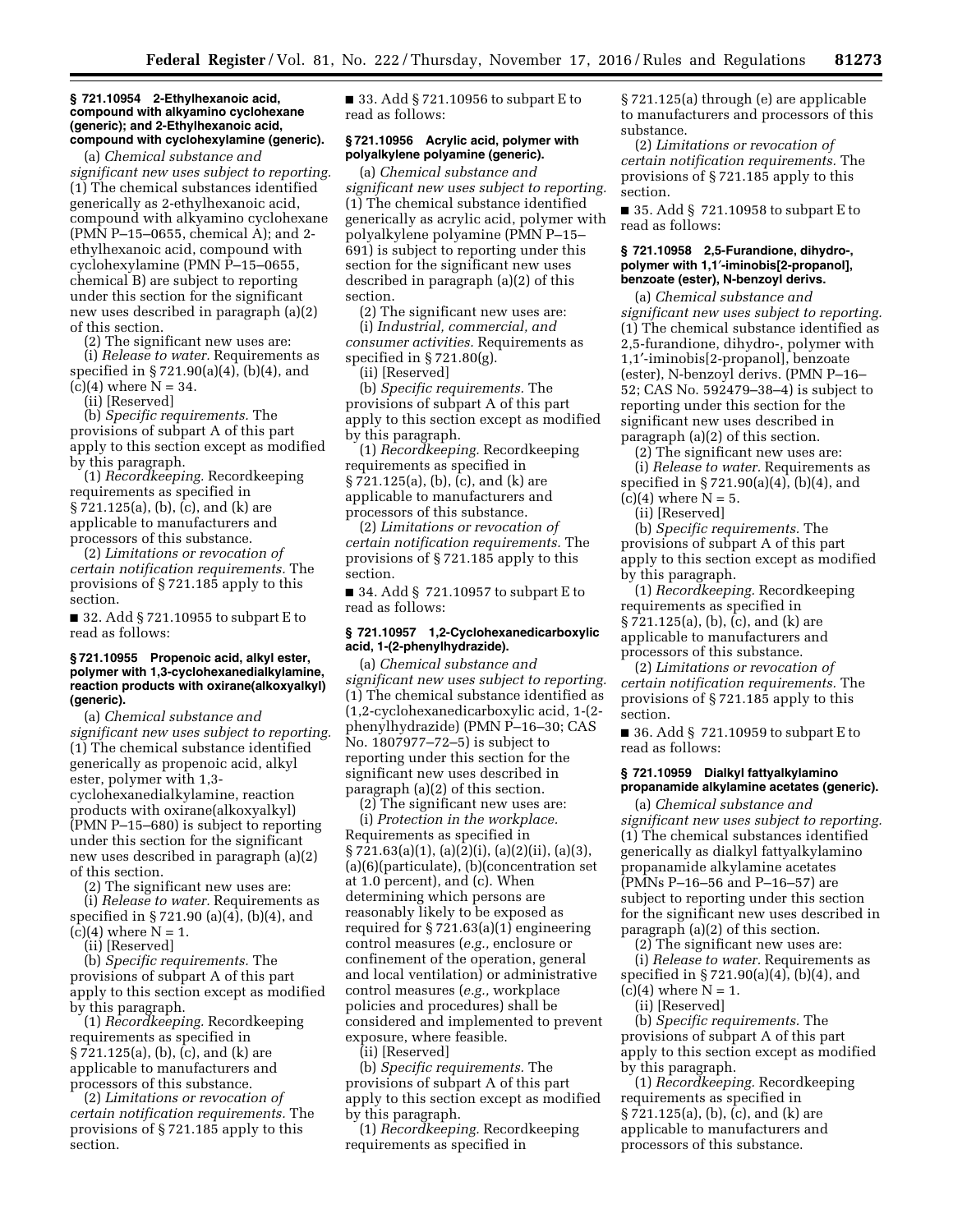#### § 721.10954 2-Ethylhexanoic acid, compound with alkyamino cyclohexane (generic); and 2-Ethylhexanoic acid, compound with cyclohexylamine (generic).

(a) *Chemical substance and significant new uses subject to reporting.* (1) The chemical substances identified generically as 2-ethylhexanoic acid, compound with alkyamino cyclohexane (PMN P–15–0655, chemical A); and 2-ethylhexanoic acid, compound with cyclohexylamine (PMN P–15–0655, chemical B) are subject to reporting under this section for the significant new uses described in paragraph (a)(2) of this section.

(2) The significant new uses are:

(i) *Release to water.* Requirements as specified in § 721.90(a)(4), (b)(4), and (c)(4) where N = 34.

(ii) [Reserved]

(b) *Specific requirements.* The provisions of subpart A of this part apply to this section except as modified by this paragraph.

(1) *Recordkeeping.* Recordkeeping requirements as specified in § 721.125(a), (b), (c), and (k) are applicable to manufacturers and processors of this substance.

(2) *Limitations or revocation of certain notification requirements.* The provisions of § 721.185 apply to this section.

■ 32. Add § 721.10955 to subpart E to read as follows:

#### § 721.10955 Propenoic acid, alkyl ester, polymer with 1,3-cyclohexanedialkylamine, reaction products with oxirane(alkoxyalkyl) (generic).

(a) *Chemical substance and significant new uses subject to reporting.* (1) The chemical substance identified generically as propenoic acid, alkyl ester, polymer with 1,3-cyclohexanedialkylamine, reaction products with oxirane(alkoxyalkyl) (PMN P–15–680) is subject to reporting under this section for the significant new uses described in paragraph (a)(2) of this section.

(2) The significant new uses are:

(i) *Release to water.* Requirements as specified in § 721.90 (a)(4), (b)(4), and (c)(4) where N = 1.

(ii) [Reserved]

(b) *Specific requirements.* The provisions of subpart A of this part apply to this section except as modified by this paragraph.

(1) *Recordkeeping.* Recordkeeping requirements as specified in § 721.125(a), (b), (c), and (k) are applicable to manufacturers and processors of this substance.

(2) *Limitations or revocation of certain notification requirements.* The provisions of § 721.185 apply to this section.

■ 33. Add § 721.10956 to subpart E to read as follows:

#### § 721.10956 Acrylic acid, polymer with polyalkylene polyamine (generic).

(a) *Chemical substance and significant new uses subject to reporting.* (1) The chemical substance identified generically as acrylic acid, polymer with polyalkylene polyamine (PMN P–15–691) is subject to reporting under this section for the significant new uses described in paragraph (a)(2) of this section.

(2) The significant new uses are:

(i) *Industrial, commercial, and consumer activities.* Requirements as specified in § 721.80(g).

(ii) [Reserved]

(b) *Specific requirements.* The provisions of subpart A of this part apply to this section except as modified by this paragraph.

(1) *Recordkeeping.* Recordkeeping requirements as specified in § 721.125(a), (b), (c), and (k) are applicable to manufacturers and processors of this substance.

(2) *Limitations or revocation of certain notification requirements.* The provisions of § 721.185 apply to this section.

■ 34. Add § 721.10957 to subpart E to read as follows:

#### § 721.10957 1,2-Cyclohexanedicarboxylic acid, 1-(2-phenylhydrazide).

(a) *Chemical substance and significant new uses subject to reporting.* (1) The chemical substance identified as (1,2-cyclohexanedicarboxylic acid, 1-(2-phenylhydrazide) (PMN P–16–30; CAS No. 1807977–72–5) is subject to reporting under this section for the significant new uses described in paragraph (a)(2) of this section.

(2) The significant new uses are:

(i) *Protection in the workplace.* Requirements as specified in § 721.63(a)(1), (a)(2)(i), (a)(2)(ii), (a)(3), (a)(6)(particulate), (b)(concentration set at 1.0 percent), and (c). When determining which persons are reasonably likely to be exposed as required for § 721.63(a)(1) engineering control measures (*e.g.,* enclosure or confinement of the operation, general and local ventilation) or administrative control measures (*e.g.,* workplace policies and procedures) shall be considered and implemented to prevent exposure, where feasible.

(ii) [Reserved]

(b) *Specific requirements.* The provisions of subpart A of this part apply to this section except as modified by this paragraph.

(1) *Recordkeeping.* Recordkeeping requirements as specified in § 721.125(a) through (e) are applicable to manufacturers and processors of this substance.

(2) *Limitations or revocation of certain notification requirements.* The provisions of § 721.185 apply to this section.

■ 35. Add § 721.10958 to subpart E to read as follows:

#### § 721.10958 2,5-Furandione, dihydro-, polymer with 1,1′-iminobis[2-propanol], benzoate (ester), N-benzoyl derivs.

(a) *Chemical substance and significant new uses subject to reporting.* (1) The chemical substance identified as 2,5-furandione, dihydro-, polymer with 1,1′-iminobis[2-propanol], benzoate (ester), N-benzoyl derivs. (PMN P–16–52; CAS No. 592479–38–4) is subject to reporting under this section for the significant new uses described in paragraph (a)(2) of this section.

(2) The significant new uses are:

(i) *Release to water.* Requirements as specified in § 721.90(a)(4), (b)(4), and (c)(4) where N = 5.

(ii) [Reserved]

(b) *Specific requirements.* The provisions of subpart A of this part apply to this section except as modified by this paragraph.

(1) *Recordkeeping.* Recordkeeping requirements as specified in § 721.125(a), (b), (c), and (k) are applicable to manufacturers and processors of this substance.

(2) *Limitations or revocation of certain notification requirements.* The provisions of § 721.185 apply to this section.

■ 36. Add § 721.10959 to subpart E to read as follows:

#### § 721.10959 Dialkyl fattyalkylamino propanamide alkylamine acetates (generic).

(a) *Chemical substance and significant new uses subject to reporting.* (1) The chemical substances identified generically as dialkyl fattyalkylamino propanamide alkylamine acetates (PMNs P–16–56 and P–16–57) are subject to reporting under this section for the significant new uses described in paragraph (a)(2) of this section.

(2) The significant new uses are:

(i) *Release to water.* Requirements as specified in § 721.90(a)(4), (b)(4), and (c)(4) where N = 1.

(ii) [Reserved]

(b) *Specific requirements.* The provisions of subpart A of this part apply to this section except as modified by this paragraph.

(1) *Recordkeeping.* Recordkeeping requirements as specified in § 721.125(a), (b), (c), and (k) are applicable to manufacturers and processors of this substance.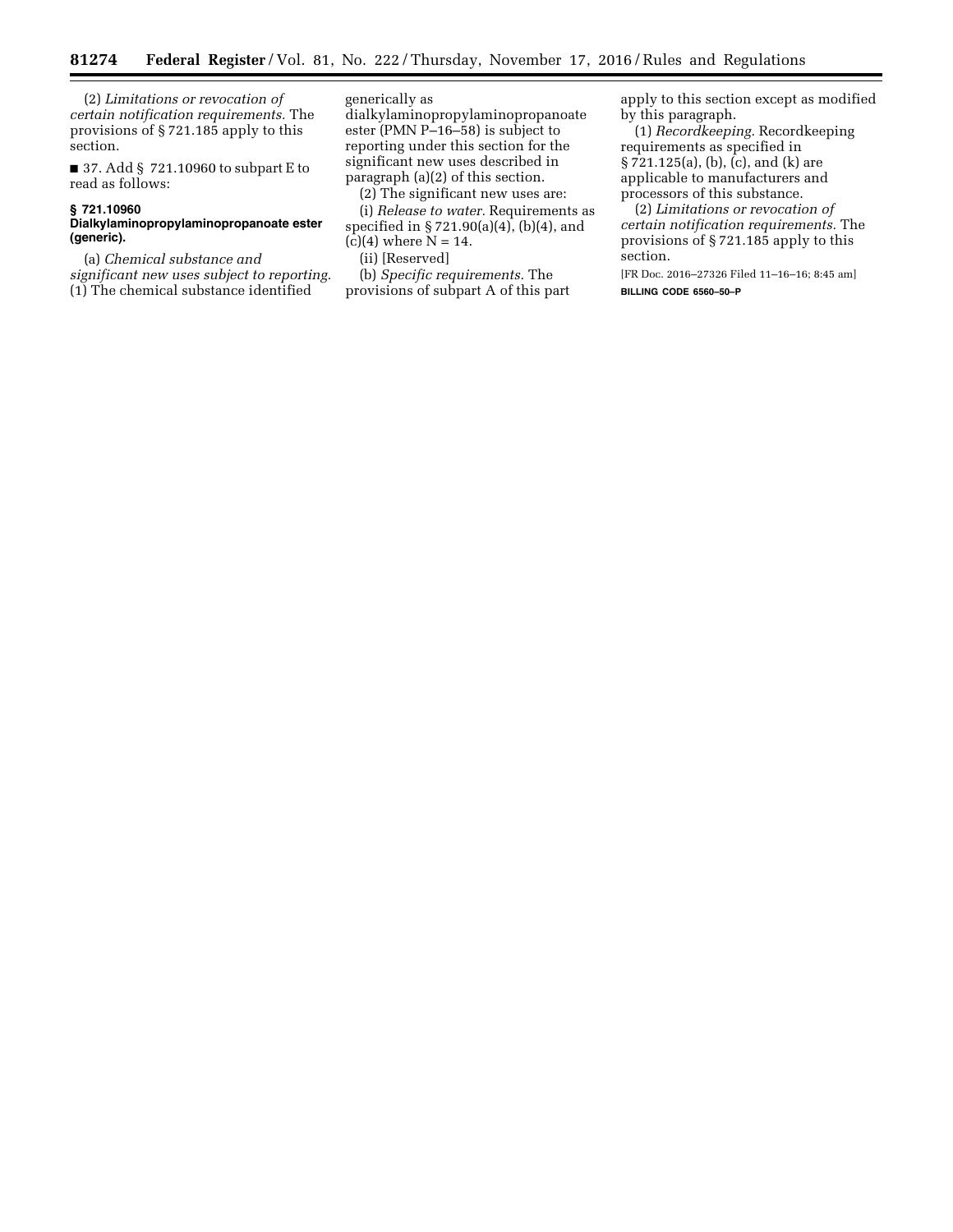(2) *Limitations or revocation of certain notification requirements.* The provisions of § 721.185 apply to this section.

■ 37. Add § 721.10960 to subpart E to read as follows:

**§ 721.10960 Dialkylaminopropylaminopropanoate ester (generic).**

(a) *Chemical substance and significant new uses subject to reporting.* (1) The chemical substance identified generically as dialkylaminopropylaminopropanoate ester (PMN P–16–58) is subject to reporting under this section for the significant new uses described in paragraph (a)(2) of this section.

(2) The significant new uses are:

(i) *Release to water.* Requirements as specified in § 721.90(a)(4), (b)(4), and (c)(4) where N = 14.

(ii) [Reserved]

(b) *Specific requirements.* The provisions of subpart A of this part apply to this section except as modified by this paragraph.

(1) *Recordkeeping.* Recordkeeping requirements as specified in § 721.125(a), (b), (c), and (k) are applicable to manufacturers and processors of this substance.

(2) *Limitations or revocation of certain notification requirements.* The provisions of § 721.185 apply to this section.

[FR Doc. 2016–27326 Filed 11–16–16; 8:45 am]

**BILLING CODE 6560–50–P**